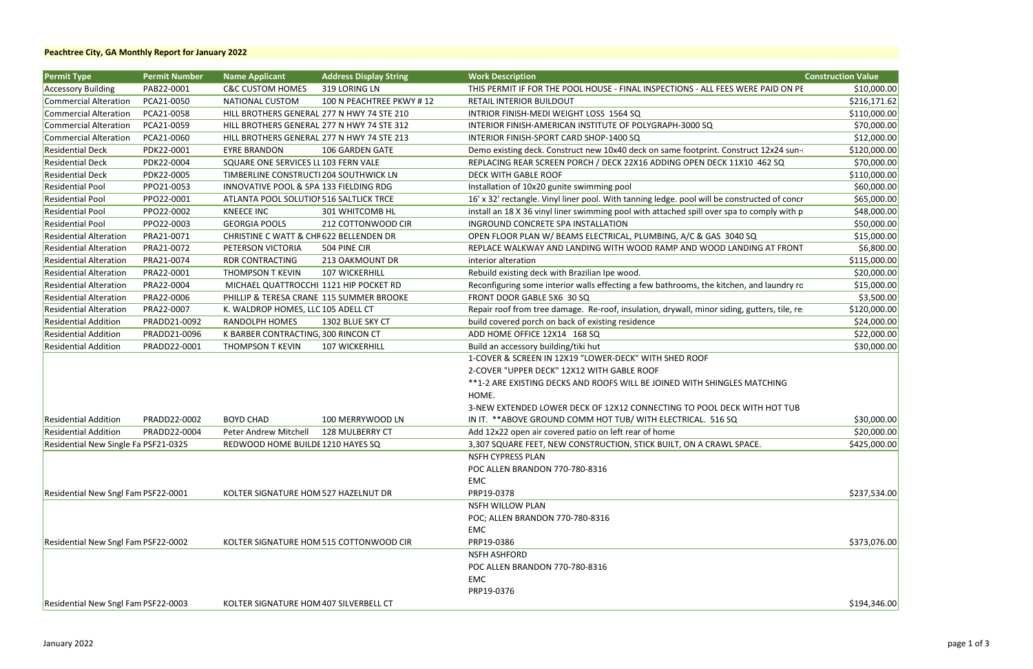**Peachtree City, GA Monthly Report for January 2022**

| Permit Type | Permit Number | Name Applicant | Address Display String | Work Description | Construction Value |
|---|---|---|---|---|---|
| Accessory Building | PAB22-0001 | C&C CUSTOM HOMES | 319 LORING LN | THIS PERMIT IF FOR THE POOL HOUSE - FINAL INSPECTIONS - ALL FEES WERE PAID ON PE | $10,000.00 |
| Commercial Alteration | PCA21-0050 | NATIONAL CUSTOM | 100 N PEACHTREE PKWY # 12 | RETAIL INTERIOR BUILDOUT | $216,171.62 |
| Commercial Alteration | PCA21-0058 | HILL BROTHERS GENERAL | 277 N HWY 74 STE 210 | INTRIOR FINISH-MEDI WEIGHT LOSS 1564 SQ | $110,000.00 |
| Commercial Alteration | PCA21-0059 | HILL BROTHERS GENERAL | 277 N HWY 74 STE 312 | INTERIOR FINISH-AMERICAN INSTITUTE OF POLYGRAPH-3000 SQ | $70,000.00 |
| Commercial Alteration | PCA21-0060 | HILL BROTHERS GENERAL | 277 N HWY 74 STE 213 | INTERIOR FINISH-SPORT CARD SHOP-1400 SQ | $12,000.00 |
| Residential Deck | PDK22-0001 | EYRE BRANDON | 106 GARDEN GATE | Demo existing deck. Construct new 10x40 deck on same footprint. Construct 12x24 sun- | $120,000.00 |
| Residential Deck | PDK22-0004 | SQUARE ONE SERVICES LL | 103 FERN VALE | REPLACING REAR SCREEN PORCH / DECK 22X16 ADDING OPEN DECK 11X10 462 SQ | $70,000.00 |
| Residential Deck | PDK22-0005 | TIMBERLINE CONSTRUCTI | 204 SOUTHWICK LN | DECK WITH GABLE ROOF | $110,000.00 |
| Residential Pool | PPO21-0053 | INNOVATIVE POOL & SPA | 133 FIELDING RDG | Installation of 10x20 gunite swimming pool | $60,000.00 |
| Residential Pool | PPO22-0001 | ATLANTA POOL SOLUTIOI | 516 SALTLICK TRCE | 16' x 32' rectangle. Vinyl liner pool. With tanning ledge. pool will be constructed of concr | $65,000.00 |
| Residential Pool | PPO22-0002 | KNEECE INC | 301 WHITCOMB HL | install an 18 X 36 vinyl liner swimming pool with attached spill over spa to comply with p | $48,000.00 |
| Residential Pool | PPO22-0003 | GEORGIA POOLS | 212 COTTONWOOD CIR | INGROUND CONCRETE SPA INSTALLATION | $50,000.00 |
| Residential Alteration | PRA21-0071 | CHRISTINE C WATT & CHR | 622 BELLENDEN DR | OPEN FLOOR PLAN W/ BEAMS ELECTRICAL, PLUMBING, A/C & GAS 3040 SQ | $15,000.00 |
| Residential Alteration | PRA21-0072 | PETERSON VICTORIA | 504 PINE CIR | REPLACE WALKWAY AND LANDING WITH WOOD RAMP AND WOOD LANDING AT FRONT | $6,800.00 |
| Residential Alteration | PRA21-0074 | RDR CONTRACTING | 213 OAKMOUNT DR | interior alteration | $115,000.00 |
| Residential Alteration | PRA22-0001 | THOMPSON T KEVIN | 107 WICKERHILL | Rebuild existing deck with Brazilian Ipe wood. | $20,000.00 |
| Residential Alteration | PRA22-0004 | MICHAEL QUATTROCCHI | 1121 HIP POCKET RD | Reconfiguring some interior walls effecting a few bathrooms, the kitchen, and laundry ro | $15,000.00 |
| Residential Alteration | PRA22-0006 | PHILLIP & TERESA CRANE | 115 SUMMER BROOKE | FRONT DOOR GABLE 5X6 30 SQ | $3,500.00 |
| Residential Alteration | PRA22-0007 | K. WALDROP HOMES, LLC | 105 ADELL CT | Repair roof from tree damage. Re-roof, insulation, drywall, minor siding, gutters, tile, re | $120,000.00 |
| Residential Addition | PRADD21-0092 | RANDOLPH HOMES | 1302 BLUE SKY CT | build covered porch on back of existing residence | $24,000.00 |
| Residential Addition | PRADD21-0096 | K BARBER CONTRACTING, | 300 RINCON CT | ADD HOME OFFICE 12X14 168 SQ | $22,000.00 |
| Residential Addition | PRADD22-0001 | THOMPSON T KEVIN | 107 WICKERHILL | Build an accessory building/tiki hut | $30,000.00 |
| Residential Addition | PRADD22-0002 | BOYD CHAD | 100 MERRYWOOD LN | 1-COVER & SCREEN IN 12X19 "LOWER-DECK" WITH SHED ROOF<br>2-COVER "UPPER DECK" 12X12 WITH GABLE ROOF<br>**1-2 ARE EXISTING DECKS AND ROOFS WILL BE JOINED WITH SHINGLES MATCHING HOME.<br>3-NEW EXTENDED LOWER DECK OF 12X12 CONNECTING TO POOL DECK WITH HOT TUB IN IT. **ABOVE GROUND COMM HOT TUB/ WITH ELECTRICAL. 516 SQ | $30,000.00 |
| Residential Addition | PRADD22-0004 | Peter Andrew Mitchell | 128 MULBERRY CT | Add 12x22 open air covered patio on left rear of home | $20,000.00 |
| Residential New Single Fa | PSF21-0325 | REDWOOD HOME BUILDE | 1210 HAYES SQ | 3,307 SQUARE FEET, NEW CONSTRUCTION, STICK BUILT, ON A CRAWL SPACE. | $425,000.00 |
| Residential New Sngl Fam | PSF22-0001 | KOLTER SIGNATURE HOM | 527 HAZELNUT DR | NSFH CYPRESS PLAN<br>POC ALLEN BRANDON 770-780-8316<br>EMC<br>PRP19-0378 | $237,534.00 |
| Residential New Sngl Fam | PSF22-0002 | KOLTER SIGNATURE HOM | 515 COTTONWOOD CIR | NSFH WILLOW PLAN<br>POC; ALLEN BRANDON 770-780-8316<br>EMC<br>PRP19-0386 | $373,076.00 |
| Residential New Sngl Fam | PSF22-0003 | KOLTER SIGNATURE HOM | 407 SILVERBELL CT | NSFH ASHFORD<br>POC ALLEN BRANDON 770-780-8316<br>EMC<br>PRP19-0376 | $194,346.00 |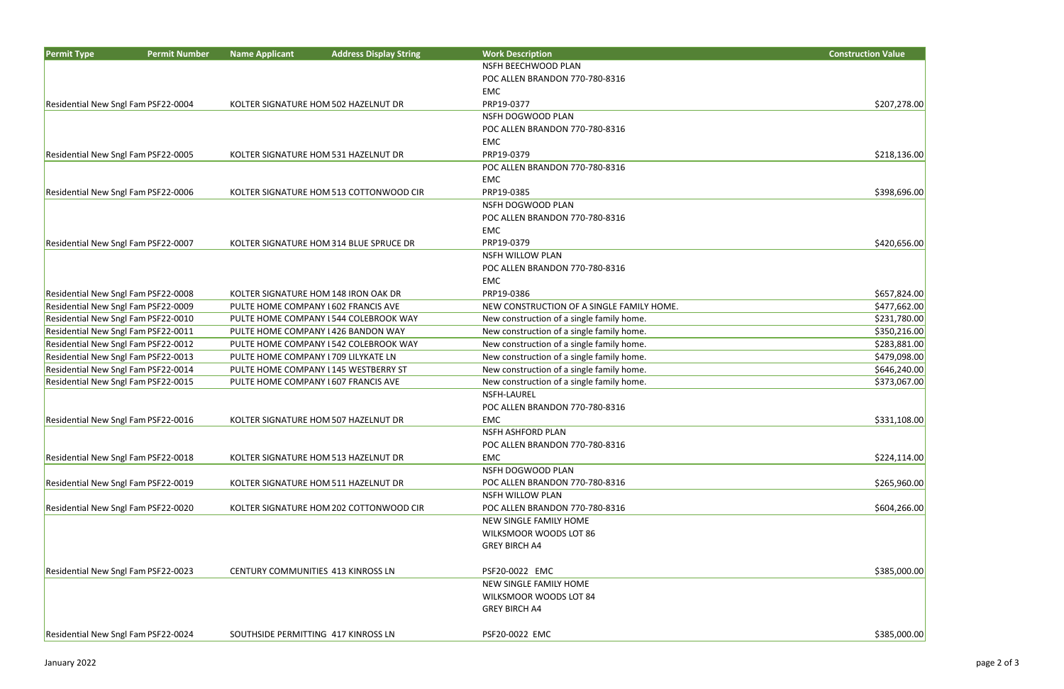| Permit Type | Permit Number | Name Applicant | Address Display String | Work Description | Construction Value |
|---|---|---|---|---|---|
| Residential New Sngl Fam | PSF22-0004 | KOLTER SIGNATURE HOM | 502 HAZELNUT DR | NSFH BEECHWOOD PLAN<br>POC ALLEN BRANDON 770-780-8316<br>EMC<br>PRP19-0377 | $207,278.00 |
| Residential New Sngl Fam | PSF22-0005 | KOLTER SIGNATURE HOM | 531 HAZELNUT DR | NSFH DOGWOOD PLAN<br>POC ALLEN BRANDON 770-780-8316<br>EMC<br>PRP19-0379 | $218,136.00 |
| Residential New Sngl Fam | PSF22-0006 | KOLTER SIGNATURE HOM | 513 COTTONWOOD CIR | POC ALLEN BRANDON 770-780-8316<br>EMC<br>PRP19-0385 | $398,696.00 |
| Residential New Sngl Fam | PSF22-0007 | KOLTER SIGNATURE HOM | 314 BLUE SPRUCE DR | NSFH DOGWOOD PLAN<br>POC ALLEN BRANDON 770-780-8316<br>EMC<br>PRP19-0379 | $420,656.00 |
| Residential New Sngl Fam | PSF22-0008 | KOLTER SIGNATURE HOM | 148 IRON OAK DR | NSFH WILLOW PLAN<br>POC ALLEN BRANDON 770-780-8316<br>EMC<br>PRP19-0386 | $657,824.00 |
| Residential New Sngl Fam | PSF22-0009 | PULTE HOME COMPANY I | 602 FRANCIS AVE | NEW CONSTRUCTION OF A SINGLE FAMILY HOME. | $477,662.00 |
| Residential New Sngl Fam | PSF22-0010 | PULTE HOME COMPANY I | 544 COLEBROOK WAY | New construction of a single family home. | $231,780.00 |
| Residential New Sngl Fam | PSF22-0011 | PULTE HOME COMPANY I | 426 BANDON WAY | New construction of a single family home. | $350,216.00 |
| Residential New Sngl Fam | PSF22-0012 | PULTE HOME COMPANY I | 542 COLEBROOK WAY | New construction of a single family home. | $283,881.00 |
| Residential New Sngl Fam | PSF22-0013 | PULTE HOME COMPANY I | 709 LILYKATE LN | New construction of a single family home. | $479,098.00 |
| Residential New Sngl Fam | PSF22-0014 | PULTE HOME COMPANY I | 145 WESTBERRY ST | New construction of a single family home. | $646,240.00 |
| Residential New Sngl Fam | PSF22-0015 | PULTE HOME COMPANY I | 607 FRANCIS AVE | New construction of a single family home. | $373,067.00 |
| Residential New Sngl Fam | PSF22-0016 | KOLTER SIGNATURE HOM | 507 HAZELNUT DR | NSFH-LAUREL<br>POC ALLEN BRANDON 770-780-8316<br>EMC | $331,108.00 |
| Residential New Sngl Fam | PSF22-0018 | KOLTER SIGNATURE HOM | 513 HAZELNUT DR | NSFH ASHFORD PLAN<br>POC ALLEN BRANDON 770-780-8316<br>EMC | $224,114.00 |
| Residential New Sngl Fam | PSF22-0019 | KOLTER SIGNATURE HOM | 511 HAZELNUT DR | NSFH DOGWOOD PLAN<br>POC ALLEN BRANDON 770-780-8316 | $265,960.00 |
| Residential New Sngl Fam | PSF22-0020 | KOLTER SIGNATURE HOM | 202 COTTONWOOD CIR | NSFH WILLOW PLAN<br>POC ALLEN BRANDON 770-780-8316 | $604,266.00 |
| Residential New Sngl Fam | PSF22-0023 | CENTURY COMMUNITIES | 413 KINROSS LN | NEW SINGLE FAMILY HOME<br>WILKSMOOR WOODS LOT 86<br>GREY BIRCH A4<br><br>PSF20-0022 EMC | $385,000.00 |
| Residential New Sngl Fam | PSF22-0024 | SOUTHSIDE PERMITTING | 417 KINROSS LN | NEW SINGLE FAMILY HOME<br>WILKSMOOR WOODS LOT 84<br>GREY BIRCH A4<br><br>PSF20-0022 EMC | $385,000.00 |

January 2022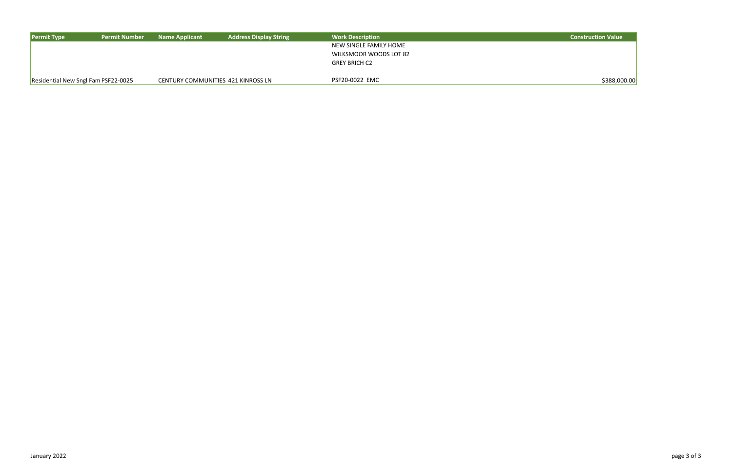| Permit Type | Permit Number | Name Applicant | Address Display String | Work Description | Construction Value |
|---|---|---|---|---|---|
| Residential New Sngl Fam | PSF22-0025 | CENTURY COMMUNITIES | 421 KINROSS LN | NEW SINGLE FAMILY HOME WILKSMOOR WOODS LOT 82 GREY BRICH C2 PSF20-0022 EMC | $388,000.00 |

January 2022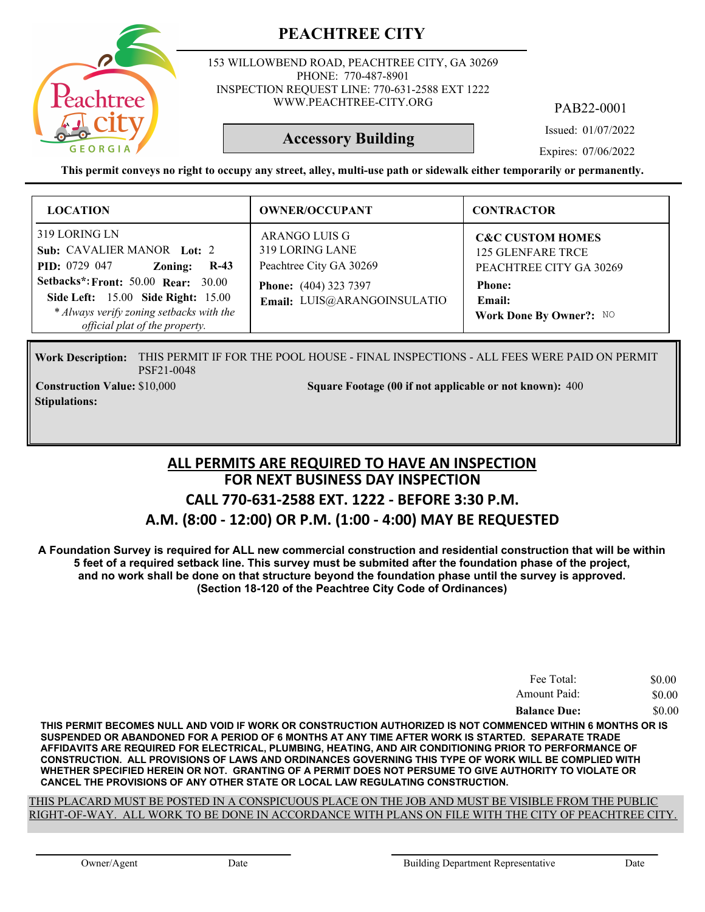# PEACHTREE CITY

153 WILLOWBEND ROAD, PEACHTREE CITY, GA 30269
PHONE: 770-487-8901
INSPECTION REQUEST LINE: 770-631-2588 EXT 1222
WWW.PEACHTREE-CITY.ORG

PAB22-0001

## Accessory Building

Issued: 01/07/2022

Expires: 07/06/2022

**This permit conveys no right to occupy any street, alley, multi-use path or sidewalk either temporarily or permanently.**

| LOCATION | OWNER/OCCUPANT | CONTRACTOR |
|---|---|---|
| 319 LORING LN<br>**Sub:** CAVALIER MANOR **Lot:** 2<br>**PID:** 0729 047 **Zoning:** **R-43**<br>**Setbacks\*: Front:** 50.00 **Rear:** 30.00<br>**Side Left:** 15.00 **Side Right:** 15.00<br>*\* Always verify zoning setbacks with the official plat of the property.* | ARANGO LUIS G<br>319 LORING LANE<br>Peachtree City GA 30269<br>**Phone:** (404) 323 7397<br>**Email:** LUIS@ARANGOINSULATIO | **C&C CUSTOM HOMES**<br>125 GLENFARE TRCE<br>PEACHTREE CITY GA 30269<br>**Phone:**<br>**Email:**<br>**Work Done By Owner?:** NO |

**Work Description:** THIS PERMIT IF FOR THE POOL HOUSE - FINAL INSPECTIONS - ALL FEES WERE PAID ON PERMIT PSF21-0048

**Construction Value:** $10,000 **Square Footage (00 if not applicable or not known):** 400

**Stipulations:**

## ALL PERMITS ARE REQUIRED TO HAVE AN INSPECTION
## FOR NEXT BUSINESS DAY INSPECTION
## CALL 770-631-2588 EXT. 1222 - BEFORE 3:30 P.M.
## A.M. (8:00 - 12:00) OR P.M. (1:00 - 4:00) MAY BE REQUESTED

**A Foundation Survey is required for ALL new commercial construction and residential construction that will be within 5 feet of a required setback line. This survey must be submited after the foundation phase of the project, and no work shall be done on that structure beyond the foundation phase until the survey is approved. (Section 18-120 of the Peachtree City Code of Ordinances)**

| | |
|---|---|
| Fee Total: | $0.00 |
| Amount Paid: | $0.00 |
| **Balance Due:** | $0.00 |

**THIS PERMIT BECOMES NULL AND VOID IF WORK OR CONSTRUCTION AUTHORIZED IS NOT COMMENCED WITHIN 6 MONTHS OR IS SUSPENDED OR ABANDONED FOR A PERIOD OF 6 MONTHS AT ANY TIME AFTER WORK IS STARTED. SEPARATE TRADE AFFIDAVITS ARE REQUIRED FOR ELECTRICAL, PLUMBING, HEATING, AND AIR CONDITIONING PRIOR TO PERFORMANCE OF CONSTRUCTION. ALL PROVISIONS OF LAWS AND ORDINANCES GOVERNING THIS TYPE OF WORK WILL BE COMPLIED WITH WHETHER SPECIFIED HEREIN OR NOT. GRANTING OF A PERMIT DOES NOT PERSUME TO GIVE AUTHORITY TO VIOLATE OR CANCEL THE PROVISIONS OF ANY OTHER STATE OR LOCAL LAW REGULATING CONSTRUCTION.**

THIS PLACARD MUST BE POSTED IN A CONSPICUOUS PLACE ON THE JOB AND MUST BE VISIBLE FROM THE PUBLIC RIGHT-OF-WAY. ALL WORK TO BE DONE IN ACCORDANCE WITH PLANS ON FILE WITH THE CITY OF PEACHTREE CITY.

Owner/Agent &nbsp;&nbsp;&nbsp; Date &nbsp;&nbsp;&nbsp; Building Department Representative &nbsp;&nbsp;&nbsp; Date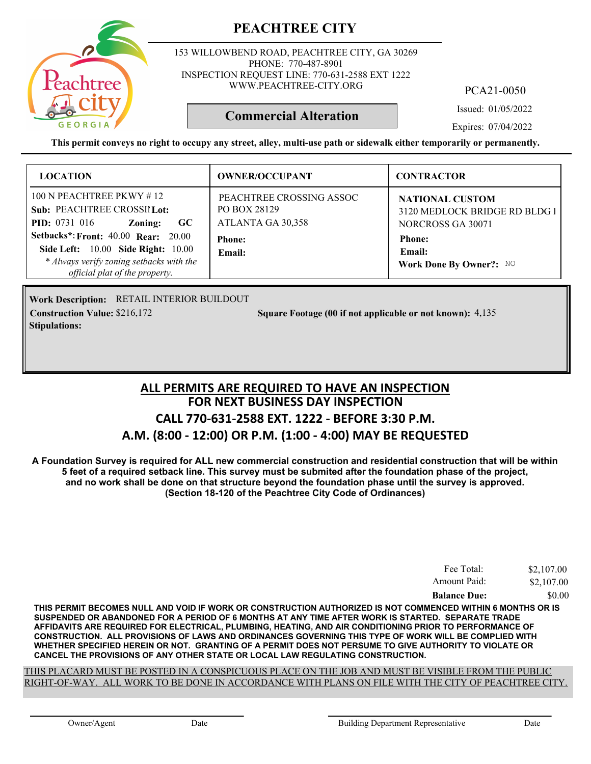# PEACHTREE CITY

153 WILLOWBEND ROAD, PEACHTREE CITY, GA 30269
PHONE: 770-487-8901
INSPECTION REQUEST LINE: 770-631-2588 EXT 1222
WWW.PEACHTREE-CITY.ORG

PCA21-0050

**Commercial Alteration**

Issued: 01/05/2022
Expires: 07/04/2022

**This permit conveys no right to occupy any street, alley, multi-use path or sidewalk either temporarily or permanently.**

| LOCATION | OWNER/OCCUPANT | CONTRACTOR |
|---|---|---|
| 100 N PEACHTREE PKWY # 12<br>**Sub:** PEACHTREE CROSSI **Lot:**<br>**PID:** 0731 016 **Zoning:** GC<br>**Setbacks*: Front:** 40.00 **Rear:** 20.00<br>**Side Left:** 10.00 **Side Right:** 10.00<br>*\* Always verify zoning setbacks with the official plat of the property.* | PEACHTREE CROSSING ASSOC<br>PO BOX 28129<br>ATLANTA GA 30,358<br>**Phone:**<br>**Email:** | **NATIONAL CUSTOM**<br>3120 MEDLOCK BRIDGE RD BLDG I<br>NORCROSS GA 30071<br>**Phone:**<br>**Email:**<br>**Work Done By Owner?:** NO |

**Work Description:** RETAIL INTERIOR BUILDOUT
**Construction Value:** $216,172 **Square Footage (00 if not applicable or not known):** 4,135
**Stipulations:**

## ALL PERMITS ARE REQUIRED TO HAVE AN INSPECTION
## FOR NEXT BUSINESS DAY INSPECTION
## CALL 770-631-2588 EXT. 1222 - BEFORE 3:30 P.M.
## A.M. (8:00 - 12:00) OR P.M. (1:00 - 4:00) MAY BE REQUESTED

**A Foundation Survey is required for ALL new commercial construction and residential construction that will be within 5 feet of a required setback line. This survey must be submited after the foundation phase of the project, and no work shall be done on that structure beyond the foundation phase until the survey is approved. (Section 18-120 of the Peachtree City Code of Ordinances)**

| | |
|---|---|
| Fee Total: | $2,107.00 |
| Amount Paid: | $2,107.00 |
| **Balance Due:** | $0.00 |

**THIS PERMIT BECOMES NULL AND VOID IF WORK OR CONSTRUCTION AUTHORIZED IS NOT COMMENCED WITHIN 6 MONTHS OR IS SUSPENDED OR ABANDONED FOR A PERIOD OF 6 MONTHS AT ANY TIME AFTER WORK IS STARTED. SEPARATE TRADE AFFIDAVITS ARE REQUIRED FOR ELECTRICAL, PLUMBING, HEATING, AND AIR CONDITIONING PRIOR TO PERFORMANCE OF CONSTRUCTION. ALL PROVISIONS OF LAWS AND ORDINANCES GOVERNING THIS TYPE OF WORK WILL BE COMPLIED WITH WHETHER SPECIFIED HEREIN OR NOT. GRANTING OF A PERMIT DOES NOT PERSUME TO GIVE AUTHORITY TO VIOLATE OR CANCEL THE PROVISIONS OF ANY OTHER STATE OR LOCAL LAW REGULATING CONSTRUCTION.**

THIS PLACARD MUST BE POSTED IN A CONSPICUOUS PLACE ON THE JOB AND MUST BE VISIBLE FROM THE PUBLIC RIGHT-OF-WAY. ALL WORK TO BE DONE IN ACCORDANCE WITH PLANS ON FILE WITH THE CITY OF PEACHTREE CITY.

Owner/Agent Date Building Department Representative Date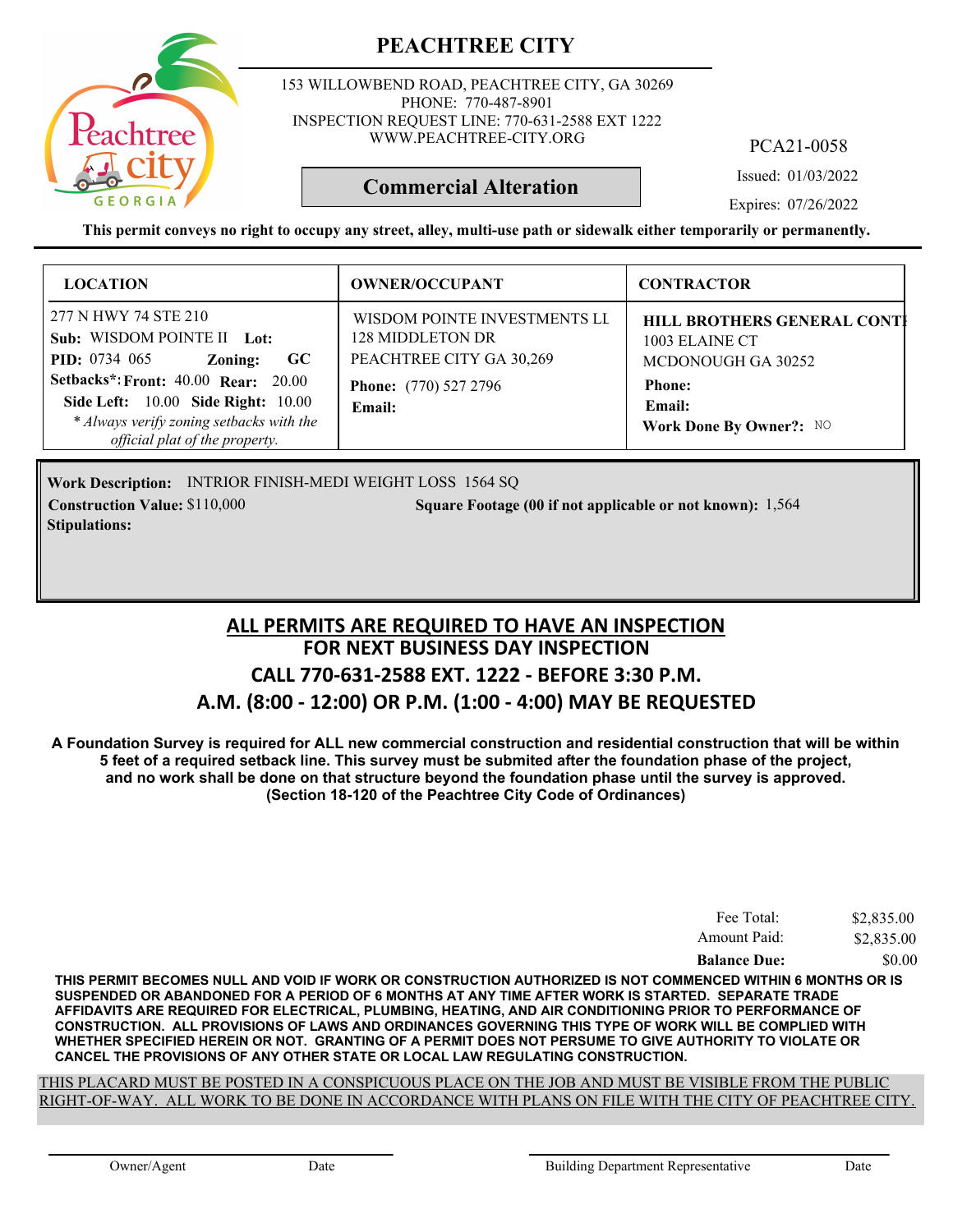# PEACHTREE CITY

153 WILLOWBEND ROAD, PEACHTREE CITY, GA 30269
PHONE: 770-487-8901
INSPECTION REQUEST LINE: 770-631-2588 EXT 1222
WWW.PEACHTREE-CITY.ORG

PCA21-0058

**Commercial Alteration**

Issued: 01/03/2022

Expires: 07/26/2022

**This permit conveys no right to occupy any street, alley, multi-use path or sidewalk either temporarily or permanently.**

| LOCATION | OWNER/OCCUPANT | CONTRACTOR |
|---|---|---|
| 277 N HWY 74 STE 210<br>**Sub:** WISDOM POINTE II **Lot:**<br>**PID:** 0734 065 **Zoning:** **GC**<br>**Setbacks*: Front:** 40.00 **Rear:** 20.00<br>**Side Left:** 10.00 **Side Right:** 10.00<br>*\* Always verify zoning setbacks with the official plat of the property.* | WISDOM POINTE INVESTMENTS LL<br>128 MIDDLETON DR<br>PEACHTREE CITY GA 30,269<br>**Phone:** (770) 527 2796<br>**Email:** | **HILL BROTHERS GENERAL CONT**<br>1003 ELAINE CT<br>MCDONOUGH GA 30252<br>**Phone:**<br>**Email:**<br>**Work Done By Owner?:** NO |

**Work Description:** INTRIOR FINISH-MEDI WEIGHT LOSS 1564 SQ

**Construction Value:** $110,000 **Square Footage (00 if not applicable or not known):** 1,564

**Stipulations:**

## ALL PERMITS ARE REQUIRED TO HAVE AN INSPECTION
## FOR NEXT BUSINESS DAY INSPECTION
## CALL 770-631-2588 EXT. 1222 - BEFORE 3:30 P.M.
## A.M. (8:00 - 12:00) OR P.M. (1:00 - 4:00) MAY BE REQUESTED

**A Foundation Survey is required for ALL new commercial construction and residential construction that will be within 5 feet of a required setback line. This survey must be submited after the foundation phase of the project, and no work shall be done on that structure beyond the foundation phase until the survey is approved. (Section 18-120 of the Peachtree City Code of Ordinances)**

| | |
|---|---|
| Fee Total: | $2,835.00 |
| Amount Paid: | $2,835.00 |
| **Balance Due:** | $0.00 |

**THIS PERMIT BECOMES NULL AND VOID IF WORK OR CONSTRUCTION AUTHORIZED IS NOT COMMENCED WITHIN 6 MONTHS OR IS SUSPENDED OR ABANDONED FOR A PERIOD OF 6 MONTHS AT ANY TIME AFTER WORK IS STARTED. SEPARATE TRADE AFFIDAVITS ARE REQUIRED FOR ELECTRICAL, PLUMBING, HEATING, AND AIR CONDITIONING PRIOR TO PERFORMANCE OF CONSTRUCTION. ALL PROVISIONS OF LAWS AND ORDINANCES GOVERNING THIS TYPE OF WORK WILL BE COMPLIED WITH WHETHER SPECIFIED HEREIN OR NOT. GRANTING OF A PERMIT DOES NOT PERSUME TO GIVE AUTHORITY TO VIOLATE OR CANCEL THE PROVISIONS OF ANY OTHER STATE OR LOCAL LAW REGULATING CONSTRUCTION.**

THIS PLACARD MUST BE POSTED IN A CONSPICUOUS PLACE ON THE JOB AND MUST BE VISIBLE FROM THE PUBLIC RIGHT-OF-WAY. ALL WORK TO BE DONE IN ACCORDANCE WITH PLANS ON FILE WITH THE CITY OF PEACHTREE CITY.

Owner/Agent Date Building Department Representative Date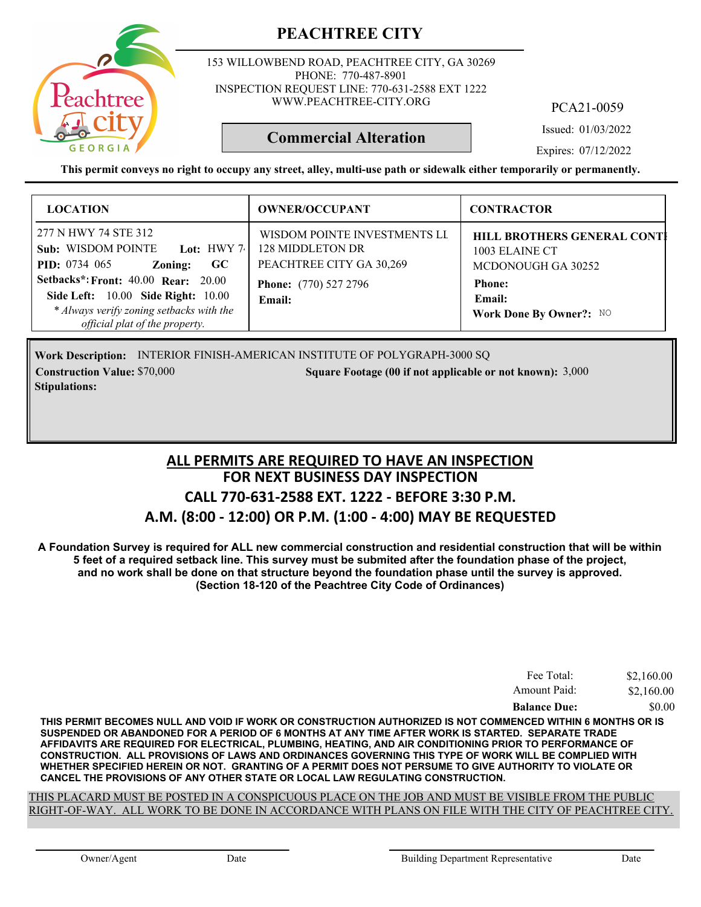# PEACHTREE CITY

153 WILLOWBEND ROAD, PEACHTREE CITY, GA 30269
PHONE: 770-487-8901
INSPECTION REQUEST LINE: 770-631-2588 EXT 1222
WWW.PEACHTREE-CITY.ORG

PCA21-0059

**Commercial Alteration**

Issued: 01/03/2022

Expires: 07/12/2022

**This permit conveys no right to occupy any street, alley, multi-use path or sidewalk either temporarily or permanently.**

| LOCATION | OWNER/OCCUPANT | CONTRACTOR |
|---|---|---|
| 277 N HWY 74 STE 312<br>**Sub:** WISDOM POINTE **Lot:** HWY 7<br>**PID:** 0734 065 **Zoning:** GC<br>**Setbacks*: Front:** 40.00 **Rear:** 20.00<br>**Side Left:** 10.00 **Side Right:** 10.00<br>*\* Always verify zoning setbacks with the official plat of the property.* | WISDOM POINTE INVESTMENTS LL<br>128 MIDDLETON DR<br>PEACHTREE CITY GA 30,269<br>**Phone:** (770) 527 2796<br>**Email:** | **HILL BROTHERS GENERAL CONT**<br>1003 ELAINE CT<br>MCDONOUGH GA 30252<br>**Phone:**<br>**Email:**<br>**Work Done By Owner?:** NO |

**Work Description:** INTERIOR FINISH-AMERICAN INSTITUTE OF POLYGRAPH-3000 SQ

**Construction Value:** $70,000

**Square Footage (00 if not applicable or not known):** 3,000

**Stipulations:**

## ALL PERMITS ARE REQUIRED TO HAVE AN INSPECTION
## FOR NEXT BUSINESS DAY INSPECTION
## CALL 770-631-2588 EXT. 1222 - BEFORE 3:30 P.M.
## A.M. (8:00 - 12:00) OR P.M. (1:00 - 4:00) MAY BE REQUESTED

**A Foundation Survey is required for ALL new commercial construction and residential construction that will be within 5 feet of a required setback line. This survey must be submited after the foundation phase of the project, and no work shall be done on that structure beyond the foundation phase until the survey is approved. (Section 18-120 of the Peachtree City Code of Ordinances)**

| | |
|---|---|
| Fee Total: | $2,160.00 |
| Amount Paid: | $2,160.00 |
| **Balance Due:** | $0.00 |

**THIS PERMIT BECOMES NULL AND VOID IF WORK OR CONSTRUCTION AUTHORIZED IS NOT COMMENCED WITHIN 6 MONTHS OR IS SUSPENDED OR ABANDONED FOR A PERIOD OF 6 MONTHS AT ANY TIME AFTER WORK IS STARTED. SEPARATE TRADE AFFIDAVITS ARE REQUIRED FOR ELECTRICAL, PLUMBING, HEATING, AND AIR CONDITIONING PRIOR TO PERFORMANCE OF CONSTRUCTION. ALL PROVISIONS OF LAWS AND ORDINANCES GOVERNING THIS TYPE OF WORK WILL BE COMPLIED WITH WHETHER SPECIFIED HEREIN OR NOT. GRANTING OF A PERMIT DOES NOT PERSUME TO GIVE AUTHORITY TO VIOLATE OR CANCEL THE PROVISIONS OF ANY OTHER STATE OR LOCAL LAW REGULATING CONSTRUCTION.**

THIS PLACARD MUST BE POSTED IN A CONSPICUOUS PLACE ON THE JOB AND MUST BE VISIBLE FROM THE PUBLIC RIGHT-OF-WAY. ALL WORK TO BE DONE IN ACCORDANCE WITH PLANS ON FILE WITH THE CITY OF PEACHTREE CITY.

Owner/Agent Date Building Department Representative Date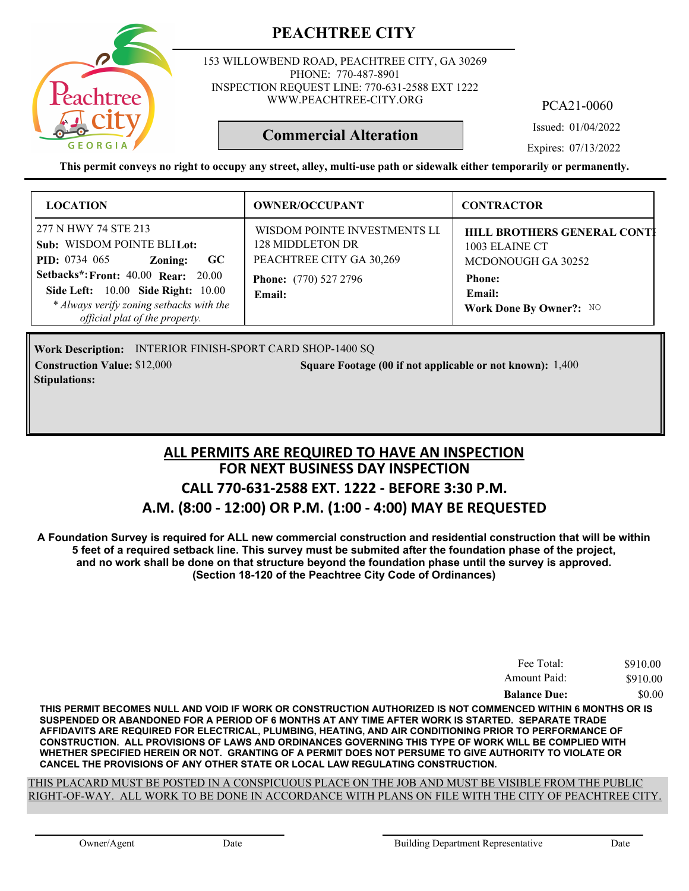# PEACHTREE CITY

153 WILLOWBEND ROAD, PEACHTREE CITY, GA 30269
PHONE: 770-487-8901
INSPECTION REQUEST LINE: 770-631-2588 EXT 1222
WWW.PEACHTREE-CITY.ORG

PCA21-0060

**Commercial Alteration**

Issued: 01/04/2022
Expires: 07/13/2022

**This permit conveys no right to occupy any street, alley, multi-use path or sidewalk either temporarily or permanently.**

| LOCATION | OWNER/OCCUPANT | CONTRACTOR |
|---|---|---|
| 277 N HWY 74 STE 213<br>**Sub:** WISDOM POINTE BLI **Lot:**<br>**PID:** 0734 065 **Zoning:** GC<br>**Setbacks*: Front:** 40.00 **Rear:** 20.00<br>**Side Left:** 10.00 **Side Right:** 10.00<br>*\* Always verify zoning setbacks with the official plat of the property.* | WISDOM POINTE INVESTMENTS LI<br>128 MIDDLETON DR<br>PEACHTREE CITY GA 30,269<br>**Phone:** (770) 527 2796<br>**Email:** | **HILL BROTHERS GENERAL CONTI**<br>1003 ELAINE CT<br>MCDONOUGH GA 30252<br>**Phone:**<br>**Email:**<br>**Work Done By Owner?:** NO |

**Work Description:** INTERIOR FINISH-SPORT CARD SHOP-1400 SQ
**Construction Value:** $12,000 **Square Footage (00 if not applicable or not known):** 1,400
**Stipulations:**

## ALL PERMITS ARE REQUIRED TO HAVE AN INSPECTION
## FOR NEXT BUSINESS DAY INSPECTION
## CALL 770-631-2588 EXT. 1222 - BEFORE 3:30 P.M.
## A.M. (8:00 - 12:00) OR P.M. (1:00 - 4:00) MAY BE REQUESTED

**A Foundation Survey is required for ALL new commercial construction and residential construction that will be within 5 feet of a required setback line. This survey must be submited after the foundation phase of the project, and no work shall be done on that structure beyond the foundation phase until the survey is approved. (Section 18-120 of the Peachtree City Code of Ordinances)**

| | |
|---|---|
| Fee Total: | $910.00 |
| Amount Paid: | $910.00 |
| **Balance Due:** | $0.00 |

**THIS PERMIT BECOMES NULL AND VOID IF WORK OR CONSTRUCTION AUTHORIZED IS NOT COMMENCED WITHIN 6 MONTHS OR IS SUSPENDED OR ABANDONED FOR A PERIOD OF 6 MONTHS AT ANY TIME AFTER WORK IS STARTED. SEPARATE TRADE AFFIDAVITS ARE REQUIRED FOR ELECTRICAL, PLUMBING, HEATING, AND AIR CONDITIONING PRIOR TO PERFORMANCE OF CONSTRUCTION. ALL PROVISIONS OF LAWS AND ORDINANCES GOVERNING THIS TYPE OF WORK WILL BE COMPLIED WITH WHETHER SPECIFIED HEREIN OR NOT. GRANTING OF A PERMIT DOES NOT PERSUME TO GIVE AUTHORITY TO VIOLATE OR CANCEL THE PROVISIONS OF ANY OTHER STATE OR LOCAL LAW REGULATING CONSTRUCTION.**

THIS PLACARD MUST BE POSTED IN A CONSPICUOUS PLACE ON THE JOB AND MUST BE VISIBLE FROM THE PUBLIC RIGHT-OF-WAY. ALL WORK TO BE DONE IN ACCORDANCE WITH PLANS ON FILE WITH THE CITY OF PEACHTREE CITY.

Owner/Agent    Date    Building Department Representative    Date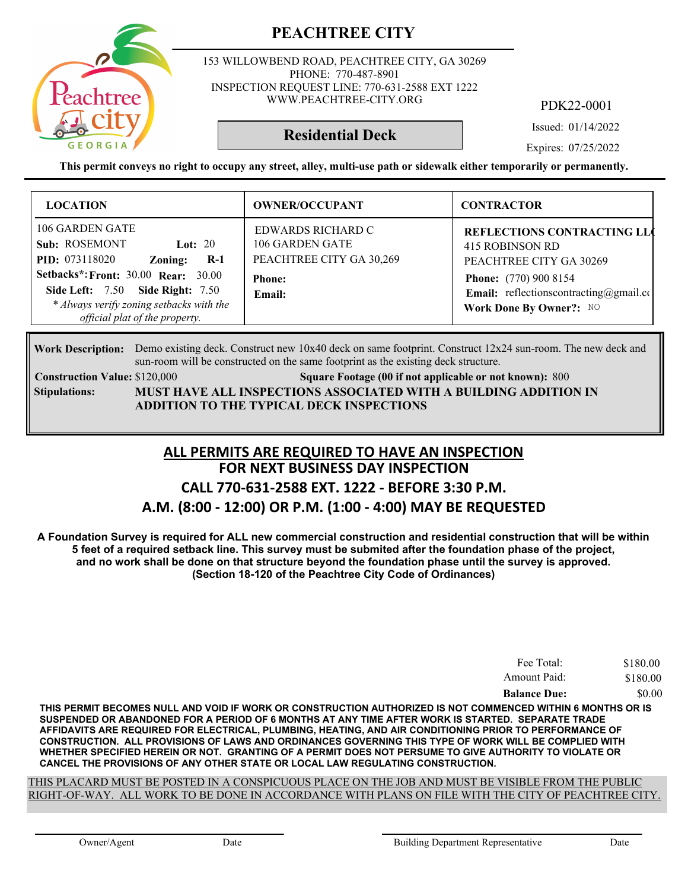# PEACHTREE CITY

153 WILLOWBEND ROAD, PEACHTREE CITY, GA 30269
PHONE: 770-487-8901
INSPECTION REQUEST LINE: 770-631-2588 EXT 1222
WWW.PEACHTREE-CITY.ORG

PDK22-0001

## Residential Deck

Issued: 01/14/2022
Expires: 07/25/2022

**This permit conveys no right to occupy any street, alley, multi-use path or sidewalk either temporarily or permanently.**

| LOCATION | OWNER/OCCUPANT | CONTRACTOR |
|---|---|---|
| 106 GARDEN GATE<br>**Sub:** ROSEMONT **Lot:** 20<br>**PID:** 073118020 **Zoning:** **R-1**<br>**Setbacks*: Front:** 30.00 **Rear:** 30.00<br>**Side Left:** 7.50 **Side Right:** 7.50<br>*\* Always verify zoning setbacks with the official plat of the property.* | EDWARDS RICHARD C<br>106 GARDEN GATE<br>PEACHTREE CITY GA 30,269<br>**Phone:**<br>**Email:** | **REFLECTIONS CONTRACTING LL**<br>415 ROBINSON RD<br>PEACHTREE CITY GA 30269<br>**Phone:** (770) 900 8154<br>**Email:** reflectionscontracting@gmail.co<br>**Work Done By Owner?:** NO |

**Work Description:** Demo existing deck. Construct new 10x40 deck on same footprint. Construct 12x24 sun-room. The new deck and sun-room will be constructed on the same footprint as the existing deck structure.

**Construction Value:** $120,000 **Square Footage (00 if not applicable or not known):** 800

**Stipulations:** **MUST HAVE ALL INSPECTIONS ASSOCIATED WITH A BUILDING ADDITION IN ADDITION TO THE TYPICAL DECK INSPECTIONS**

## ALL PERMITS ARE REQUIRED TO HAVE AN INSPECTION
## FOR NEXT BUSINESS DAY INSPECTION
## CALL 770-631-2588 EXT. 1222 - BEFORE 3:30 P.M.
## A.M. (8:00 - 12:00) OR P.M. (1:00 - 4:00) MAY BE REQUESTED

**A Foundation Survey is required for ALL new commercial construction and residential construction that will be within 5 feet of a required setback line. This survey must be submited after the foundation phase of the project, and no work shall be done on that structure beyond the foundation phase until the survey is approved. (Section 18-120 of the Peachtree City Code of Ordinances)**

| | |
|---|---|
| Fee Total: | $180.00 |
| Amount Paid: | $180.00 |
| **Balance Due:** | $0.00 |

**THIS PERMIT BECOMES NULL AND VOID IF WORK OR CONSTRUCTION AUTHORIZED IS NOT COMMENCED WITHIN 6 MONTHS OR IS SUSPENDED OR ABANDONED FOR A PERIOD OF 6 MONTHS AT ANY TIME AFTER WORK IS STARTED. SEPARATE TRADE AFFIDAVITS ARE REQUIRED FOR ELECTRICAL, PLUMBING, HEATING, AND AIR CONDITIONING PRIOR TO PERFORMANCE OF CONSTRUCTION. ALL PROVISIONS OF LAWS AND ORDINANCES GOVERNING THIS TYPE OF WORK WILL BE COMPLIED WITH WHETHER SPECIFIED HEREIN OR NOT. GRANTING OF A PERMIT DOES NOT PERSUME TO GIVE AUTHORITY TO VIOLATE OR CANCEL THE PROVISIONS OF ANY OTHER STATE OR LOCAL LAW REGULATING CONSTRUCTION.**

THIS PLACARD MUST BE POSTED IN A CONSPICUOUS PLACE ON THE JOB AND MUST BE VISIBLE FROM THE PUBLIC RIGHT-OF-WAY. ALL WORK TO BE DONE IN ACCORDANCE WITH PLANS ON FILE WITH THE CITY OF PEACHTREE CITY.

Owner/Agent Date Building Department Representative Date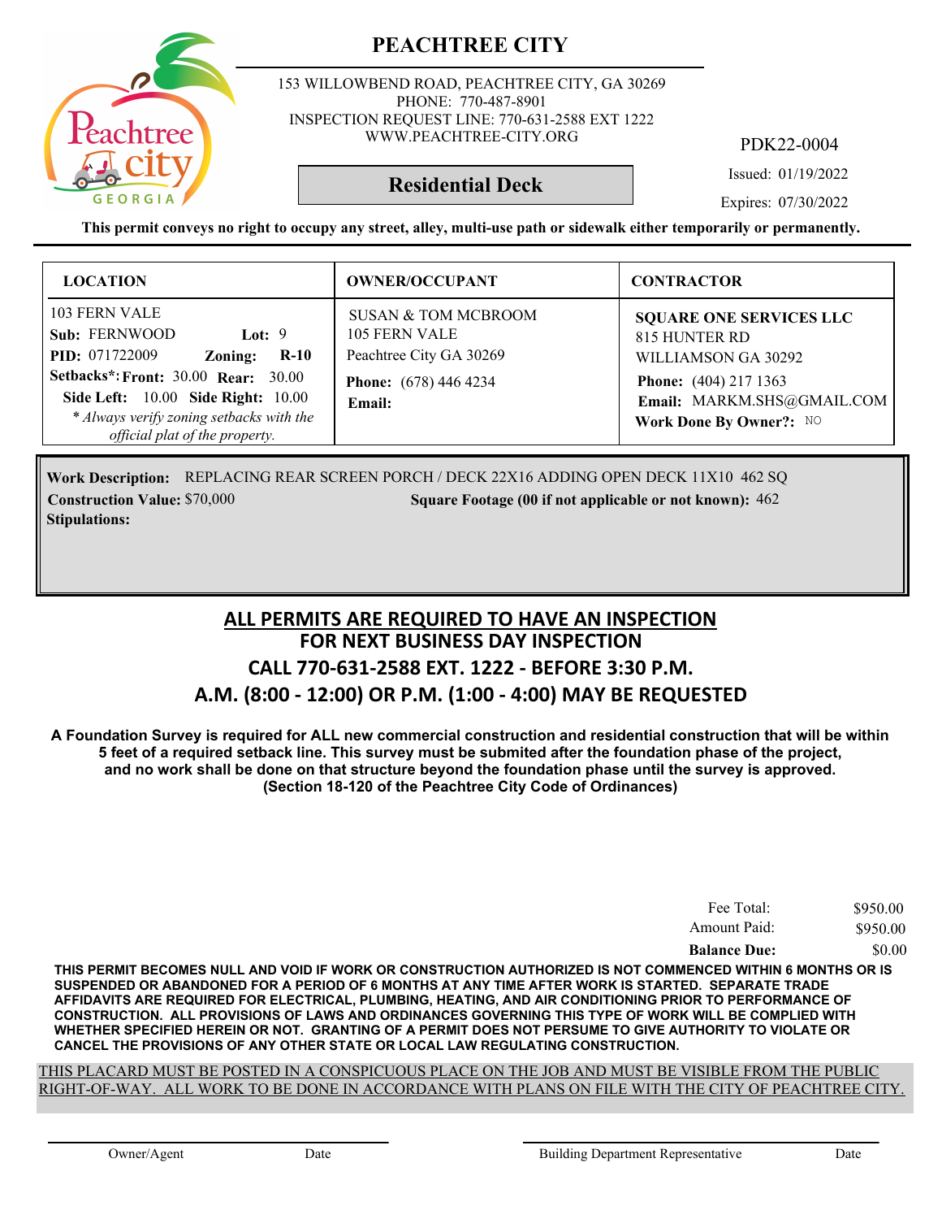# PEACHTREE CITY

153 WILLOWBEND ROAD, PEACHTREE CITY, GA 30269
PHONE: 770-487-8901
INSPECTION REQUEST LINE: 770-631-2588 EXT 1222
WWW.PEACHTREE-CITY.ORG

PDK22-0004

## Residential Deck

Issued: 01/19/2022

Expires: 07/30/2022

**This permit conveys no right to occupy any street, alley, multi-use path or sidewalk either temporarily or permanently.**

| LOCATION | OWNER/OCCUPANT | CONTRACTOR |
|---|---|---|
| 103 FERN VALE<br>**Sub:** FERNWOOD **Lot:** 9<br>**PID:** 071722009 **Zoning:** **R-10**<br>**Setbacks*: Front:** 30.00 **Rear:** 30.00<br>**Side Left:** 10.00 **Side Right:** 10.00<br>*\* Always verify zoning setbacks with the official plat of the property.* | SUSAN & TOM MCBROOM<br>105 FERN VALE<br>Peachtree City GA 30269<br>**Phone:** (678) 446 4234<br>**Email:** | **SQUARE ONE SERVICES LLC**<br>815 HUNTER RD<br>WILLIAMSON GA 30292<br>**Phone:** (404) 217 1363<br>**Email:** MARKM.SHS@GMAIL.COM<br>**Work Done By Owner?:** NO |

**Work Description:** REPLACING REAR SCREEN PORCH / DECK 22X16 ADDING OPEN DECK 11X10 462 SQ

**Construction Value:** $70,000 **Square Footage (00 if not applicable or not known):** 462

**Stipulations:**

## ALL PERMITS ARE REQUIRED TO HAVE AN INSPECTION
## FOR NEXT BUSINESS DAY INSPECTION
## CALL 770-631-2588 EXT. 1222 - BEFORE 3:30 P.M.
## A.M. (8:00 - 12:00) OR P.M. (1:00 - 4:00) MAY BE REQUESTED

**A Foundation Survey is required for ALL new commercial construction and residential construction that will be within 5 feet of a required setback line. This survey must be submited after the foundation phase of the project, and no work shall be done on that structure beyond the foundation phase until the survey is approved. (Section 18-120 of the Peachtree City Code of Ordinances)**

| | |
|---|---|
| Fee Total: | $950.00 |
| Amount Paid: | $950.00 |
| **Balance Due:** | $0.00 |

**THIS PERMIT BECOMES NULL AND VOID IF WORK OR CONSTRUCTION AUTHORIZED IS NOT COMMENCED WITHIN 6 MONTHS OR IS SUSPENDED OR ABANDONED FOR A PERIOD OF 6 MONTHS AT ANY TIME AFTER WORK IS STARTED. SEPARATE TRADE AFFIDAVITS ARE REQUIRED FOR ELECTRICAL, PLUMBING, HEATING, AND AIR CONDITIONING PRIOR TO PERFORMANCE OF CONSTRUCTION. ALL PROVISIONS OF LAWS AND ORDINANCES GOVERNING THIS TYPE OF WORK WILL BE COMPLIED WITH WHETHER SPECIFIED HEREIN OR NOT. GRANTING OF A PERMIT DOES NOT PERSUME TO GIVE AUTHORITY TO VIOLATE OR CANCEL THE PROVISIONS OF ANY OTHER STATE OR LOCAL LAW REGULATING CONSTRUCTION.**

THIS PLACARD MUST BE POSTED IN A CONSPICUOUS PLACE ON THE JOB AND MUST BE VISIBLE FROM THE PUBLIC RIGHT-OF-WAY. ALL WORK TO BE DONE IN ACCORDANCE WITH PLANS ON FILE WITH THE CITY OF PEACHTREE CITY.

Owner/Agent Date Building Department Representative Date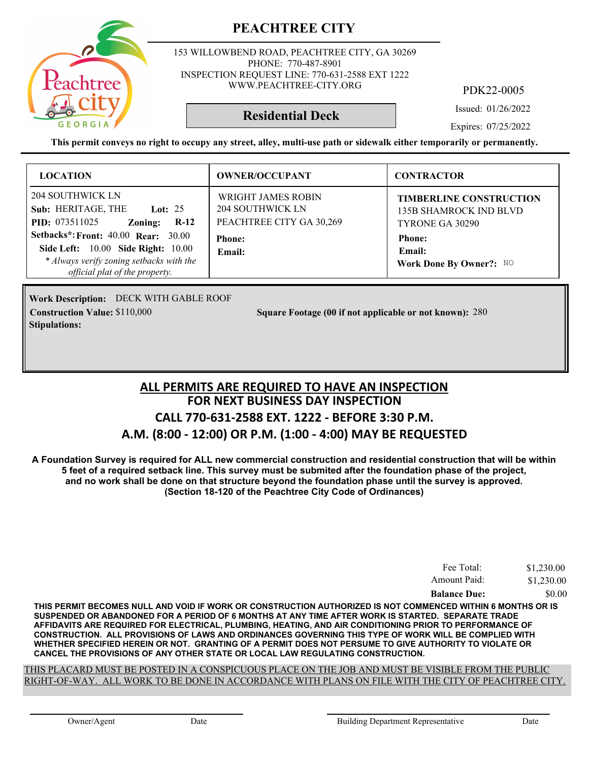# PEACHTREE CITY

153 WILLOWBEND ROAD, PEACHTREE CITY, GA 30269
PHONE: 770-487-8901
INSPECTION REQUEST LINE: 770-631-2588 EXT 1222
WWW.PEACHTREE-CITY.ORG

PDK22-0005

**Residential Deck**

Issued: 01/26/2022

Expires: 07/25/2022

**This permit conveys no right to occupy any street, alley, multi-use path or sidewalk either temporarily or permanently.**

| LOCATION | OWNER/OCCUPANT | CONTRACTOR |
|---|---|---|
| 204 SOUTHWICK LN<br>**Sub:** HERITAGE, THE **Lot:** 25<br>**PID:** 073511025 **Zoning:** **R-12**<br>**Setbacks*: Front:** 40.00 **Rear:** 30.00<br>**Side Left:** 10.00 **Side Right:** 10.00<br>*\* Always verify zoning setbacks with the official plat of the property.* | WRIGHT JAMES ROBIN<br>204 SOUTHWICK LN<br>PEACHTREE CITY GA 30,269<br>**Phone:**<br>**Email:** | **TIMBERLINE CONSTRUCTION**<br>135B SHAMROCK IND BLVD<br>TYRONE GA 30290<br>**Phone:**<br>**Email:**<br>**Work Done By Owner?:** NO |

**Work Description:** DECK WITH GABLE ROOF
**Construction Value:** $110,000
**Square Footage (00 if not applicable or not known):** 280
**Stipulations:**

## ALL PERMITS ARE REQUIRED TO HAVE AN INSPECTION
## FOR NEXT BUSINESS DAY INSPECTION
## CALL 770-631-2588 EXT. 1222 - BEFORE 3:30 P.M.
## A.M. (8:00 - 12:00) OR P.M. (1:00 - 4:00) MAY BE REQUESTED

**A Foundation Survey is required for ALL new commercial construction and residential construction that will be within 5 feet of a required setback line. This survey must be submited after the foundation phase of the project, and no work shall be done on that structure beyond the foundation phase until the survey is approved. (Section 18-120 of the Peachtree City Code of Ordinances)**

| | |
|---|---|
| Fee Total: | $1,230.00 |
| Amount Paid: | $1,230.00 |
| **Balance Due:** | $0.00 |

**THIS PERMIT BECOMES NULL AND VOID IF WORK OR CONSTRUCTION AUTHORIZED IS NOT COMMENCED WITHIN 6 MONTHS OR IS SUSPENDED OR ABANDONED FOR A PERIOD OF 6 MONTHS AT ANY TIME AFTER WORK IS STARTED. SEPARATE TRADE AFFIDAVITS ARE REQUIRED FOR ELECTRICAL, PLUMBING, HEATING, AND AIR CONDITIONING PRIOR TO PERFORMANCE OF CONSTRUCTION. ALL PROVISIONS OF LAWS AND ORDINANCES GOVERNING THIS TYPE OF WORK WILL BE COMPLIED WITH WHETHER SPECIFIED HEREIN OR NOT. GRANTING OF A PERMIT DOES NOT PERSUME TO GIVE AUTHORITY TO VIOLATE OR CANCEL THE PROVISIONS OF ANY OTHER STATE OR LOCAL LAW REGULATING CONSTRUCTION.**

THIS PLACARD MUST BE POSTED IN A CONSPICUOUS PLACE ON THE JOB AND MUST BE VISIBLE FROM THE PUBLIC RIGHT-OF-WAY. ALL WORK TO BE DONE IN ACCORDANCE WITH PLANS ON FILE WITH THE CITY OF PEACHTREE CITY.

Owner/Agent    Date    Building Department Representative    Date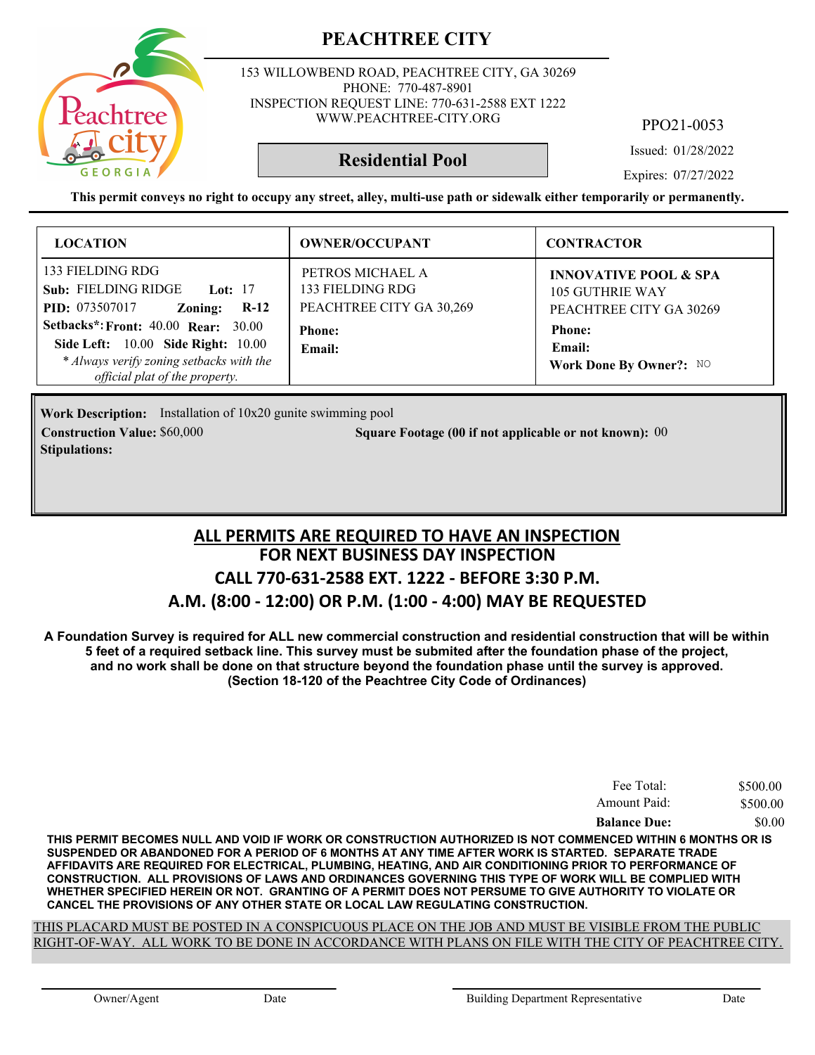# PEACHTREE CITY

153 WILLOWBEND ROAD, PEACHTREE CITY, GA 30269
PHONE: 770-487-8901
INSPECTION REQUEST LINE: 770-631-2588 EXT 1222
WWW.PEACHTREE-CITY.ORG

PPO21-0053

**Residential Pool**

Issued: 01/28/2022

Expires: 07/27/2022

**This permit conveys no right to occupy any street, alley, multi-use path or sidewalk either temporarily or permanently.**

| LOCATION | OWNER/OCCUPANT | CONTRACTOR |
|---|---|---|
| 133 FIELDING RDG<br>**Sub:** FIELDING RIDGE **Lot:** 17<br>**PID:** 073507017 **Zoning:** **R-12**<br>**Setbacks*: Front:** 40.00 **Rear:** 30.00<br>**Side Left:** 10.00 **Side Right:** 10.00<br>*\* Always verify zoning setbacks with the official plat of the property.* | PETROS MICHAEL A<br>133 FIELDING RDG<br>PEACHTREE CITY GA 30,269<br>**Phone:**<br>**Email:** | **INNOVATIVE POOL & SPA**<br>105 GUTHRIE WAY<br>PEACHTREE CITY GA 30269<br>**Phone:**<br>**Email:**<br>**Work Done By Owner?:** NO |

**Work Description:** Installation of 10x20 gunite swimming pool

**Construction Value:** $60,000 **Square Footage (00 if not applicable or not known):** 00

**Stipulations:**

## ALL PERMITS ARE REQUIRED TO HAVE AN INSPECTION
## FOR NEXT BUSINESS DAY INSPECTION
## CALL 770-631-2588 EXT. 1222 - BEFORE 3:30 P.M.
## A.M. (8:00 - 12:00) OR P.M. (1:00 - 4:00) MAY BE REQUESTED

**A Foundation Survey is required for ALL new commercial construction and residential construction that will be within 5 feet of a required setback line. This survey must be submited after the foundation phase of the project, and no work shall be done on that structure beyond the foundation phase until the survey is approved. (Section 18-120 of the Peachtree City Code of Ordinances)**

| | |
|---|---|
| Fee Total: | $500.00 |
| Amount Paid: | $500.00 |
| **Balance Due:** | $0.00 |

**THIS PERMIT BECOMES NULL AND VOID IF WORK OR CONSTRUCTION AUTHORIZED IS NOT COMMENCED WITHIN 6 MONTHS OR IS SUSPENDED OR ABANDONED FOR A PERIOD OF 6 MONTHS AT ANY TIME AFTER WORK IS STARTED. SEPARATE TRADE AFFIDAVITS ARE REQUIRED FOR ELECTRICAL, PLUMBING, HEATING, AND AIR CONDITIONING PRIOR TO PERFORMANCE OF CONSTRUCTION. ALL PROVISIONS OF LAWS AND ORDINANCES GOVERNING THIS TYPE OF WORK WILL BE COMPLIED WITH WHETHER SPECIFIED HEREIN OR NOT. GRANTING OF A PERMIT DOES NOT PERSUME TO GIVE AUTHORITY TO VIOLATE OR CANCEL THE PROVISIONS OF ANY OTHER STATE OR LOCAL LAW REGULATING CONSTRUCTION.**

THIS PLACARD MUST BE POSTED IN A CONSPICUOUS PLACE ON THE JOB AND MUST BE VISIBLE FROM THE PUBLIC RIGHT-OF-WAY. ALL WORK TO BE DONE IN ACCORDANCE WITH PLANS ON FILE WITH THE CITY OF PEACHTREE CITY.

Owner/Agent Date Building Department Representative Date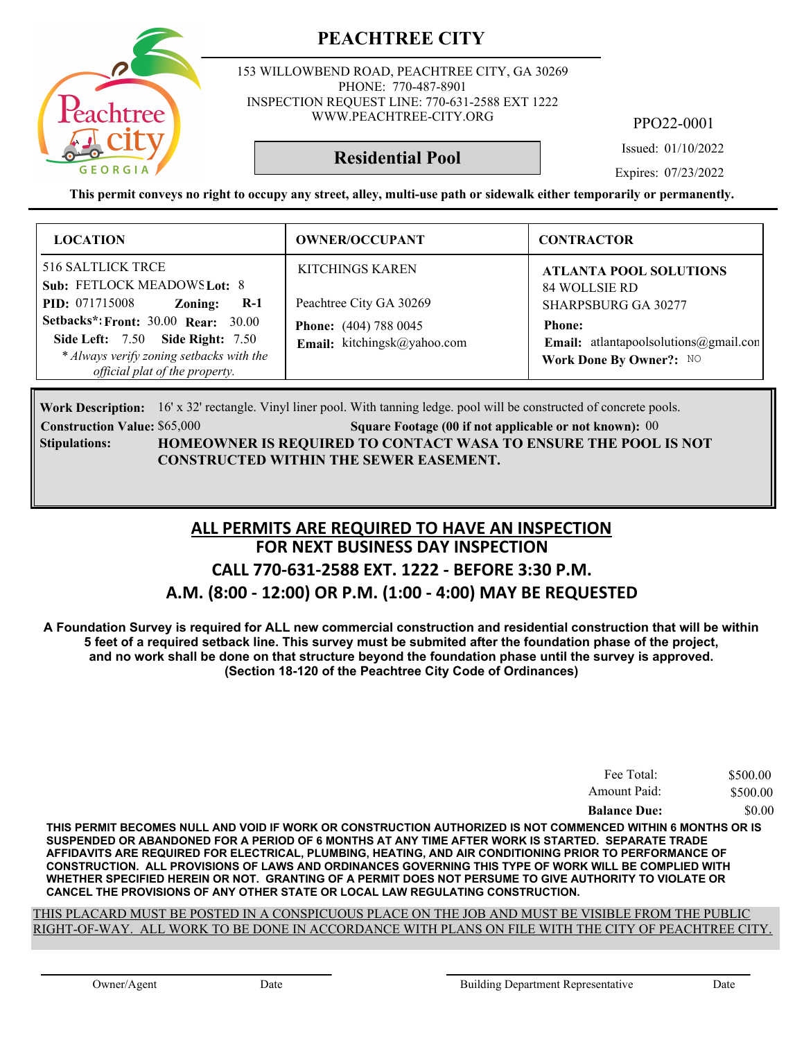# PEACHTREE CITY

153 WILLOWBEND ROAD, PEACHTREE CITY, GA 30269
PHONE: 770-487-8901
INSPECTION REQUEST LINE: 770-631-2588 EXT 1222
WWW.PEACHTREE-CITY.ORG

PPO22-0001

**Residential Pool**

Issued: 01/10/2022

Expires: 07/23/2022

**This permit conveys no right to occupy any street, alley, multi-use path or sidewalk either temporarily or permanently.**

| LOCATION | OWNER/OCCUPANT | CONTRACTOR |
|---|---|---|
| 516 SALTLICK TRCE<br>**Sub:** FETLOCK MEADOWS **Lot:** 8<br>**PID:** 071715008 **Zoning:** **R-1**<br>**Setbacks*:** **Front:** 30.00 **Rear:** 30.00<br>**Side Left:** 7.50 **Side Right:** 7.50<br>*\* Always verify zoning setbacks with the official plat of the property.* | KITCHINGS KAREN<br><br>Peachtree City GA 30269<br>**Phone:** (404) 788 0045<br>**Email:** kitchingsk@yahoo.com | **ATLANTA POOL SOLUTIONS**<br>84 WOLLSIE RD<br>SHARPSBURG GA 30277<br>**Phone:**<br>**Email:** atlantapoolsolutions@gmail.con<br>**Work Done By Owner?:** NO |

**Work Description:** 16' x 32' rectangle. Vinyl liner pool. With tanning ledge. pool will be constructed of concrete pools.

**Construction Value:** $65,000 **Square Footage (00 if not applicable or not known):** 00

**Stipulations:** **HOMEOWNER IS REQUIRED TO CONTACT WASA TO ENSURE THE POOL IS NOT CONSTRUCTED WITHIN THE SEWER EASEMENT.**

## ALL PERMITS ARE REQUIRED TO HAVE AN INSPECTION
## FOR NEXT BUSINESS DAY INSPECTION
## CALL 770-631-2588 EXT. 1222 - BEFORE 3:30 P.M.
## A.M. (8:00 - 12:00) OR P.M. (1:00 - 4:00) MAY BE REQUESTED

**A Foundation Survey is required for ALL new commercial construction and residential construction that will be within 5 feet of a required setback line. This survey must be submited after the foundation phase of the project, and no work shall be done on that structure beyond the foundation phase until the survey is approved. (Section 18-120 of the Peachtree City Code of Ordinances)**

| | |
|---|---|
| Fee Total: | $500.00 |
| Amount Paid: | $500.00 |
| **Balance Due:** | $0.00 |

**THIS PERMIT BECOMES NULL AND VOID IF WORK OR CONSTRUCTION AUTHORIZED IS NOT COMMENCED WITHIN 6 MONTHS OR IS SUSPENDED OR ABANDONED FOR A PERIOD OF 6 MONTHS AT ANY TIME AFTER WORK IS STARTED. SEPARATE TRADE AFFIDAVITS ARE REQUIRED FOR ELECTRICAL, PLUMBING, HEATING, AND AIR CONDITIONING PRIOR TO PERFORMANCE OF CONSTRUCTION. ALL PROVISIONS OF LAWS AND ORDINANCES GOVERNING THIS TYPE OF WORK WILL BE COMPLIED WITH WHETHER SPECIFIED HEREIN OR NOT. GRANTING OF A PERMIT DOES NOT PERSUME TO GIVE AUTHORITY TO VIOLATE OR CANCEL THE PROVISIONS OF ANY OTHER STATE OR LOCAL LAW REGULATING CONSTRUCTION.**

THIS PLACARD MUST BE POSTED IN A CONSPICUOUS PLACE ON THE JOB AND MUST BE VISIBLE FROM THE PUBLIC RIGHT-OF-WAY. ALL WORK TO BE DONE IN ACCORDANCE WITH PLANS ON FILE WITH THE CITY OF PEACHTREE CITY.

Owner/Agent Date Building Department Representative Date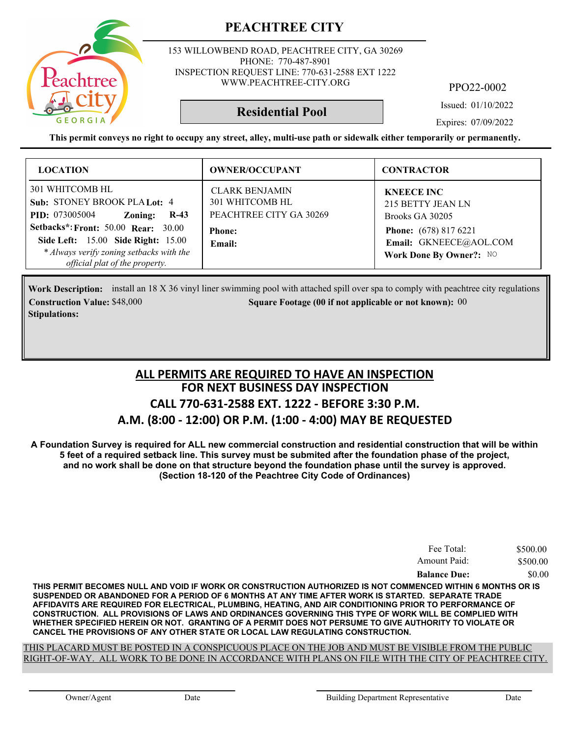# PEACHTREE CITY

153 WILLOWBEND ROAD, PEACHTREE CITY, GA 30269
PHONE: 770-487-8901
INSPECTION REQUEST LINE: 770-631-2588 EXT 1222
WWW.PEACHTREE-CITY.ORG

PPO22-0002

## Residential Pool

Issued: 01/10/2022
Expires: 07/09/2022

**This permit conveys no right to occupy any street, alley, multi-use path or sidewalk either temporarily or permanently.**

| LOCATION | OWNER/OCCUPANT | CONTRACTOR |
|---|---|---|
| 301 WHITCOMB HL<br>**Sub:** STONEY BROOK PLA **Lot:** 4<br>**PID:** 073005004 **Zoning:** **R-43**<br>**Setbacks*: Front:** 50.00 **Rear:** 30.00<br>**Side Left:** 15.00 **Side Right:** 15.00<br>*\* Always verify zoning setbacks with the official plat of the property.* | CLARK BENJAMIN<br>301 WHITCOMB HL<br>PEACHTREE CITY GA 30269<br>**Phone:**<br>**Email:** | **KNEECE INC**<br>215 BETTY JEAN LN<br>Brooks GA 30205<br>**Phone:** (678) 817 6221<br>**Email:** GKNEECE@AOL.COM<br>**Work Done By Owner?:** NO |

**Work Description:** install an 18 X 36 vinyl liner swimming pool with attached spill over spa to comply with peachtree city regulations

**Construction Value:** $48,000 **Square Footage (00 if not applicable or not known):** 00

**Stipulations:**

## ALL PERMITS ARE REQUIRED TO HAVE AN INSPECTION
## FOR NEXT BUSINESS DAY INSPECTION
## CALL 770-631-2588 EXT. 1222 - BEFORE 3:30 P.M.
## A.M. (8:00 - 12:00) OR P.M. (1:00 - 4:00) MAY BE REQUESTED

**A Foundation Survey is required for ALL new commercial construction and residential construction that will be within 5 feet of a required setback line. This survey must be submited after the foundation phase of the project, and no work shall be done on that structure beyond the foundation phase until the survey is approved. (Section 18-120 of the Peachtree City Code of Ordinances)**

| | |
|---|---|
| Fee Total: | $500.00 |
| Amount Paid: | $500.00 |
| **Balance Due:** | $0.00 |

**THIS PERMIT BECOMES NULL AND VOID IF WORK OR CONSTRUCTION AUTHORIZED IS NOT COMMENCED WITHIN 6 MONTHS OR IS SUSPENDED OR ABANDONED FOR A PERIOD OF 6 MONTHS AT ANY TIME AFTER WORK IS STARTED. SEPARATE TRADE AFFIDAVITS ARE REQUIRED FOR ELECTRICAL, PLUMBING, HEATING, AND AIR CONDITIONING PRIOR TO PERFORMANCE OF CONSTRUCTION. ALL PROVISIONS OF LAWS AND ORDINANCES GOVERNING THIS TYPE OF WORK WILL BE COMPLIED WITH WHETHER SPECIFIED HEREIN OR NOT. GRANTING OF A PERMIT DOES NOT PERSUME TO GIVE AUTHORITY TO VIOLATE OR CANCEL THE PROVISIONS OF ANY OTHER STATE OR LOCAL LAW REGULATING CONSTRUCTION.**

THIS PLACARD MUST BE POSTED IN A CONSPICUOUS PLACE ON THE JOB AND MUST BE VISIBLE FROM THE PUBLIC RIGHT-OF-WAY. ALL WORK TO BE DONE IN ACCORDANCE WITH PLANS ON FILE WITH THE CITY OF PEACHTREE CITY.

Owner/Agent Date Building Department Representative Date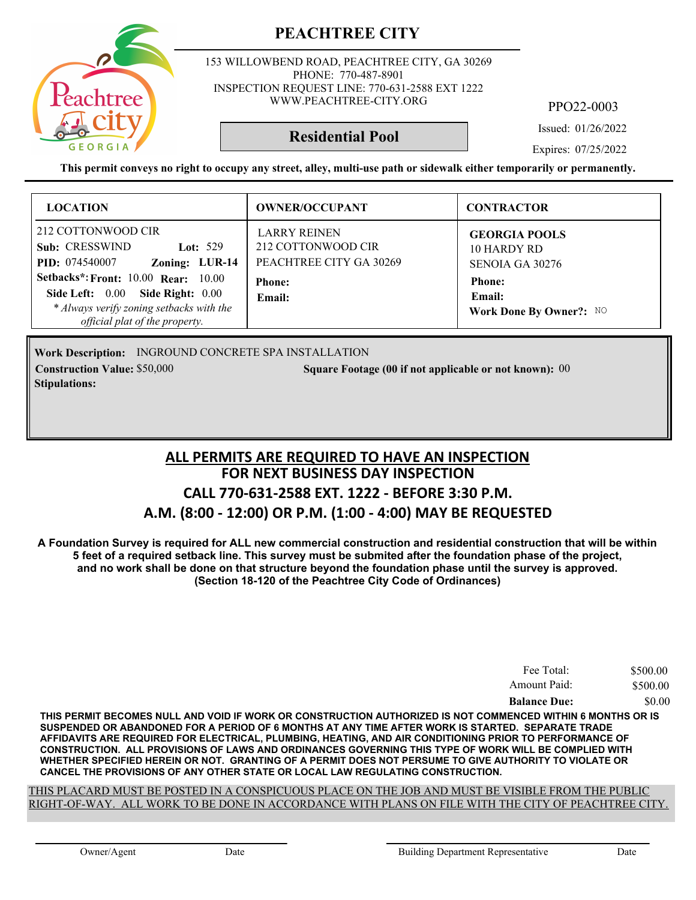# PEACHTREE CITY

153 WILLOWBEND ROAD, PEACHTREE CITY, GA 30269
PHONE: 770-487-8901
INSPECTION REQUEST LINE: 770-631-2588 EXT 1222
WWW.PEACHTREE-CITY.ORG

PPO22-0003

## Residential Pool

Issued: 01/26/2022

Expires: 07/25/2022

**This permit conveys no right to occupy any street, alley, multi-use path or sidewalk either temporarily or permanently.**

| LOCATION | OWNER/OCCUPANT | CONTRACTOR |
|---|---|---|
| 212 COTTONWOOD CIR<br>**Sub:** CRESSWIND **Lot:** 529<br>**PID:** 074540007 **Zoning:** LUR-14<br>**Setbacks*:** **Front:** 10.00 **Rear:** 10.00<br>**Side Left:** 0.00 **Side Right:** 0.00<br>*\* Always verify zoning setbacks with the official plat of the property.* | LARRY REINEN<br>212 COTTONWOOD CIR<br>PEACHTREE CITY GA 30269<br>**Phone:**<br>**Email:** | **GEORGIA POOLS**<br>10 HARDY RD<br>SENOIA GA 30276<br>**Phone:**<br>**Email:**<br>**Work Done By Owner?:** NO |

**Work Description:** INGROUND CONCRETE SPA INSTALLATION

**Construction Value:** $50,000

**Square Footage (00 if not applicable or not known):** 00

**Stipulations:**

## ALL PERMITS ARE REQUIRED TO HAVE AN INSPECTION
## FOR NEXT BUSINESS DAY INSPECTION
## CALL 770-631-2588 EXT. 1222 - BEFORE 3:30 P.M.
## A.M. (8:00 - 12:00) OR P.M. (1:00 - 4:00) MAY BE REQUESTED

**A Foundation Survey is required for ALL new commercial construction and residential construction that will be within 5 feet of a required setback line. This survey must be submited after the foundation phase of the project, and no work shall be done on that structure beyond the foundation phase until the survey is approved. (Section 18-120 of the Peachtree City Code of Ordinances)**

| | |
|---|---|
| Fee Total: | $500.00 |
| Amount Paid: | $500.00 |
| **Balance Due:** | $0.00 |

**THIS PERMIT BECOMES NULL AND VOID IF WORK OR CONSTRUCTION AUTHORIZED IS NOT COMMENCED WITHIN 6 MONTHS OR IS SUSPENDED OR ABANDONED FOR A PERIOD OF 6 MONTHS AT ANY TIME AFTER WORK IS STARTED. SEPARATE TRADE AFFIDAVITS ARE REQUIRED FOR ELECTRICAL, PLUMBING, HEATING, AND AIR CONDITIONING PRIOR TO PERFORMANCE OF CONSTRUCTION. ALL PROVISIONS OF LAWS AND ORDINANCES GOVERNING THIS TYPE OF WORK WILL BE COMPLIED WITH WHETHER SPECIFIED HEREIN OR NOT. GRANTING OF A PERMIT DOES NOT PERSUME TO GIVE AUTHORITY TO VIOLATE OR CANCEL THE PROVISIONS OF ANY OTHER STATE OR LOCAL LAW REGULATING CONSTRUCTION.**

THIS PLACARD MUST BE POSTED IN A CONSPICUOUS PLACE ON THE JOB AND MUST BE VISIBLE FROM THE PUBLIC RIGHT-OF-WAY. ALL WORK TO BE DONE IN ACCORDANCE WITH PLANS ON FILE WITH THE CITY OF PEACHTREE CITY.

Owner/Agent Date Building Department Representative Date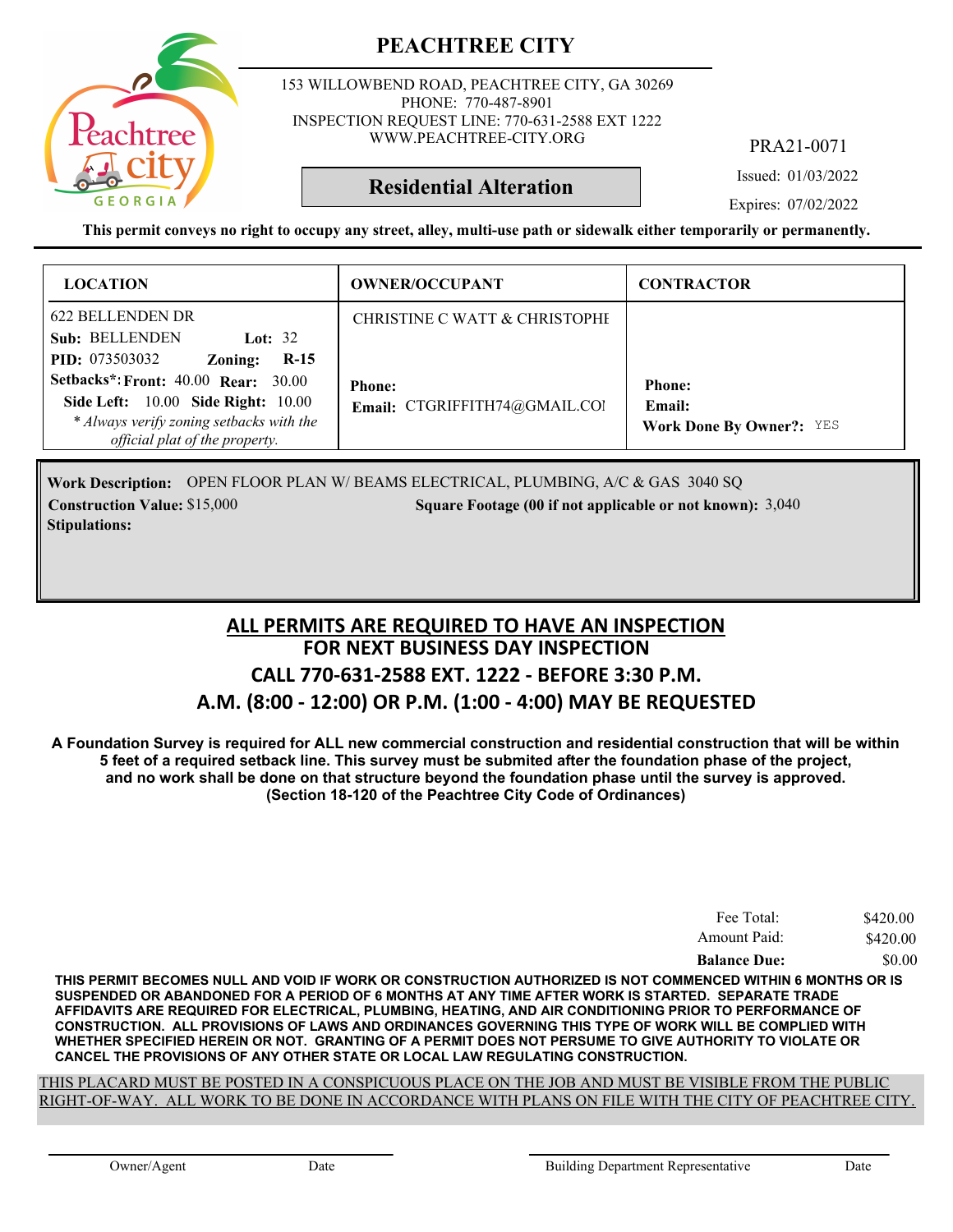# PEACHTREE CITY

153 WILLOWBEND ROAD, PEACHTREE CITY, GA 30269
PHONE: 770-487-8901
INSPECTION REQUEST LINE: 770-631-2588 EXT 1222
WWW.PEACHTREE-CITY.ORG

PRA21-0071

**Residential Alteration**

Issued: 01/03/2022

Expires: 07/02/2022

**This permit conveys no right to occupy any street, alley, multi-use path or sidewalk either temporarily or permanently.**

| LOCATION | OWNER/OCCUPANT | CONTRACTOR |
|---|---|---|
| 622 BELLENDEN DR<br>**Sub:** BELLENDEN **Lot:** 32<br>**PID:** 073503032 **Zoning:** **R-15**<br>**Setbacks*: Front:** 40.00 **Rear:** 30.00<br>**Side Left:** 10.00 **Side Right:** 10.00<br>*\* Always verify zoning setbacks with the official plat of the property.* | CHRISTINE C WATT & CHRISTOPHI<br><br>**Phone:**<br>**Email:** CTGRIFFITH74@GMAIL.COI | <br><br>**Phone:**<br>**Email:**<br>**Work Done By Owner?:** YES |

**Work Description:** OPEN FLOOR PLAN W/ BEAMS ELECTRICAL, PLUMBING, A/C & GAS 3040 SQ

**Construction Value:** $15,000 **Square Footage (00 if not applicable or not known):** 3,040

**Stipulations:**

## ALL PERMITS ARE REQUIRED TO HAVE AN INSPECTION
## FOR NEXT BUSINESS DAY INSPECTION
## CALL 770-631-2588 EXT. 1222 - BEFORE 3:30 P.M.
## A.M. (8:00 - 12:00) OR P.M. (1:00 - 4:00) MAY BE REQUESTED

**A Foundation Survey is required for ALL new commercial construction and residential construction that will be within 5 feet of a required setback line. This survey must be submited after the foundation phase of the project, and no work shall be done on that structure beyond the foundation phase until the survey is approved. (Section 18-120 of the Peachtree City Code of Ordinances)**

| | |
|---|---|
| Fee Total: | $420.00 |
| Amount Paid: | $420.00 |
| **Balance Due:** | $0.00 |

**THIS PERMIT BECOMES NULL AND VOID IF WORK OR CONSTRUCTION AUTHORIZED IS NOT COMMENCED WITHIN 6 MONTHS OR IS SUSPENDED OR ABANDONED FOR A PERIOD OF 6 MONTHS AT ANY TIME AFTER WORK IS STARTED. SEPARATE TRADE AFFIDAVITS ARE REQUIRED FOR ELECTRICAL, PLUMBING, HEATING, AND AIR CONDITIONING PRIOR TO PERFORMANCE OF CONSTRUCTION. ALL PROVISIONS OF LAWS AND ORDINANCES GOVERNING THIS TYPE OF WORK WILL BE COMPLIED WITH WHETHER SPECIFIED HEREIN OR NOT. GRANTING OF A PERMIT DOES NOT PERSUME TO GIVE AUTHORITY TO VIOLATE OR CANCEL THE PROVISIONS OF ANY OTHER STATE OR LOCAL LAW REGULATING CONSTRUCTION.**

THIS PLACARD MUST BE POSTED IN A CONSPICUOUS PLACE ON THE JOB AND MUST BE VISIBLE FROM THE PUBLIC RIGHT-OF-WAY. ALL WORK TO BE DONE IN ACCORDANCE WITH PLANS ON FILE WITH THE CITY OF PEACHTREE CITY.

Owner/Agent Date Building Department Representative Date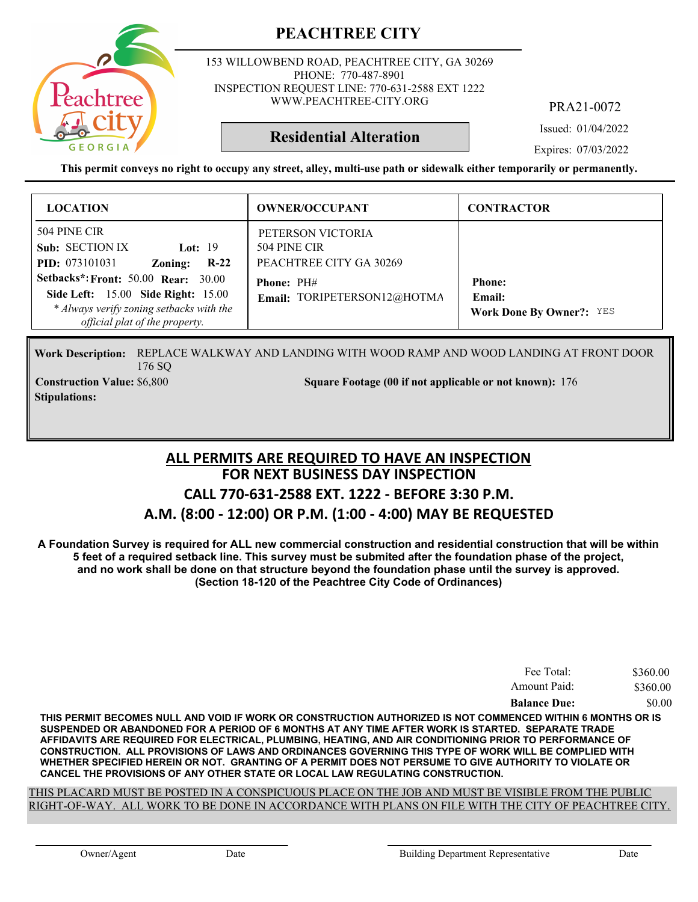# PEACHTREE CITY

153 WILLOWBEND ROAD, PEACHTREE CITY, GA 30269
PHONE: 770-487-8901
INSPECTION REQUEST LINE: 770-631-2588 EXT 1222
WWW.PEACHTREE-CITY.ORG

PRA21-0072

**Residential Alteration**

Issued: 01/04/2022
Expires: 07/03/2022

**This permit conveys no right to occupy any street, alley, multi-use path or sidewalk either temporarily or permanently.**

| LOCATION | OWNER/OCCUPANT | CONTRACTOR |
|---|---|---|
| 504 PINE CIR<br>**Sub:** SECTION IX **Lot:** 19<br>**PID:** 073101031 **Zoning:** **R-22**<br>**Setbacks*: Front:** 50.00 **Rear:** 30.00<br>**Side Left:** 15.00 **Side Right:** 15.00<br>*\* Always verify zoning setbacks with the official plat of the property.* | PETERSON VICTORIA<br>504 PINE CIR<br>PEACHTREE CITY GA 30269<br>**Phone:** PH#<br>**Email:** TORIPETERSON12@HOTMA | **Phone:**<br>**Email:**<br>**Work Done By Owner?:** YES |

**Work Description:** REPLACE WALKWAY AND LANDING WITH WOOD RAMP AND WOOD LANDING AT FRONT DOOR 176 SQ

**Construction Value:** $6,800 **Square Footage (00 if not applicable or not known):** 176

**Stipulations:**

## ALL PERMITS ARE REQUIRED TO HAVE AN INSPECTION
## FOR NEXT BUSINESS DAY INSPECTION
## CALL 770-631-2588 EXT. 1222 - BEFORE 3:30 P.M.
## A.M. (8:00 - 12:00) OR P.M. (1:00 - 4:00) MAY BE REQUESTED

**A Foundation Survey is required for ALL new commercial construction and residential construction that will be within 5 feet of a required setback line. This survey must be submited after the foundation phase of the project, and no work shall be done on that structure beyond the foundation phase until the survey is approved. (Section 18-120 of the Peachtree City Code of Ordinances)**

| | |
|---|---|
| Fee Total: | $360.00 |
| Amount Paid: | $360.00 |
| **Balance Due:** | $0.00 |

**THIS PERMIT BECOMES NULL AND VOID IF WORK OR CONSTRUCTION AUTHORIZED IS NOT COMMENCED WITHIN 6 MONTHS OR IS SUSPENDED OR ABANDONED FOR A PERIOD OF 6 MONTHS AT ANY TIME AFTER WORK IS STARTED. SEPARATE TRADE AFFIDAVITS ARE REQUIRED FOR ELECTRICAL, PLUMBING, HEATING, AND AIR CONDITIONING PRIOR TO PERFORMANCE OF CONSTRUCTION. ALL PROVISIONS OF LAWS AND ORDINANCES GOVERNING THIS TYPE OF WORK WILL BE COMPLIED WITH WHETHER SPECIFIED HEREIN OR NOT. GRANTING OF A PERMIT DOES NOT PERSUME TO GIVE AUTHORITY TO VIOLATE OR CANCEL THE PROVISIONS OF ANY OTHER STATE OR LOCAL LAW REGULATING CONSTRUCTION.**

THIS PLACARD MUST BE POSTED IN A CONSPICUOUS PLACE ON THE JOB AND MUST BE VISIBLE FROM THE PUBLIC RIGHT-OF-WAY. ALL WORK TO BE DONE IN ACCORDANCE WITH PLANS ON FILE WITH THE CITY OF PEACHTREE CITY.

Owner/Agent Date Building Department Representative Date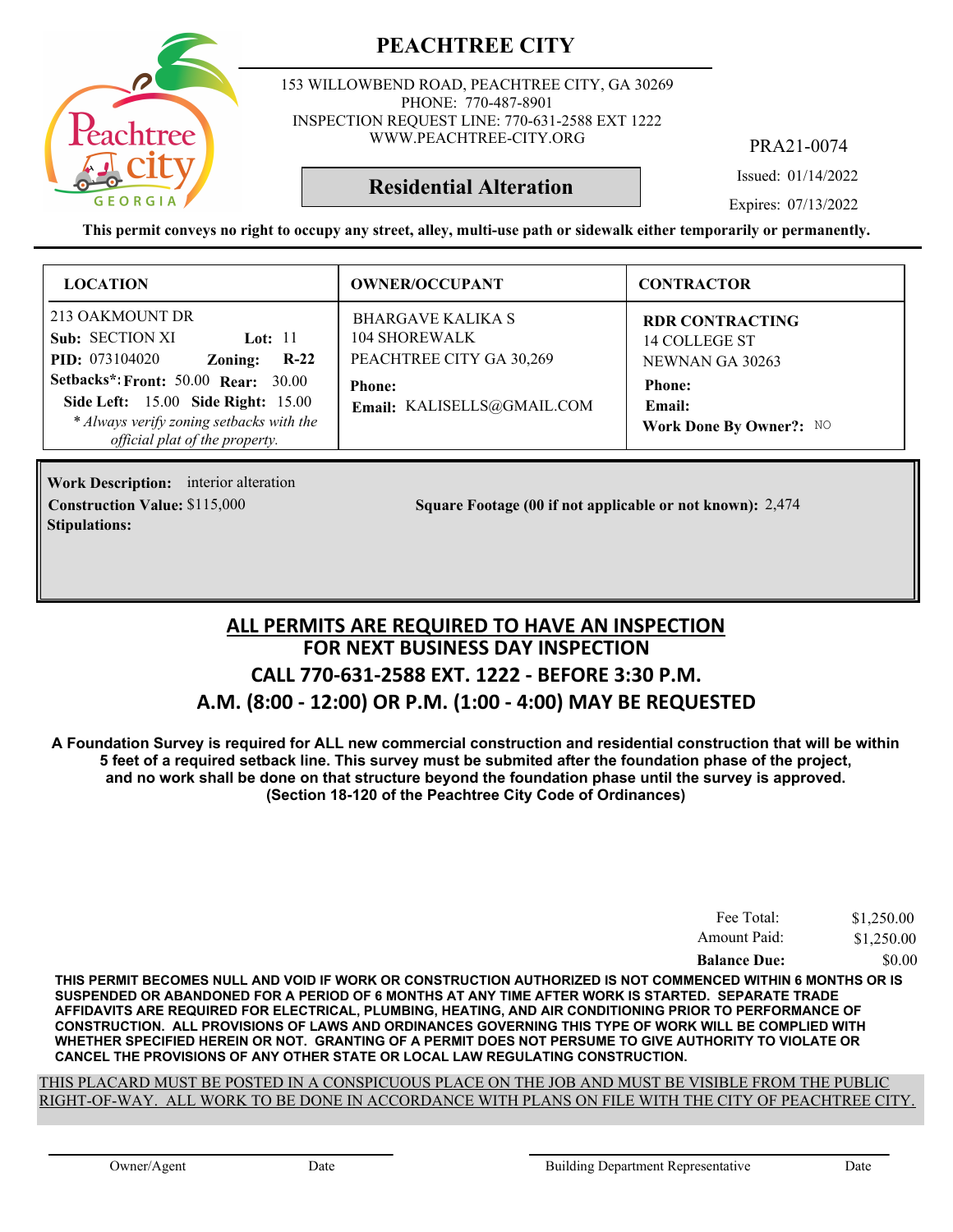# PEACHTREE CITY

153 WILLOWBEND ROAD, PEACHTREE CITY, GA 30269
PHONE: 770-487-8901
INSPECTION REQUEST LINE: 770-631-2588 EXT 1222
WWW.PEACHTREE-CITY.ORG

PRA21-0074

**Residential Alteration**

Issued: 01/14/2022
Expires: 07/13/2022

**This permit conveys no right to occupy any street, alley, multi-use path or sidewalk either temporarily or permanently.**

| LOCATION | OWNER/OCCUPANT | CONTRACTOR |
|---|---|---|
| 213 OAKMOUNT DR<br>**Sub:** SECTION XI **Lot:** 11<br>**PID:** 073104020 **Zoning:** **R-22**<br>**Setbacks*: Front:** 50.00 **Rear:** 30.00<br>**Side Left:** 15.00 **Side Right:** 15.00<br>*\* Always verify zoning setbacks with the official plat of the property.* | BHARGAVE KALIKA S<br>104 SHOREWALK<br>PEACHTREE CITY GA 30,269<br>**Phone:**<br>**Email:** KALISELLS@GMAIL.COM | **RDR CONTRACTING**<br>14 COLLEGE ST<br>NEWNAN GA 30263<br>**Phone:**<br>**Email:**<br>**Work Done By Owner?:** NO |

**Work Description:** interior alteration
**Construction Value:** $115,000
**Square Footage (00 if not applicable or not known):** 2,474
**Stipulations:**

## ALL PERMITS ARE REQUIRED TO HAVE AN INSPECTION
## FOR NEXT BUSINESS DAY INSPECTION
## CALL 770-631-2588 EXT. 1222 - BEFORE 3:30 P.M.
## A.M. (8:00 - 12:00) OR P.M. (1:00 - 4:00) MAY BE REQUESTED

**A Foundation Survey is required for ALL new commercial construction and residential construction that will be within 5 feet of a required setback line. This survey must be submited after the foundation phase of the project, and no work shall be done on that structure beyond the foundation phase until the survey is approved. (Section 18-120 of the Peachtree City Code of Ordinances)**

| | |
|---|---|
| Fee Total: | $1,250.00 |
| Amount Paid: | $1,250.00 |
| **Balance Due:** | $0.00 |

**THIS PERMIT BECOMES NULL AND VOID IF WORK OR CONSTRUCTION AUTHORIZED IS NOT COMMENCED WITHIN 6 MONTHS OR IS SUSPENDED OR ABANDONED FOR A PERIOD OF 6 MONTHS AT ANY TIME AFTER WORK IS STARTED. SEPARATE TRADE AFFIDAVITS ARE REQUIRED FOR ELECTRICAL, PLUMBING, HEATING, AND AIR CONDITIONING PRIOR TO PERFORMANCE OF CONSTRUCTION. ALL PROVISIONS OF LAWS AND ORDINANCES GOVERNING THIS TYPE OF WORK WILL BE COMPLIED WITH WHETHER SPECIFIED HEREIN OR NOT. GRANTING OF A PERMIT DOES NOT PERSUME TO GIVE AUTHORITY TO VIOLATE OR CANCEL THE PROVISIONS OF ANY OTHER STATE OR LOCAL LAW REGULATING CONSTRUCTION.**

THIS PLACARD MUST BE POSTED IN A CONSPICUOUS PLACE ON THE JOB AND MUST BE VISIBLE FROM THE PUBLIC RIGHT-OF-WAY. ALL WORK TO BE DONE IN ACCORDANCE WITH PLANS ON FILE WITH THE CITY OF PEACHTREE CITY.

Owner/Agent Date Building Department Representative Date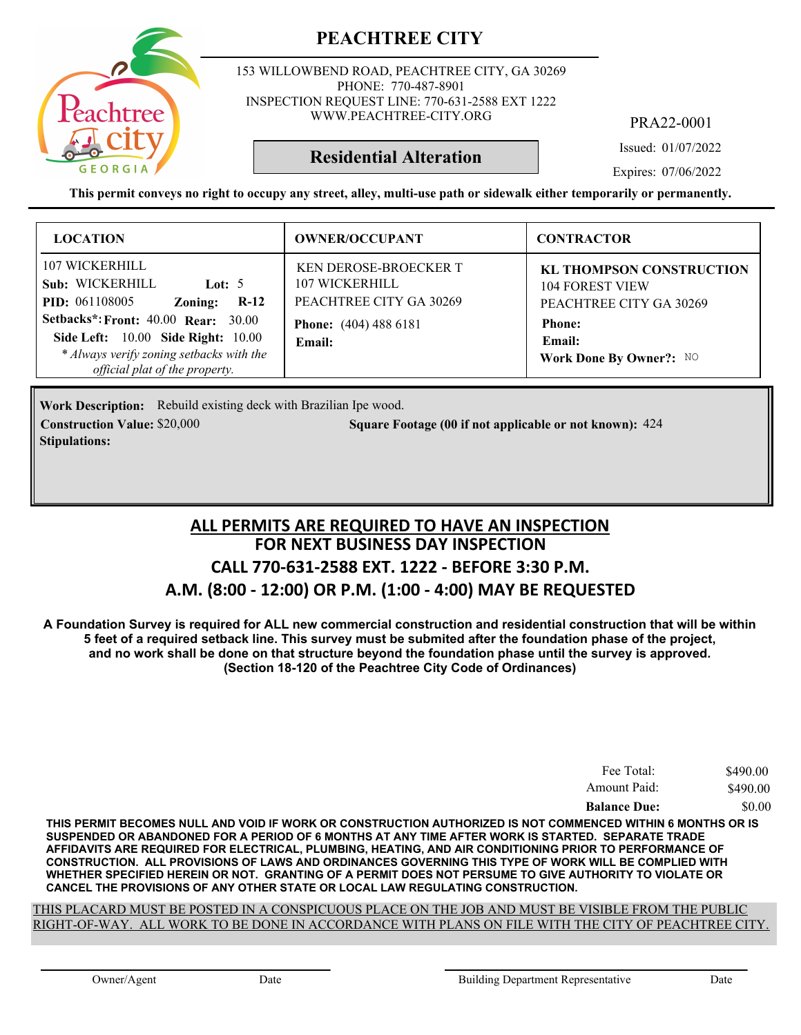# PEACHTREE CITY

153 WILLOWBEND ROAD, PEACHTREE CITY, GA 30269
PHONE: 770-487-8901
INSPECTION REQUEST LINE: 770-631-2588 EXT 1222
WWW.PEACHTREE-CITY.ORG

PRA22-0001

**Residential Alteration**

Issued: 01/07/2022

Expires: 07/06/2022

**This permit conveys no right to occupy any street, alley, multi-use path or sidewalk either temporarily or permanently.**

| LOCATION | OWNER/OCCUPANT | CONTRACTOR |
|---|---|---|
| 107 WICKERHILL<br>**Sub:** WICKERHILL **Lot:** 5<br>**PID:** 061108005 **Zoning:** **R-12**<br>**Setbacks*: Front:** 40.00 **Rear:** 30.00<br>**Side Left:** 10.00 **Side Right:** 10.00<br>*\* Always verify zoning setbacks with the official plat of the property.* | KEN DEROSE-BROECKER T<br>107 WICKERHILL<br>PEACHTREE CITY GA 30269<br>**Phone:** (404) 488 6181<br>**Email:** | **KL THOMPSON CONSTRUCTION**<br>104 FOREST VIEW<br>PEACHTREE CITY GA 30269<br>**Phone:**<br>**Email:**<br>**Work Done By Owner?:** NO |

**Work Description:** Rebuild existing deck with Brazilian Ipe wood.

**Construction Value:** $20,000 **Square Footage (00 if not applicable or not known):** 424

**Stipulations:**

## ALL PERMITS ARE REQUIRED TO HAVE AN INSPECTION
## FOR NEXT BUSINESS DAY INSPECTION
## CALL 770-631-2588 EXT. 1222 - BEFORE 3:30 P.M.
## A.M. (8:00 - 12:00) OR P.M. (1:00 - 4:00) MAY BE REQUESTED

**A Foundation Survey is required for ALL new commercial construction and residential construction that will be within 5 feet of a required setback line. This survey must be submited after the foundation phase of the project, and no work shall be done on that structure beyond the foundation phase until the survey is approved. (Section 18-120 of the Peachtree City Code of Ordinances)**

| | |
|---|---|
| Fee Total: | $490.00 |
| Amount Paid: | $490.00 |
| **Balance Due:** | $0.00 |

**THIS PERMIT BECOMES NULL AND VOID IF WORK OR CONSTRUCTION AUTHORIZED IS NOT COMMENCED WITHIN 6 MONTHS OR IS SUSPENDED OR ABANDONED FOR A PERIOD OF 6 MONTHS AT ANY TIME AFTER WORK IS STARTED. SEPARATE TRADE AFFIDAVITS ARE REQUIRED FOR ELECTRICAL, PLUMBING, HEATING, AND AIR CONDITIONING PRIOR TO PERFORMANCE OF CONSTRUCTION. ALL PROVISIONS OF LAWS AND ORDINANCES GOVERNING THIS TYPE OF WORK WILL BE COMPLIED WITH WHETHER SPECIFIED HEREIN OR NOT. GRANTING OF A PERMIT DOES NOT PERSUME TO GIVE AUTHORITY TO VIOLATE OR CANCEL THE PROVISIONS OF ANY OTHER STATE OR LOCAL LAW REGULATING CONSTRUCTION.**

THIS PLACARD MUST BE POSTED IN A CONSPICUOUS PLACE ON THE JOB AND MUST BE VISIBLE FROM THE PUBLIC RIGHT-OF-WAY. ALL WORK TO BE DONE IN ACCORDANCE WITH PLANS ON FILE WITH THE CITY OF PEACHTREE CITY.

Owner/Agent Date Building Department Representative Date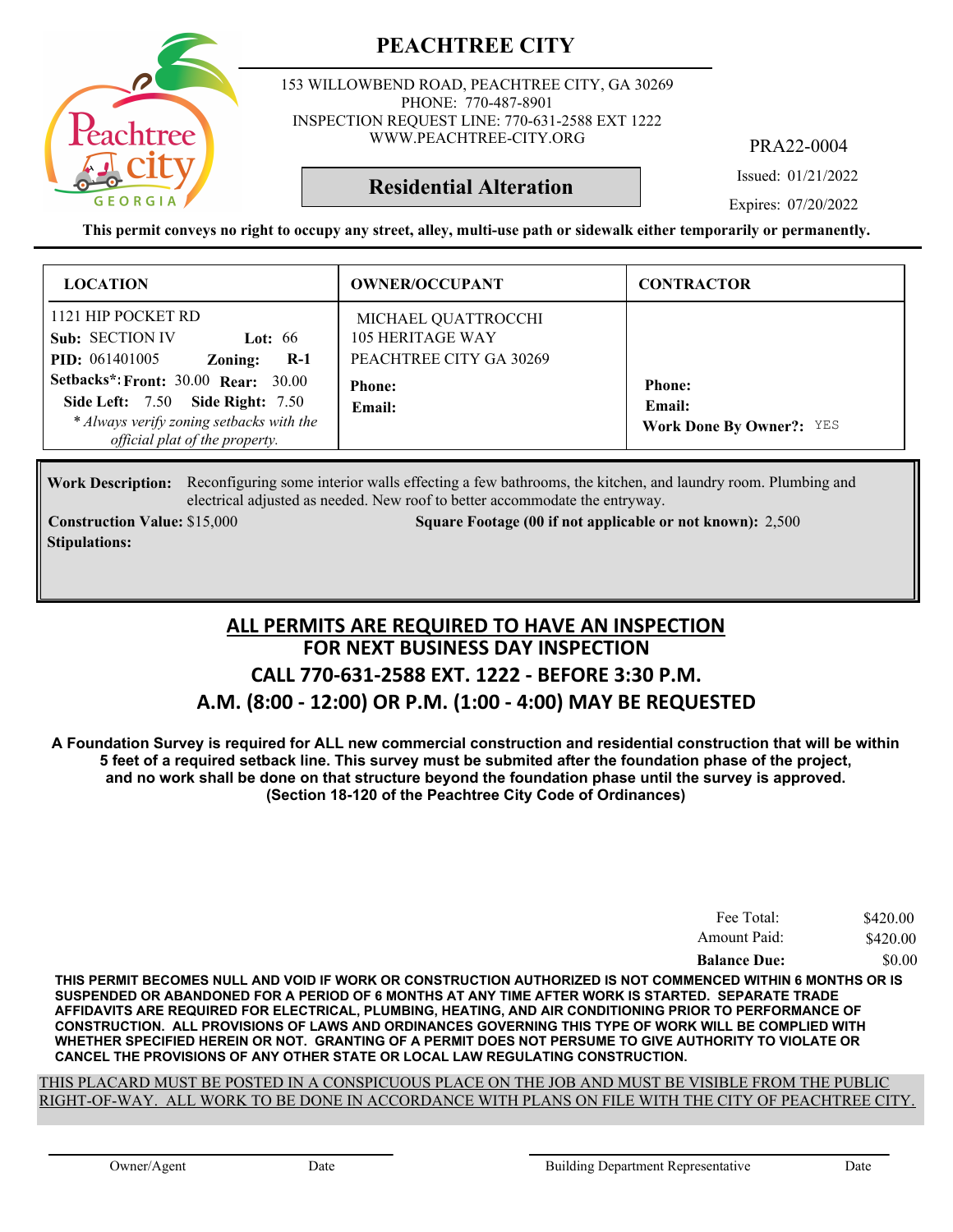# PEACHTREE CITY

153 WILLOWBEND ROAD, PEACHTREE CITY, GA 30269
PHONE: 770-487-8901
INSPECTION REQUEST LINE: 770-631-2588 EXT 1222
WWW.PEACHTREE-CITY.ORG

PRA22-0004

**Residential Alteration**

Issued: 01/21/2022

Expires: 07/20/2022

**This permit conveys no right to occupy any street, alley, multi-use path or sidewalk either temporarily or permanently.**

| LOCATION | OWNER/OCCUPANT | CONTRACTOR |
|---|---|---|
| 1121 HIP POCKET RD<br>**Sub:** SECTION IV **Lot:** 66<br>**PID:** 061401005 **Zoning:** **R-1**<br>**Setbacks*: Front:** 30.00 **Rear:** 30.00<br>**Side Left:** 7.50 **Side Right:** 7.50<br>*\* Always verify zoning setbacks with the official plat of the property.* | MICHAEL QUATTROCCHI<br>105 HERITAGE WAY<br>PEACHTREE CITY GA 30269<br>**Phone:**<br>**Email:** | **Phone:**<br>**Email:**<br>**Work Done By Owner?:** YES |

**Work Description:** Reconfiguring some interior walls effecting a few bathrooms, the kitchen, and laundry room. Plumbing and electrical adjusted as needed. New roof to better accommodate the entryway.

**Construction Value:** $15,000 **Square Footage (00 if not applicable or not known):** 2,500

**Stipulations:**

## ALL PERMITS ARE REQUIRED TO HAVE AN INSPECTION
## FOR NEXT BUSINESS DAY INSPECTION
## CALL 770-631-2588 EXT. 1222 - BEFORE 3:30 P.M.
## A.M. (8:00 - 12:00) OR P.M. (1:00 - 4:00) MAY BE REQUESTED

**A Foundation Survey is required for ALL new commercial construction and residential construction that will be within 5 feet of a required setback line. This survey must be submited after the foundation phase of the project, and no work shall be done on that structure beyond the foundation phase until the survey is approved. (Section 18-120 of the Peachtree City Code of Ordinances)**

| | |
|---|---|
| Fee Total: | $420.00 |
| Amount Paid: | $420.00 |
| **Balance Due:** | $0.00 |

**THIS PERMIT BECOMES NULL AND VOID IF WORK OR CONSTRUCTION AUTHORIZED IS NOT COMMENCED WITHIN 6 MONTHS OR IS SUSPENDED OR ABANDONED FOR A PERIOD OF 6 MONTHS AT ANY TIME AFTER WORK IS STARTED. SEPARATE TRADE AFFIDAVITS ARE REQUIRED FOR ELECTRICAL, PLUMBING, HEATING, AND AIR CONDITIONING PRIOR TO PERFORMANCE OF CONSTRUCTION. ALL PROVISIONS OF LAWS AND ORDINANCES GOVERNING THIS TYPE OF WORK WILL BE COMPLIED WITH WHETHER SPECIFIED HEREIN OR NOT. GRANTING OF A PERMIT DOES NOT PERSUME TO GIVE AUTHORITY TO VIOLATE OR CANCEL THE PROVISIONS OF ANY OTHER STATE OR LOCAL LAW REGULATING CONSTRUCTION.**

THIS PLACARD MUST BE POSTED IN A CONSPICUOUS PLACE ON THE JOB AND MUST BE VISIBLE FROM THE PUBLIC RIGHT-OF-WAY. ALL WORK TO BE DONE IN ACCORDANCE WITH PLANS ON FILE WITH THE CITY OF PEACHTREE CITY.

Owner/Agent Date Building Department Representative Date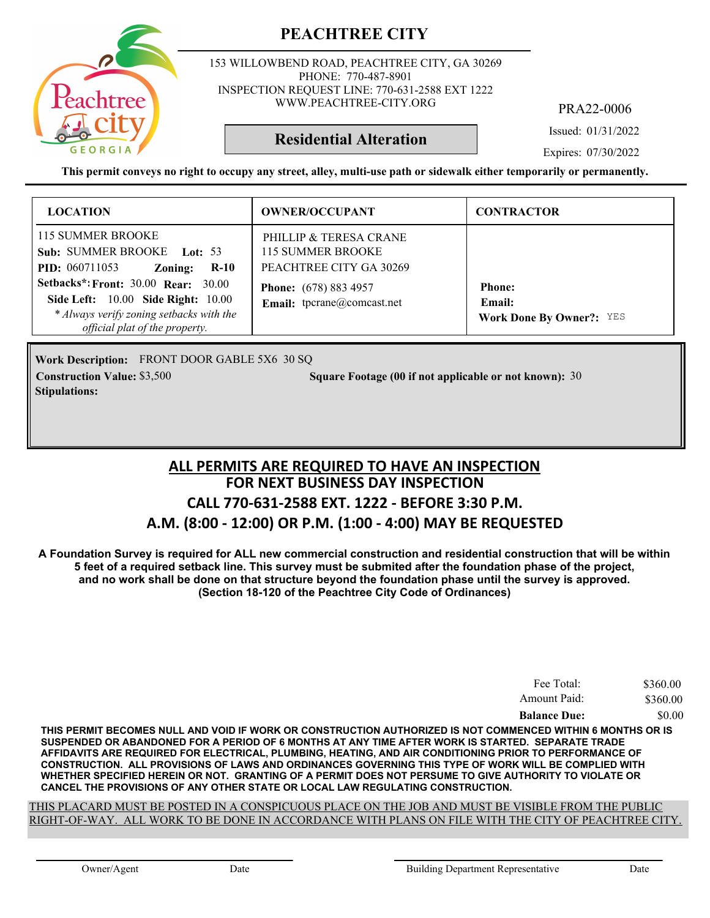# PEACHTREE CITY

153 WILLOWBEND ROAD, PEACHTREE CITY, GA 30269
PHONE: 770-487-8901
INSPECTION REQUEST LINE: 770-631-2588 EXT 1222
WWW.PEACHTREE-CITY.ORG

PRA22-0006

**Residential Alteration**

Issued: 01/31/2022
Expires: 07/30/2022

**This permit conveys no right to occupy any street, alley, multi-use path or sidewalk either temporarily or permanently.**

| LOCATION | OWNER/OCCUPANT | CONTRACTOR |
|---|---|---|
| 115 SUMMER BROOKE<br>**Sub:** SUMMER BROOKE **Lot:** 53<br>**PID:** 060711053 **Zoning:** **R-10**<br>**Setbacks*:** **Front:** 30.00 **Rear:** 30.00<br>**Side Left:** 10.00 **Side Right:** 10.00<br>*\* Always verify zoning setbacks with the official plat of the property.* | PHILLIP & TERESA CRANE<br>115 SUMMER BROOKE<br>PEACHTREE CITY GA 30269<br>**Phone:** (678) 883 4957<br>**Email:** tpcrane@comcast.net | **Phone:**<br>**Email:**<br>**Work Done By Owner?:** YES |

**Work Description:** FRONT DOOR GABLE 5X6 30 SQ
**Construction Value:** $3,500
**Square Footage (00 if not applicable or not known):** 30
**Stipulations:**

## ALL PERMITS ARE REQUIRED TO HAVE AN INSPECTION
## FOR NEXT BUSINESS DAY INSPECTION
## CALL 770-631-2588 EXT. 1222 - BEFORE 3:30 P.M.
## A.M. (8:00 - 12:00) OR P.M. (1:00 - 4:00) MAY BE REQUESTED

**A Foundation Survey is required for ALL new commercial construction and residential construction that will be within 5 feet of a required setback line. This survey must be submited after the foundation phase of the project, and no work shall be done on that structure beyond the foundation phase until the survey is approved. (Section 18-120 of the Peachtree City Code of Ordinances)**

| | |
|---|---|
| Fee Total: | $360.00 |
| Amount Paid: | $360.00 |
| **Balance Due:** | $0.00 |

**THIS PERMIT BECOMES NULL AND VOID IF WORK OR CONSTRUCTION AUTHORIZED IS NOT COMMENCED WITHIN 6 MONTHS OR IS SUSPENDED OR ABANDONED FOR A PERIOD OF 6 MONTHS AT ANY TIME AFTER WORK IS STARTED. SEPARATE TRADE AFFIDAVITS ARE REQUIRED FOR ELECTRICAL, PLUMBING, HEATING, AND AIR CONDITIONING PRIOR TO PERFORMANCE OF CONSTRUCTION. ALL PROVISIONS OF LAWS AND ORDINANCES GOVERNING THIS TYPE OF WORK WILL BE COMPLIED WITH WHETHER SPECIFIED HEREIN OR NOT. GRANTING OF A PERMIT DOES NOT PERSUME TO GIVE AUTHORITY TO VIOLATE OR CANCEL THE PROVISIONS OF ANY OTHER STATE OR LOCAL LAW REGULATING CONSTRUCTION.**

THIS PLACARD MUST BE POSTED IN A CONSPICUOUS PLACE ON THE JOB AND MUST BE VISIBLE FROM THE PUBLIC RIGHT-OF-WAY. ALL WORK TO BE DONE IN ACCORDANCE WITH PLANS ON FILE WITH THE CITY OF PEACHTREE CITY.

Owner/Agent Date Building Department Representative Date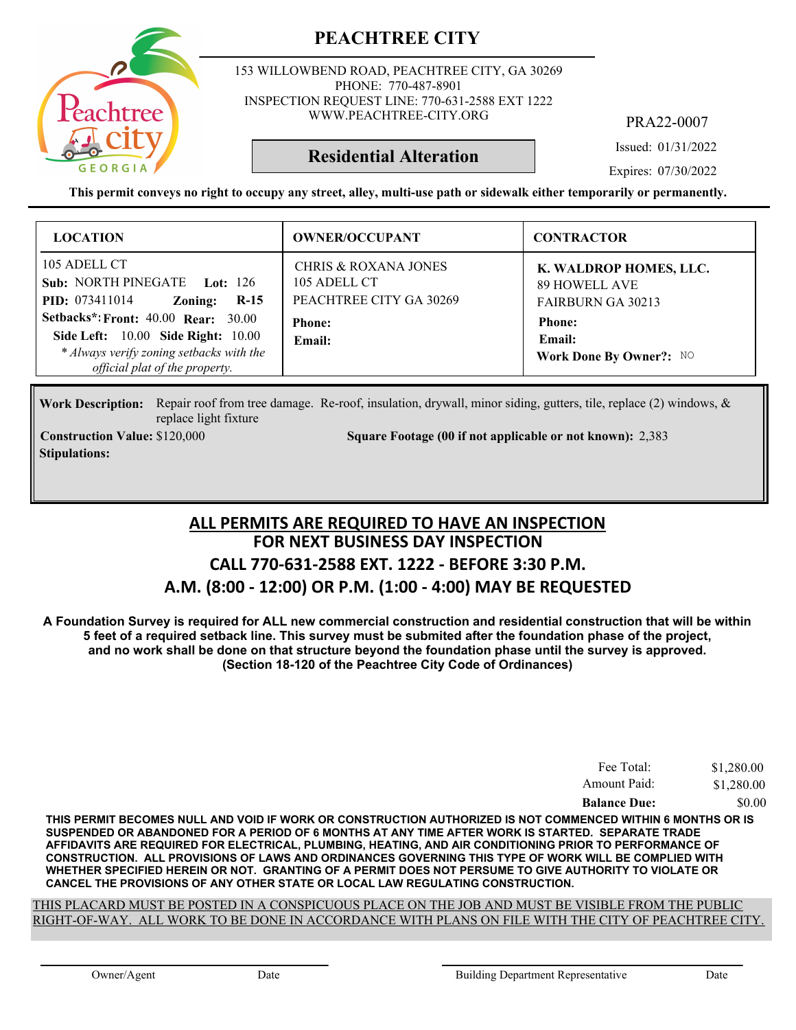# PEACHTREE CITY

153 WILLOWBEND ROAD, PEACHTREE CITY, GA 30269
PHONE: 770-487-8901
INSPECTION REQUEST LINE: 770-631-2588 EXT 1222
WWW.PEACHTREE-CITY.ORG

PRA22-0007

**Residential Alteration**

Issued: 01/31/2022

Expires: 07/30/2022

**This permit conveys no right to occupy any street, alley, multi-use path or sidewalk either temporarily or permanently.**

| LOCATION | OWNER/OCCUPANT | CONTRACTOR |
|---|---|---|
| 105 ADELL CT<br>**Sub:** NORTH PINEGATE **Lot:** 126<br>**PID:** 073411014 **Zoning:** **R-15**<br>**Setbacks*:** **Front:** 40.00 **Rear:** 30.00<br>**Side Left:** 10.00 **Side Right:** 10.00<br>*\* Always verify zoning setbacks with the official plat of the property.* | CHRIS & ROXANA JONES<br>105 ADELL CT<br>PEACHTREE CITY GA 30269<br>**Phone:**<br>**Email:** | **K. WALDROP HOMES, LLC.**<br>89 HOWELL AVE<br>FAIRBURN GA 30213<br>**Phone:**<br>**Email:**<br>**Work Done By Owner?:** NO |

**Work Description:** Repair roof from tree damage. Re-roof, insulation, drywall, minor siding, gutters, tile, replace (2) windows, & replace light fixture

**Construction Value:** $120,000

**Square Footage (00 if not applicable or not known):** 2,383

**Stipulations:**

## ALL PERMITS ARE REQUIRED TO HAVE AN INSPECTION
## FOR NEXT BUSINESS DAY INSPECTION
## CALL 770-631-2588 EXT. 1222 - BEFORE 3:30 P.M.
## A.M. (8:00 - 12:00) OR P.M. (1:00 - 4:00) MAY BE REQUESTED

**A Foundation Survey is required for ALL new commercial construction and residential construction that will be within 5 feet of a required setback line. This survey must be submited after the foundation phase of the project, and no work shall be done on that structure beyond the foundation phase until the survey is approved. (Section 18-120 of the Peachtree City Code of Ordinances)**

| | |
|---|---|
| Fee Total: | $1,280.00 |
| Amount Paid: | $1,280.00 |
| **Balance Due:** | $0.00 |

**THIS PERMIT BECOMES NULL AND VOID IF WORK OR CONSTRUCTION AUTHORIZED IS NOT COMMENCED WITHIN 6 MONTHS OR IS SUSPENDED OR ABANDONED FOR A PERIOD OF 6 MONTHS AT ANY TIME AFTER WORK IS STARTED. SEPARATE TRADE AFFIDAVITS ARE REQUIRED FOR ELECTRICAL, PLUMBING, HEATING, AND AIR CONDITIONING PRIOR TO PERFORMANCE OF CONSTRUCTION. ALL PROVISIONS OF LAWS AND ORDINANCES GOVERNING THIS TYPE OF WORK WILL BE COMPLIED WITH WHETHER SPECIFIED HEREIN OR NOT. GRANTING OF A PERMIT DOES NOT PERSUME TO GIVE AUTHORITY TO VIOLATE OR CANCEL THE PROVISIONS OF ANY OTHER STATE OR LOCAL LAW REGULATING CONSTRUCTION.**

THIS PLACARD MUST BE POSTED IN A CONSPICUOUS PLACE ON THE JOB AND MUST BE VISIBLE FROM THE PUBLIC RIGHT-OF-WAY. ALL WORK TO BE DONE IN ACCORDANCE WITH PLANS ON FILE WITH THE CITY OF PEACHTREE CITY.

Owner/Agent Date Building Department Representative Date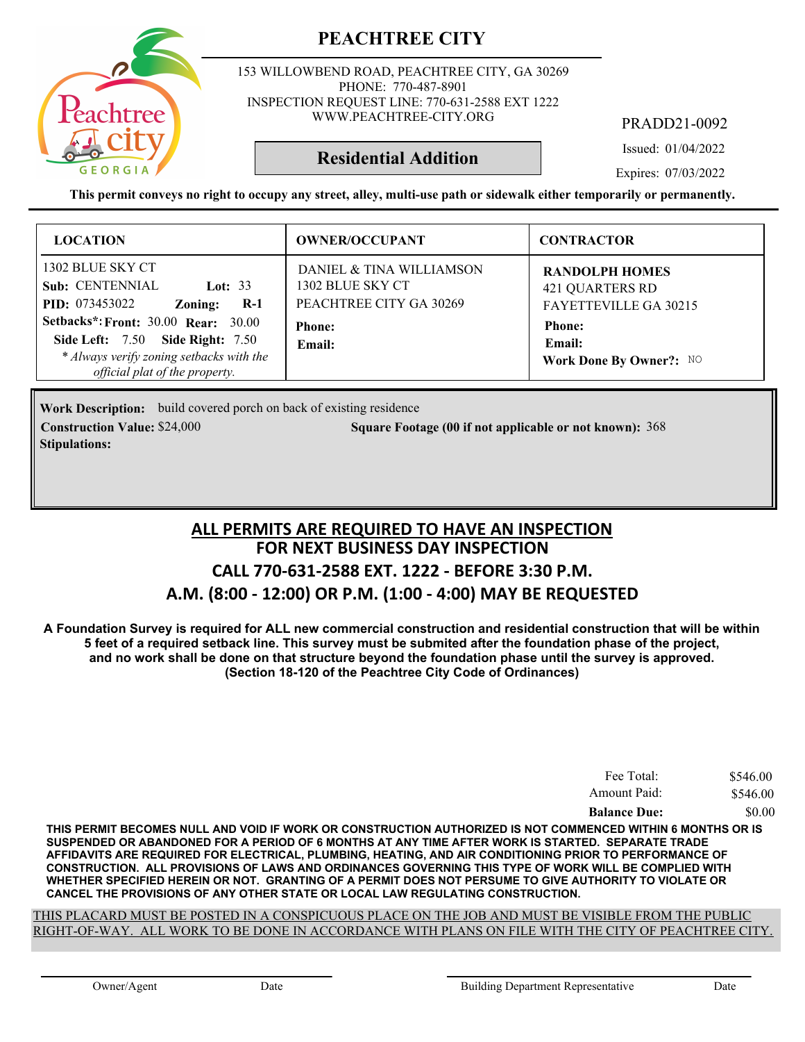# PEACHTREE CITY

153 WILLOWBEND ROAD, PEACHTREE CITY, GA 30269
PHONE: 770-487-8901
INSPECTION REQUEST LINE: 770-631-2588 EXT 1222
WWW.PEACHTREE-CITY.ORG

PRADD21-0092

**Residential Addition**

Issued: 01/04/2022

Expires: 07/03/2022

**This permit conveys no right to occupy any street, alley, multi-use path or sidewalk either temporarily or permanently.**

| LOCATION | OWNER/OCCUPANT | CONTRACTOR |
|---|---|---|
| 1302 BLUE SKY CT<br>**Sub:** CENTENNIAL **Lot:** 33<br>**PID:** 073453022 **Zoning:** **R-1**<br>**Setbacks*: Front:** 30.00 **Rear:** 30.00<br>**Side Left:** 7.50 **Side Right:** 7.50<br>*\* Always verify zoning setbacks with the official plat of the property.* | DANIEL & TINA WILLIAMSON<br>1302 BLUE SKY CT<br>PEACHTREE CITY GA 30269<br>**Phone:**<br>**Email:** | **RANDOLPH HOMES**<br>421 QUARTERS RD<br>FAYETTEVILLE GA 30215<br>**Phone:**<br>**Email:**<br>**Work Done By Owner?:** NO |

**Work Description:** build covered porch on back of existing residence

**Construction Value:** $24,000

**Square Footage (00 if not applicable or not known):** 368

**Stipulations:**

## ALL PERMITS ARE REQUIRED TO HAVE AN INSPECTION
## FOR NEXT BUSINESS DAY INSPECTION
## CALL 770-631-2588 EXT. 1222 - BEFORE 3:30 P.M.
## A.M. (8:00 - 12:00) OR P.M. (1:00 - 4:00) MAY BE REQUESTED

**A Foundation Survey is required for ALL new commercial construction and residential construction that will be within 5 feet of a required setback line. This survey must be submited after the foundation phase of the project, and no work shall be done on that structure beyond the foundation phase until the survey is approved. (Section 18-120 of the Peachtree City Code of Ordinances)**

| | |
|---|---|
| Fee Total: | $546.00 |
| Amount Paid: | $546.00 |
| **Balance Due:** | $0.00 |

**THIS PERMIT BECOMES NULL AND VOID IF WORK OR CONSTRUCTION AUTHORIZED IS NOT COMMENCED WITHIN 6 MONTHS OR IS SUSPENDED OR ABANDONED FOR A PERIOD OF 6 MONTHS AT ANY TIME AFTER WORK IS STARTED. SEPARATE TRADE AFFIDAVITS ARE REQUIRED FOR ELECTRICAL, PLUMBING, HEATING, AND AIR CONDITIONING PRIOR TO PERFORMANCE OF CONSTRUCTION. ALL PROVISIONS OF LAWS AND ORDINANCES GOVERNING THIS TYPE OF WORK WILL BE COMPLIED WITH WHETHER SPECIFIED HEREIN OR NOT. GRANTING OF A PERMIT DOES NOT PERSUME TO GIVE AUTHORITY TO VIOLATE OR CANCEL THE PROVISIONS OF ANY OTHER STATE OR LOCAL LAW REGULATING CONSTRUCTION.**

THIS PLACARD MUST BE POSTED IN A CONSPICUOUS PLACE ON THE JOB AND MUST BE VISIBLE FROM THE PUBLIC RIGHT-OF-WAY. ALL WORK TO BE DONE IN ACCORDANCE WITH PLANS ON FILE WITH THE CITY OF PEACHTREE CITY.

Owner/Agent    Date    Building Department Representative    Date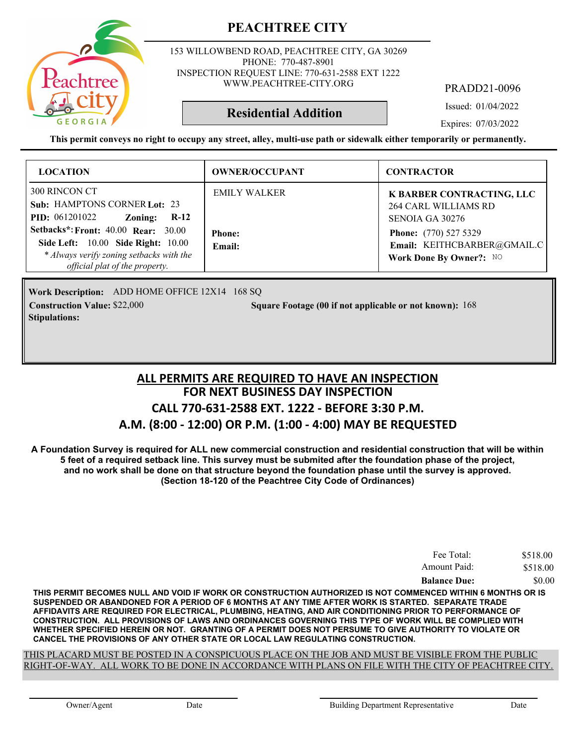# PEACHTREE CITY

153 WILLOWBEND ROAD, PEACHTREE CITY, GA 30269
PHONE: 770-487-8901
INSPECTION REQUEST LINE: 770-631-2588 EXT 1222
WWW.PEACHTREE-CITY.ORG

PRADD21-0096

## Residential Addition

Issued: 01/04/2022

Expires: 07/03/2022

**This permit conveys no right to occupy any street, alley, multi-use path or sidewalk either temporarily or permanently.**

| LOCATION | OWNER/OCCUPANT | CONTRACTOR |
|---|---|---|
| 300 RINCON CT<br>**Sub:** HAMPTONS CORNER **Lot:** 23<br>**PID:** 061201022 **Zoning:** **R-12**<br>**Setbacks\*: Front:** 40.00 **Rear:** 30.00<br>**Side Left:** 10.00 **Side Right:** 10.00<br>*\* Always verify zoning setbacks with the official plat of the property.* | EMILY WALKER<br><br>**Phone:**<br>**Email:** | **K BARBER CONTRACTING, LLC**<br>264 CARL WILLIAMS RD<br>SENOIA GA 30276<br>**Phone:** (770) 527 5329<br>**Email:** KEITHCBARBER@GMAIL.C<br>**Work Done By Owner?:** NO |

**Work Description:** ADD HOME OFFICE 12X14 168 SQ

**Construction Value:** $22,000

**Square Footage (00 if not applicable or not known):** 168

**Stipulations:**

## ALL PERMITS ARE REQUIRED TO HAVE AN INSPECTION
## FOR NEXT BUSINESS DAY INSPECTION
## CALL 770-631-2588 EXT. 1222 - BEFORE 3:30 P.M.
## A.M. (8:00 - 12:00) OR P.M. (1:00 - 4:00) MAY BE REQUESTED

**A Foundation Survey is required for ALL new commercial construction and residential construction that will be within 5 feet of a required setback line. This survey must be submited after the foundation phase of the project, and no work shall be done on that structure beyond the foundation phase until the survey is approved. (Section 18-120 of the Peachtree City Code of Ordinances)**

| | |
|---|---|
| Fee Total: | $518.00 |
| Amount Paid: | $518.00 |
| **Balance Due:** | $0.00 |

**THIS PERMIT BECOMES NULL AND VOID IF WORK OR CONSTRUCTION AUTHORIZED IS NOT COMMENCED WITHIN 6 MONTHS OR IS SUSPENDED OR ABANDONED FOR A PERIOD OF 6 MONTHS AT ANY TIME AFTER WORK IS STARTED. SEPARATE TRADE AFFIDAVITS ARE REQUIRED FOR ELECTRICAL, PLUMBING, HEATING, AND AIR CONDITIONING PRIOR TO PERFORMANCE OF CONSTRUCTION. ALL PROVISIONS OF LAWS AND ORDINANCES GOVERNING THIS TYPE OF WORK WILL BE COMPLIED WITH WHETHER SPECIFIED HEREIN OR NOT. GRANTING OF A PERMIT DOES NOT PERSUME TO GIVE AUTHORITY TO VIOLATE OR CANCEL THE PROVISIONS OF ANY OTHER STATE OR LOCAL LAW REGULATING CONSTRUCTION.**

THIS PLACARD MUST BE POSTED IN A CONSPICUOUS PLACE ON THE JOB AND MUST BE VISIBLE FROM THE PUBLIC RIGHT-OF-WAY. ALL WORK TO BE DONE IN ACCORDANCE WITH PLANS ON FILE WITH THE CITY OF PEACHTREE CITY.

Owner/Agent　　Date　　Building Department Representative　　Date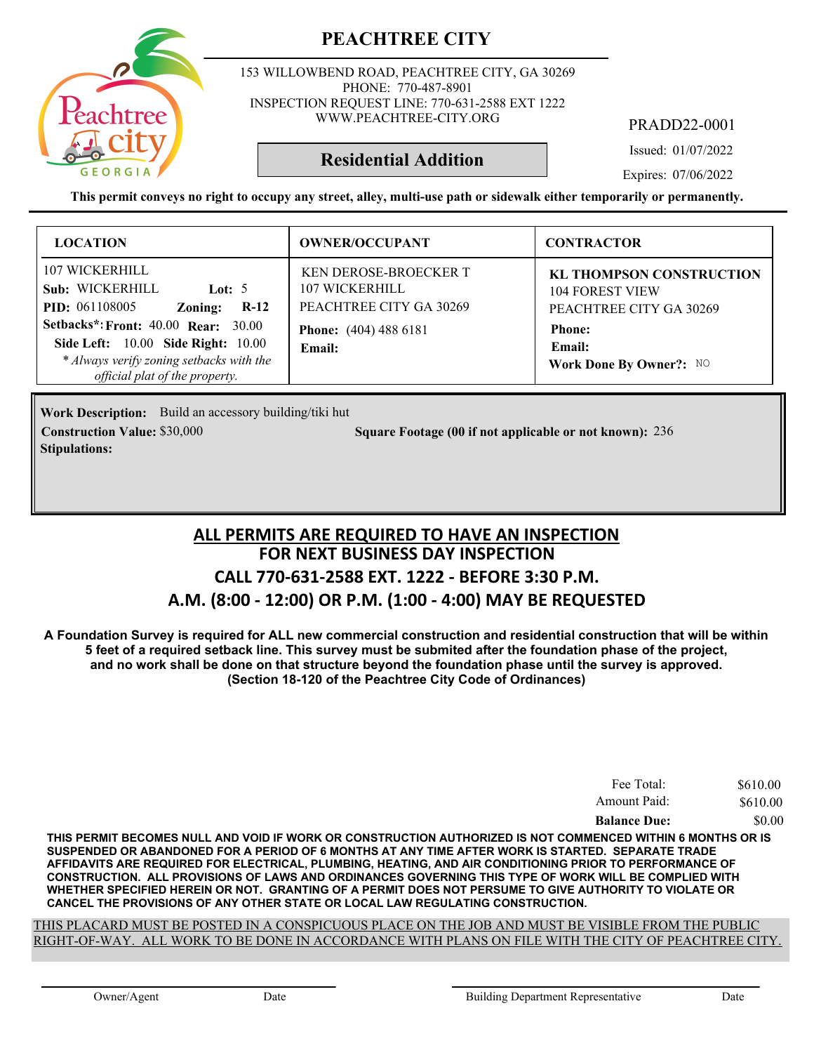# PEACHTREE CITY

153 WILLOWBEND ROAD, PEACHTREE CITY, GA 30269
PHONE: 770-487-8901
INSPECTION REQUEST LINE: 770-631-2588 EXT 1222
WWW.PEACHTREE-CITY.ORG

PRADD22-0001

## Residential Addition

Issued: 01/07/2022

Expires: 07/06/2022

**This permit conveys no right to occupy any street, alley, multi-use path or sidewalk either temporarily or permanently.**

| LOCATION | OWNER/OCCUPANT | CONTRACTOR |
|---|---|---|
| 107 WICKERHILL<br>**Sub:** WICKERHILL **Lot:** 5<br>**PID:** 061108005 **Zoning:** **R-12**<br>**Setbacks*:** **Front:** 40.00 **Rear:** 30.00<br>**Side Left:** 10.00 **Side Right:** 10.00<br>*\* Always verify zoning setbacks with the official plat of the property.* | KEN DEROSE-BROECKER T<br>107 WICKERHILL<br>PEACHTREE CITY GA 30269<br>**Phone:** (404) 488 6181<br>**Email:** | **KL THOMPSON CONSTRUCTION**<br>104 FOREST VIEW<br>PEACHTREE CITY GA 30269<br>**Phone:**<br>**Email:**<br>**Work Done By Owner?:** NO |

**Work Description:** Build an accessory building/tiki hut

**Construction Value:** $30,000

**Square Footage (00 if not applicable or not known):** 236

**Stipulations:**

## ALL PERMITS ARE REQUIRED TO HAVE AN INSPECTION
## FOR NEXT BUSINESS DAY INSPECTION
## CALL 770-631-2588 EXT. 1222 - BEFORE 3:30 P.M.
## A.M. (8:00 - 12:00) OR P.M. (1:00 - 4:00) MAY BE REQUESTED

**A Foundation Survey is required for ALL new commercial construction and residential construction that will be within 5 feet of a required setback line. This survey must be submited after the foundation phase of the project, and no work shall be done on that structure beyond the foundation phase until the survey is approved. (Section 18-120 of the Peachtree City Code of Ordinances)**

| | |
|---|---|
| Fee Total: | $610.00 |
| Amount Paid: | $610.00 |
| **Balance Due:** | $0.00 |

**THIS PERMIT BECOMES NULL AND VOID IF WORK OR CONSTRUCTION AUTHORIZED IS NOT COMMENCED WITHIN 6 MONTHS OR IS SUSPENDED OR ABANDONED FOR A PERIOD OF 6 MONTHS AT ANY TIME AFTER WORK IS STARTED. SEPARATE TRADE AFFIDAVITS ARE REQUIRED FOR ELECTRICAL, PLUMBING, HEATING, AND AIR CONDITIONING PRIOR TO PERFORMANCE OF CONSTRUCTION. ALL PROVISIONS OF LAWS AND ORDINANCES GOVERNING THIS TYPE OF WORK WILL BE COMPLIED WITH WHETHER SPECIFIED HEREIN OR NOT. GRANTING OF A PERMIT DOES NOT PERSUME TO GIVE AUTHORITY TO VIOLATE OR CANCEL THE PROVISIONS OF ANY OTHER STATE OR LOCAL LAW REGULATING CONSTRUCTION.**

THIS PLACARD MUST BE POSTED IN A CONSPICUOUS PLACE ON THE JOB AND MUST BE VISIBLE FROM THE PUBLIC RIGHT-OF-WAY. ALL WORK TO BE DONE IN ACCORDANCE WITH PLANS ON FILE WITH THE CITY OF PEACHTREE CITY.

Owner/Agent Date Building Department Representative Date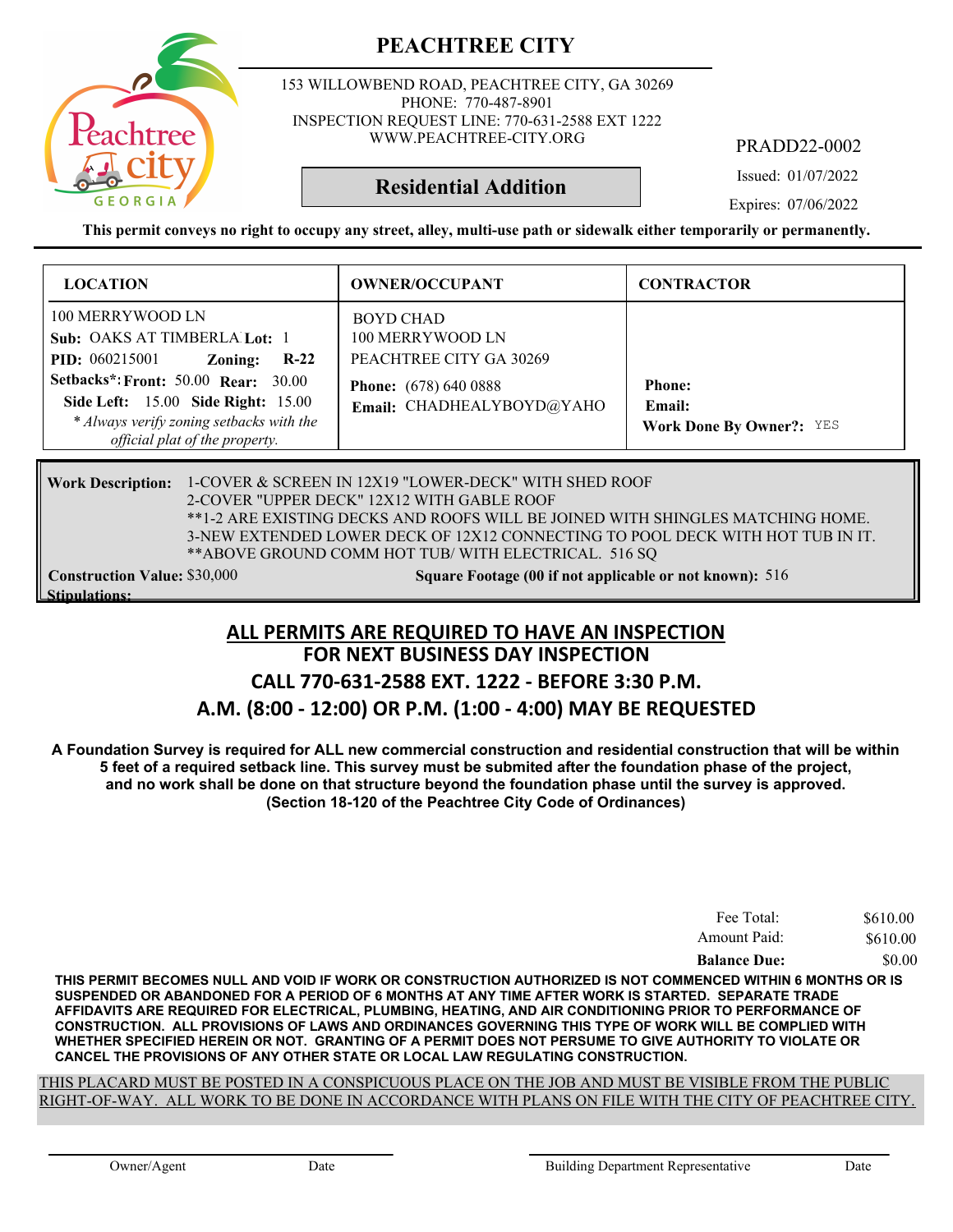# PEACHTREE CITY

153 WILLOWBEND ROAD, PEACHTREE CITY, GA 30269
PHONE: 770-487-8901
INSPECTION REQUEST LINE: 770-631-2588 EXT 1222
WWW.PEACHTREE-CITY.ORG

PRADD22-0002

## Residential Addition

Issued: 01/07/2022

Expires: 07/06/2022

**This permit conveys no right to occupy any street, alley, multi-use path or sidewalk either temporarily or permanently.**

| LOCATION | OWNER/OCCUPANT | CONTRACTOR |
|---|---|---|
| 100 MERRYWOOD LN<br>**Sub:** OAKS AT TIMBERLA **Lot:** 1<br>**PID:** 060215001 **Zoning:** **R-22**<br>**Setbacks*: Front:** 50.00 **Rear:** 30.00<br>**Side Left:** 15.00 **Side Right:** 15.00<br>*\* Always verify zoning setbacks with the official plat of the property.* | BOYD CHAD<br>100 MERRYWOOD LN<br>PEACHTREE CITY GA 30269<br>**Phone:** (678) 640 0888<br>**Email:** CHADHEALYBOYD@YAHO | **Phone:**<br>**Email:**<br>**Work Done By Owner?:** YES |

**Work Description:** 1-COVER & SCREEN IN 12X19 "LOWER-DECK" WITH SHED ROOF
2-COVER "UPPER DECK" 12X12 WITH GABLE ROOF
**1-2 ARE EXISTING DECKS AND ROOFS WILL BE JOINED WITH SHINGLES MATCHING HOME.
3-NEW EXTENDED LOWER DECK OF 12X12 CONNECTING TO POOL DECK WITH HOT TUB IN IT.
**ABOVE GROUND COMM HOT TUB/ WITH ELECTRICAL. 516 SQ

**Construction Value:** $30,000 **Square Footage (00 if not applicable or not known):** 516

**Stipulations:**

## ALL PERMITS ARE REQUIRED TO HAVE AN INSPECTION
## FOR NEXT BUSINESS DAY INSPECTION
## CALL 770-631-2588 EXT. 1222 - BEFORE 3:30 P.M.
## A.M. (8:00 - 12:00) OR P.M. (1:00 - 4:00) MAY BE REQUESTED

**A Foundation Survey is required for ALL new commercial construction and residential construction that will be within 5 feet of a required setback line. This survey must be submited after the foundation phase of the project, and no work shall be done on that structure beyond the foundation phase until the survey is approved. (Section 18-120 of the Peachtree City Code of Ordinances)**

| | |
|---|---|
| Fee Total: | $610.00 |
| Amount Paid: | $610.00 |
| **Balance Due:** | $0.00 |

**THIS PERMIT BECOMES NULL AND VOID IF WORK OR CONSTRUCTION AUTHORIZED IS NOT COMMENCED WITHIN 6 MONTHS OR IS SUSPENDED OR ABANDONED FOR A PERIOD OF 6 MONTHS AT ANY TIME AFTER WORK IS STARTED. SEPARATE TRADE AFFIDAVITS ARE REQUIRED FOR ELECTRICAL, PLUMBING, HEATING, AND AIR CONDITIONING PRIOR TO PERFORMANCE OF CONSTRUCTION. ALL PROVISIONS OF LAWS AND ORDINANCES GOVERNING THIS TYPE OF WORK WILL BE COMPLIED WITH WHETHER SPECIFIED HEREIN OR NOT. GRANTING OF A PERMIT DOES NOT PERSUME TO GIVE AUTHORITY TO VIOLATE OR CANCEL THE PROVISIONS OF ANY OTHER STATE OR LOCAL LAW REGULATING CONSTRUCTION.**

THIS PLACARD MUST BE POSTED IN A CONSPICUOUS PLACE ON THE JOB AND MUST BE VISIBLE FROM THE PUBLIC RIGHT-OF-WAY. ALL WORK TO BE DONE IN ACCORDANCE WITH PLANS ON FILE WITH THE CITY OF PEACHTREE CITY.

Owner/Agent Date Building Department Representative Date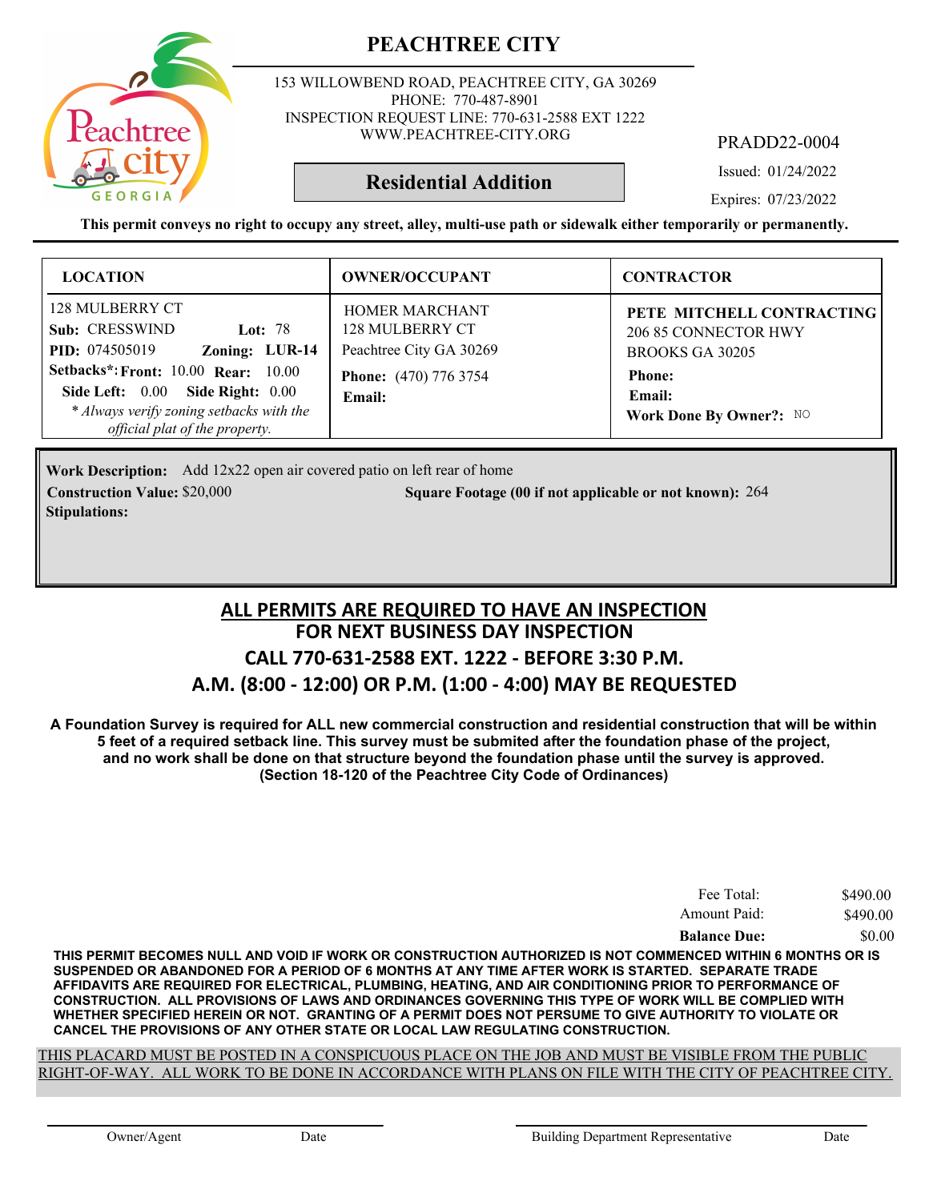# PEACHTREE CITY

153 WILLOWBEND ROAD, PEACHTREE CITY, GA 30269
PHONE: 770-487-8901
INSPECTION REQUEST LINE: 770-631-2588 EXT 1222
WWW.PEACHTREE-CITY.ORG

PRADD22-0004

## Residential Addition

Issued: 01/24/2022

Expires: 07/23/2022

**This permit conveys no right to occupy any street, alley, multi-use path or sidewalk either temporarily or permanently.**

| LOCATION | OWNER/OCCUPANT | CONTRACTOR |
|---|---|---|
| 128 MULBERRY CT<br>**Sub:** CRESSWIND **Lot:** 78<br>**PID:** 074505019 **Zoning:** LUR-14<br>**Setbacks*:** **Front:** 10.00 **Rear:** 10.00<br>**Side Left:** 0.00 **Side Right:** 0.00<br>*\* Always verify zoning setbacks with the official plat of the property.* | HOMER MARCHANT<br>128 MULBERRY CT<br>Peachtree City GA 30269<br>**Phone:** (470) 776 3754<br>**Email:** | **PETE MITCHELL CONTRACTING**<br>206 85 CONNECTOR HWY<br>BROOKS GA 30205<br>**Phone:**<br>**Email:**<br>**Work Done By Owner?:** NO |

**Work Description:** Add 12x22 open air covered patio on left rear of home

**Construction Value:** $20,000 **Square Footage (00 if not applicable or not known):** 264

**Stipulations:**

## ALL PERMITS ARE REQUIRED TO HAVE AN INSPECTION
## FOR NEXT BUSINESS DAY INSPECTION
## CALL 770-631-2588 EXT. 1222 - BEFORE 3:30 P.M.
## A.M. (8:00 - 12:00) OR P.M. (1:00 - 4:00) MAY BE REQUESTED

**A Foundation Survey is required for ALL new commercial construction and residential construction that will be within 5 feet of a required setback line. This survey must be submited after the foundation phase of the project, and no work shall be done on that structure beyond the foundation phase until the survey is approved. (Section 18-120 of the Peachtree City Code of Ordinances)**

| | |
|---|---|
| Fee Total: | $490.00 |
| Amount Paid: | $490.00 |
| **Balance Due:** | $0.00 |

**THIS PERMIT BECOMES NULL AND VOID IF WORK OR CONSTRUCTION AUTHORIZED IS NOT COMMENCED WITHIN 6 MONTHS OR IS SUSPENDED OR ABANDONED FOR A PERIOD OF 6 MONTHS AT ANY TIME AFTER WORK IS STARTED. SEPARATE TRADE AFFIDAVITS ARE REQUIRED FOR ELECTRICAL, PLUMBING, HEATING, AND AIR CONDITIONING PRIOR TO PERFORMANCE OF CONSTRUCTION. ALL PROVISIONS OF LAWS AND ORDINANCES GOVERNING THIS TYPE OF WORK WILL BE COMPLIED WITH WHETHER SPECIFIED HEREIN OR NOT. GRANTING OF A PERMIT DOES NOT PERSUME TO GIVE AUTHORITY TO VIOLATE OR CANCEL THE PROVISIONS OF ANY OTHER STATE OR LOCAL LAW REGULATING CONSTRUCTION.**

THIS PLACARD MUST BE POSTED IN A CONSPICUOUS PLACE ON THE JOB AND MUST BE VISIBLE FROM THE PUBLIC RIGHT-OF-WAY. ALL WORK TO BE DONE IN ACCORDANCE WITH PLANS ON FILE WITH THE CITY OF PEACHTREE CITY.

Owner/Agent Date Building Department Representative Date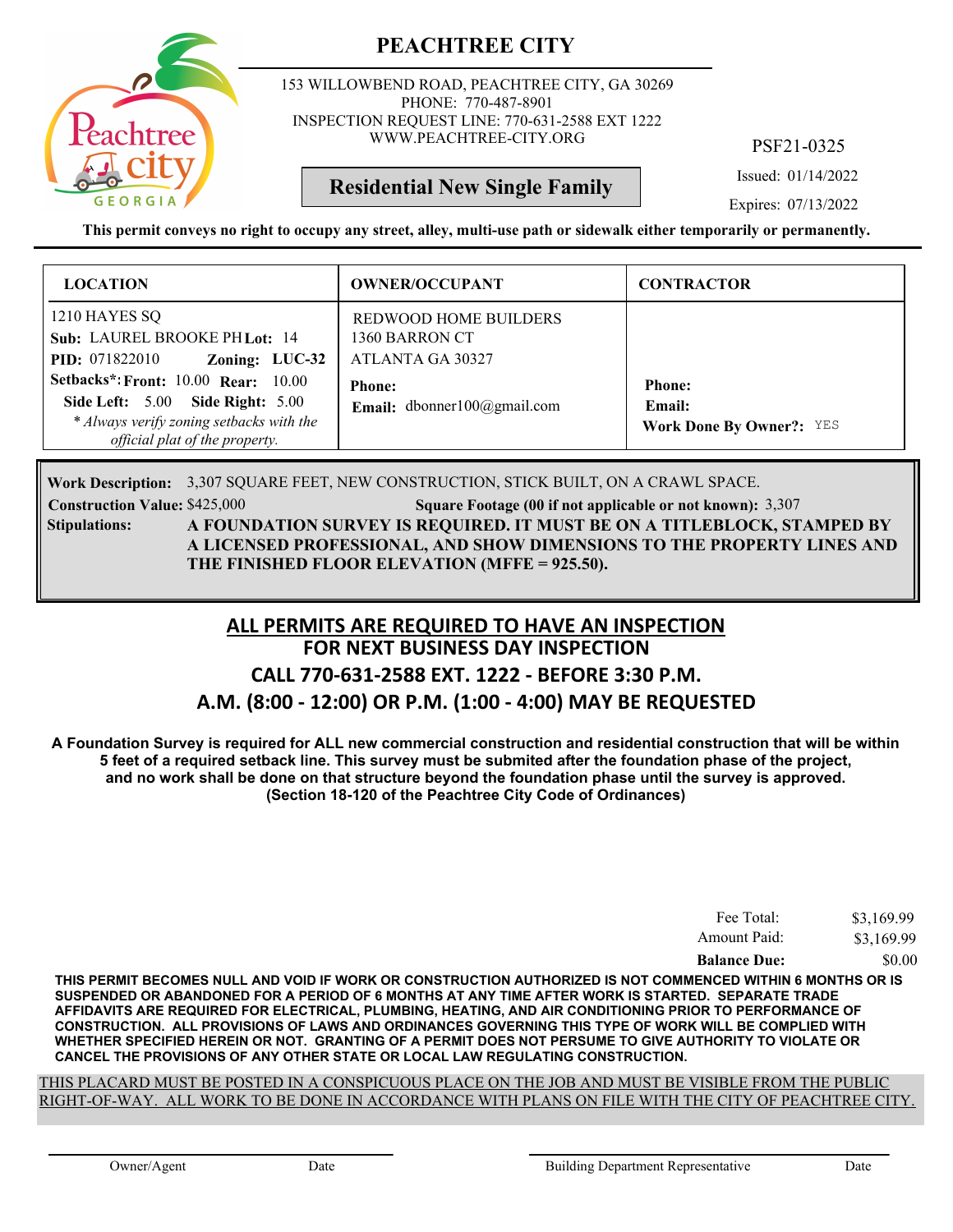# PEACHTREE CITY

153 WILLOWBEND ROAD, PEACHTREE CITY, GA 30269
PHONE: 770-487-8901
INSPECTION REQUEST LINE: 770-631-2588 EXT 1222
WWW.PEACHTREE-CITY.ORG

PSF21-0325

**Residential New Single Family**

Issued: 01/14/2022
Expires: 07/13/2022

**This permit conveys no right to occupy any street, alley, multi-use path or sidewalk either temporarily or permanently.**

| LOCATION | OWNER/OCCUPANT | CONTRACTOR |
|---|---|---|
| 1210 HAYES SQ<br>**Sub:** LAUREL BROOKE PH **Lot:** 14<br>**PID:** 071822010 **Zoning:** LUC-32<br>**Setbacks*: Front:** 10.00 **Rear:** 10.00<br>**Side Left:** 5.00 **Side Right:** 5.00<br>*\* Always verify zoning setbacks with the official plat of the property.* | REDWOOD HOME BUILDERS<br>1360 BARRON CT<br>ATLANTA GA 30327<br>**Phone:**<br>**Email:** dbonner100@gmail.com | <br><br><br>**Phone:**<br>**Email:**<br>**Work Done By Owner?:** YES |

**Work Description:** 3,307 SQUARE FEET, NEW CONSTRUCTION, STICK BUILT, ON A CRAWL SPACE.

**Construction Value:** $425,000 **Square Footage (00 if not applicable or not known):** 3,307

**Stipulations:** **A FOUNDATION SURVEY IS REQUIRED. IT MUST BE ON A TITLEBLOCK, STAMPED BY A LICENSED PROFESSIONAL, AND SHOW DIMENSIONS TO THE PROPERTY LINES AND THE FINISHED FLOOR ELEVATION (MFFE = 925.50).**

## ALL PERMITS ARE REQUIRED TO HAVE AN INSPECTION
## FOR NEXT BUSINESS DAY INSPECTION
## CALL 770-631-2588 EXT. 1222 - BEFORE 3:30 P.M.
## A.M. (8:00 - 12:00) OR P.M. (1:00 - 4:00) MAY BE REQUESTED

**A Foundation Survey is required for ALL new commercial construction and residential construction that will be within 5 feet of a required setback line. This survey must be submited after the foundation phase of the project, and no work shall be done on that structure beyond the foundation phase until the survey is approved. (Section 18-120 of the Peachtree City Code of Ordinances)**

| | |
|---|---|
| Fee Total: | $3,169.99 |
| Amount Paid: | $3,169.99 |
| **Balance Due:** | $0.00 |

**THIS PERMIT BECOMES NULL AND VOID IF WORK OR CONSTRUCTION AUTHORIZED IS NOT COMMENCED WITHIN 6 MONTHS OR IS SUSPENDED OR ABANDONED FOR A PERIOD OF 6 MONTHS AT ANY TIME AFTER WORK IS STARTED. SEPARATE TRADE AFFIDAVITS ARE REQUIRED FOR ELECTRICAL, PLUMBING, HEATING, AND AIR CONDITIONING PRIOR TO PERFORMANCE OF CONSTRUCTION. ALL PROVISIONS OF LAWS AND ORDINANCES GOVERNING THIS TYPE OF WORK WILL BE COMPLIED WITH WHETHER SPECIFIED HEREIN OR NOT. GRANTING OF A PERMIT DOES NOT PERSUME TO GIVE AUTHORITY TO VIOLATE OR CANCEL THE PROVISIONS OF ANY OTHER STATE OR LOCAL LAW REGULATING CONSTRUCTION.**

THIS PLACARD MUST BE POSTED IN A CONSPICUOUS PLACE ON THE JOB AND MUST BE VISIBLE FROM THE PUBLIC RIGHT-OF-WAY. ALL WORK TO BE DONE IN ACCORDANCE WITH PLANS ON FILE WITH THE CITY OF PEACHTREE CITY.

Owner/Agent Date Building Department Representative Date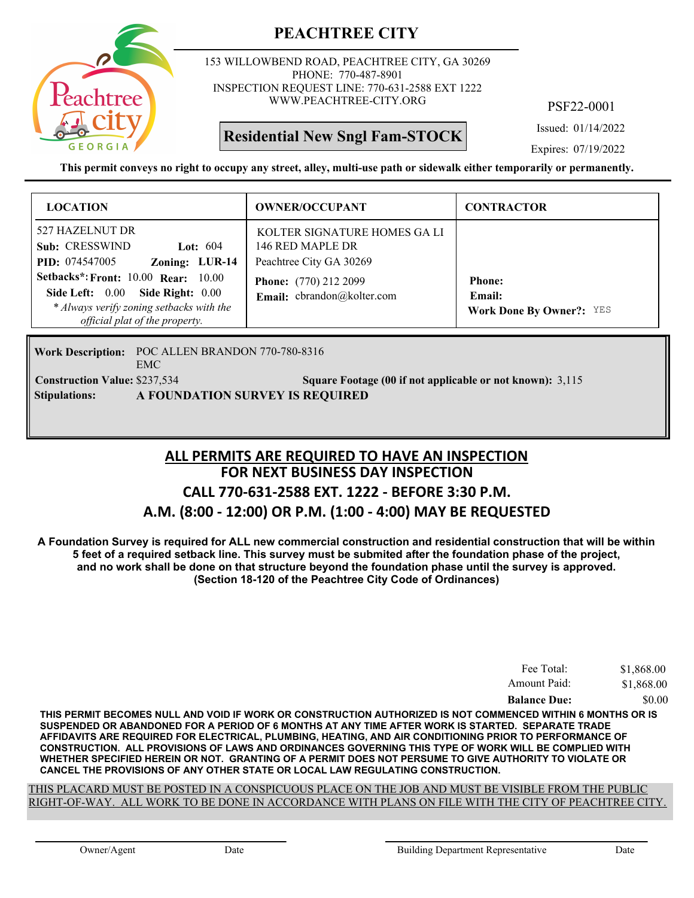# PEACHTREE CITY

153 WILLOWBEND ROAD, PEACHTREE CITY, GA 30269
PHONE: 770-487-8901
INSPECTION REQUEST LINE: 770-631-2588 EXT 1222
WWW.PEACHTREE-CITY.ORG

PSF22-0001

**Residential New Sngl Fam-STOCK**

Issued: 01/14/2022
Expires: 07/19/2022

**This permit conveys no right to occupy any street, alley, multi-use path or sidewalk either temporarily or permanently.**

| LOCATION | OWNER/OCCUPANT | CONTRACTOR |
|---|---|---|
| 527 HAZELNUT DR<br>**Sub:** CRESSWIND **Lot:** 604<br>**PID:** 074547005 **Zoning:** **LUR-14**<br>**Setbacks*:** **Front:** 10.00 **Rear:** 10.00<br>**Side Left:** 0.00 **Side Right:** 0.00<br>*\* Always verify zoning setbacks with the official plat of the property.* | KOLTER SIGNATURE HOMES GA LI<br>146 RED MAPLE DR<br>Peachtree City GA 30269<br>**Phone:** (770) 212 2099<br>**Email:** cbrandon@kolter.com | **Phone:**<br>**Email:**<br>**Work Done By Owner?:** YES |

**Work Description:** POC ALLEN BRANDON 770-780-8316
EMC

**Construction Value:** $237,534 **Square Footage (00 if not applicable or not known):** 3,115

**Stipulations:** **A FOUNDATION SURVEY IS REQUIRED**

## ALL PERMITS ARE REQUIRED TO HAVE AN INSPECTION
## FOR NEXT BUSINESS DAY INSPECTION
## CALL 770-631-2588 EXT. 1222 - BEFORE 3:30 P.M.
## A.M. (8:00 - 12:00) OR P.M. (1:00 - 4:00) MAY BE REQUESTED

**A Foundation Survey is required for ALL new commercial construction and residential construction that will be within 5 feet of a required setback line. This survey must be submited after the foundation phase of the project, and no work shall be done on that structure beyond the foundation phase until the survey is approved. (Section 18-120 of the Peachtree City Code of Ordinances)**

| | |
|---|---|
| Fee Total: | $1,868.00 |
| Amount Paid: | $1,868.00 |
| **Balance Due:** | $0.00 |

**THIS PERMIT BECOMES NULL AND VOID IF WORK OR CONSTRUCTION AUTHORIZED IS NOT COMMENCED WITHIN 6 MONTHS OR IS SUSPENDED OR ABANDONED FOR A PERIOD OF 6 MONTHS AT ANY TIME AFTER WORK IS STARTED. SEPARATE TRADE AFFIDAVITS ARE REQUIRED FOR ELECTRICAL, PLUMBING, HEATING, AND AIR CONDITIONING PRIOR TO PERFORMANCE OF CONSTRUCTION. ALL PROVISIONS OF LAWS AND ORDINANCES GOVERNING THIS TYPE OF WORK WILL BE COMPLIED WITH WHETHER SPECIFIED HEREIN OR NOT. GRANTING OF A PERMIT DOES NOT PERSUME TO GIVE AUTHORITY TO VIOLATE OR CANCEL THE PROVISIONS OF ANY OTHER STATE OR LOCAL LAW REGULATING CONSTRUCTION.**

THIS PLACARD MUST BE POSTED IN A CONSPICUOUS PLACE ON THE JOB AND MUST BE VISIBLE FROM THE PUBLIC RIGHT-OF-WAY. ALL WORK TO BE DONE IN ACCORDANCE WITH PLANS ON FILE WITH THE CITY OF PEACHTREE CITY.

Owner/Agent Date Building Department Representative Date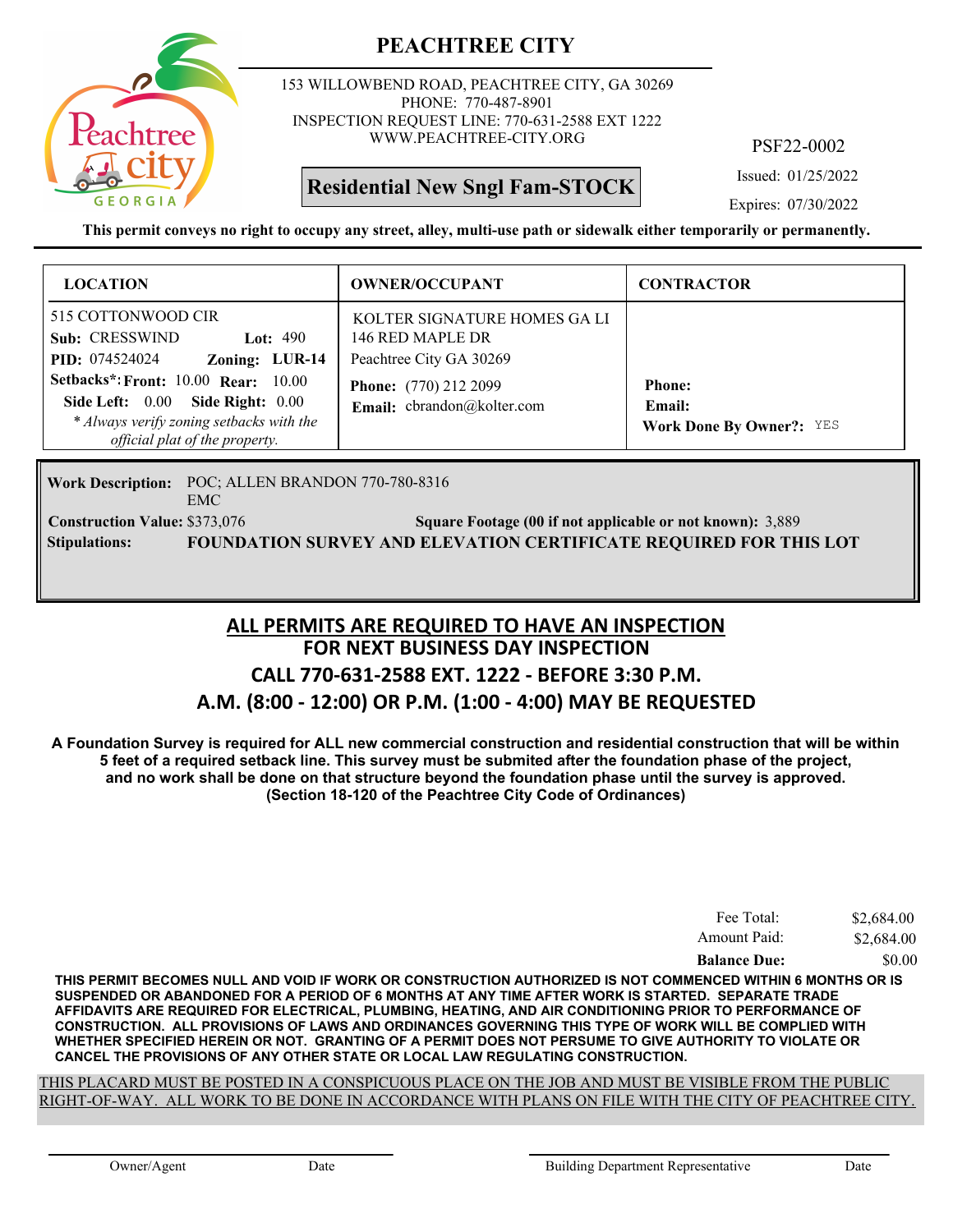# PEACHTREE CITY

153 WILLOWBEND ROAD, PEACHTREE CITY, GA 30269
PHONE: 770-487-8901
INSPECTION REQUEST LINE: 770-631-2588 EXT 1222
WWW.PEACHTREE-CITY.ORG

PSF22-0002

**Residential New Sngl Fam-STOCK**

Issued: 01/25/2022
Expires: 07/30/2022

**This permit conveys no right to occupy any street, alley, multi-use path or sidewalk either temporarily or permanently.**

| LOCATION | OWNER/OCCUPANT | CONTRACTOR |
|---|---|---|
| 515 COTTONWOOD CIR<br>**Sub:** CRESSWIND **Lot:** 490<br>**PID:** 074524024 **Zoning:** LUR-14<br>**Setbacks*: Front:** 10.00 **Rear:** 10.00<br>**Side Left:** 0.00 **Side Right:** 0.00<br>*\* Always verify zoning setbacks with the official plat of the property.* | KOLTER SIGNATURE HOMES GA LI<br>146 RED MAPLE DR<br>Peachtree City GA 30269<br>**Phone:** (770) 212 2099<br>**Email:** cbrandon@kolter.com | **Phone:**<br>**Email:**<br>**Work Done By Owner?:** YES |

**Work Description:** POC; ALLEN BRANDON 770-780-8316
EMC

**Construction Value:** $373,076 **Square Footage (00 if not applicable or not known):** 3,889

**Stipulations:** **FOUNDATION SURVEY AND ELEVATION CERTIFICATE REQUIRED FOR THIS LOT**

## ALL PERMITS ARE REQUIRED TO HAVE AN INSPECTION
## FOR NEXT BUSINESS DAY INSPECTION
## CALL 770-631-2588 EXT. 1222 - BEFORE 3:30 P.M.
## A.M. (8:00 - 12:00) OR P.M. (1:00 - 4:00) MAY BE REQUESTED

**A Foundation Survey is required for ALL new commercial construction and residential construction that will be within 5 feet of a required setback line. This survey must be submited after the foundation phase of the project, and no work shall be done on that structure beyond the foundation phase until the survey is approved. (Section 18-120 of the Peachtree City Code of Ordinances)**

| | |
|---|---|
| Fee Total: | $2,684.00 |
| Amount Paid: | $2,684.00 |
| **Balance Due:** | $0.00 |

**THIS PERMIT BECOMES NULL AND VOID IF WORK OR CONSTRUCTION AUTHORIZED IS NOT COMMENCED WITHIN 6 MONTHS OR IS SUSPENDED OR ABANDONED FOR A PERIOD OF 6 MONTHS AT ANY TIME AFTER WORK IS STARTED. SEPARATE TRADE AFFIDAVITS ARE REQUIRED FOR ELECTRICAL, PLUMBING, HEATING, AND AIR CONDITIONING PRIOR TO PERFORMANCE OF CONSTRUCTION. ALL PROVISIONS OF LAWS AND ORDINANCES GOVERNING THIS TYPE OF WORK WILL BE COMPLIED WITH WHETHER SPECIFIED HEREIN OR NOT. GRANTING OF A PERMIT DOES NOT PERSUME TO GIVE AUTHORITY TO VIOLATE OR CANCEL THE PROVISIONS OF ANY OTHER STATE OR LOCAL LAW REGULATING CONSTRUCTION.**

THIS PLACARD MUST BE POSTED IN A CONSPICUOUS PLACE ON THE JOB AND MUST BE VISIBLE FROM THE PUBLIC RIGHT-OF-WAY. ALL WORK TO BE DONE IN ACCORDANCE WITH PLANS ON FILE WITH THE CITY OF PEACHTREE CITY.

Owner/Agent Date Building Department Representative Date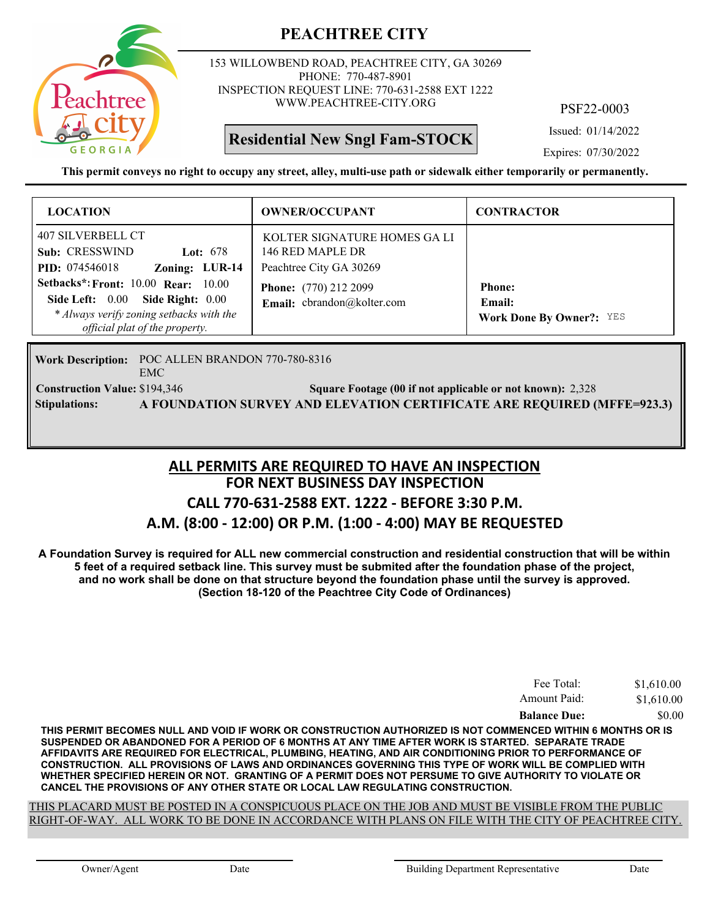# PEACHTREE CITY

153 WILLOWBEND ROAD, PEACHTREE CITY, GA 30269
PHONE: 770-487-8901
INSPECTION REQUEST LINE: 770-631-2588 EXT 1222
WWW.PEACHTREE-CITY.ORG

PSF22-0003

**Residential New Sngl Fam-STOCK**

Issued: 01/14/2022
Expires: 07/30/2022

**This permit conveys no right to occupy any street, alley, multi-use path or sidewalk either temporarily or permanently.**

| LOCATION | OWNER/OCCUPANT | CONTRACTOR |
|---|---|---|
| 407 SILVERBELL CT<br>**Sub:** CRESSWIND **Lot:** 678<br>**PID:** 074546018 **Zoning:** LUR-14<br>**Setbacks*:** **Front:** 10.00 **Rear:** 10.00<br>**Side Left:** 0.00 **Side Right:** 0.00<br>*\* Always verify zoning setbacks with the official plat of the property.* | KOLTER SIGNATURE HOMES GA LI<br>146 RED MAPLE DR<br>Peachtree City GA 30269<br>**Phone:** (770) 212 2099<br>**Email:** cbrandon@kolter.com | **Phone:**<br>**Email:**<br>**Work Done By Owner?:** YES |

**Work Description:** POC ALLEN BRANDON 770-780-8316
EMC

**Construction Value:** $194,346 **Square Footage (00 if not applicable or not known):** 2,328

**Stipulations:** **A FOUNDATION SURVEY AND ELEVATION CERTIFICATE ARE REQUIRED (MFFE=923.3)**

## ALL PERMITS ARE REQUIRED TO HAVE AN INSPECTION
## FOR NEXT BUSINESS DAY INSPECTION
## CALL 770-631-2588 EXT. 1222 - BEFORE 3:30 P.M.
## A.M. (8:00 - 12:00) OR P.M. (1:00 - 4:00) MAY BE REQUESTED

**A Foundation Survey is required for ALL new commercial construction and residential construction that will be within 5 feet of a required setback line. This survey must be submited after the foundation phase of the project, and no work shall be done on that structure beyond the foundation phase until the survey is approved. (Section 18-120 of the Peachtree City Code of Ordinances)**

| | |
|---|---|
| Fee Total: | $1,610.00 |
| Amount Paid: | $1,610.00 |
| **Balance Due:** | $0.00 |

**THIS PERMIT BECOMES NULL AND VOID IF WORK OR CONSTRUCTION AUTHORIZED IS NOT COMMENCED WITHIN 6 MONTHS OR IS SUSPENDED OR ABANDONED FOR A PERIOD OF 6 MONTHS AT ANY TIME AFTER WORK IS STARTED. SEPARATE TRADE AFFIDAVITS ARE REQUIRED FOR ELECTRICAL, PLUMBING, HEATING, AND AIR CONDITIONING PRIOR TO PERFORMANCE OF CONSTRUCTION. ALL PROVISIONS OF LAWS AND ORDINANCES GOVERNING THIS TYPE OF WORK WILL BE COMPLIED WITH WHETHER SPECIFIED HEREIN OR NOT. GRANTING OF A PERMIT DOES NOT PERSUME TO GIVE AUTHORITY TO VIOLATE OR CANCEL THE PROVISIONS OF ANY OTHER STATE OR LOCAL LAW REGULATING CONSTRUCTION.**

THIS PLACARD MUST BE POSTED IN A CONSPICUOUS PLACE ON THE JOB AND MUST BE VISIBLE FROM THE PUBLIC RIGHT-OF-WAY. ALL WORK TO BE DONE IN ACCORDANCE WITH PLANS ON FILE WITH THE CITY OF PEACHTREE CITY.

Owner/Agent Date Building Department Representative Date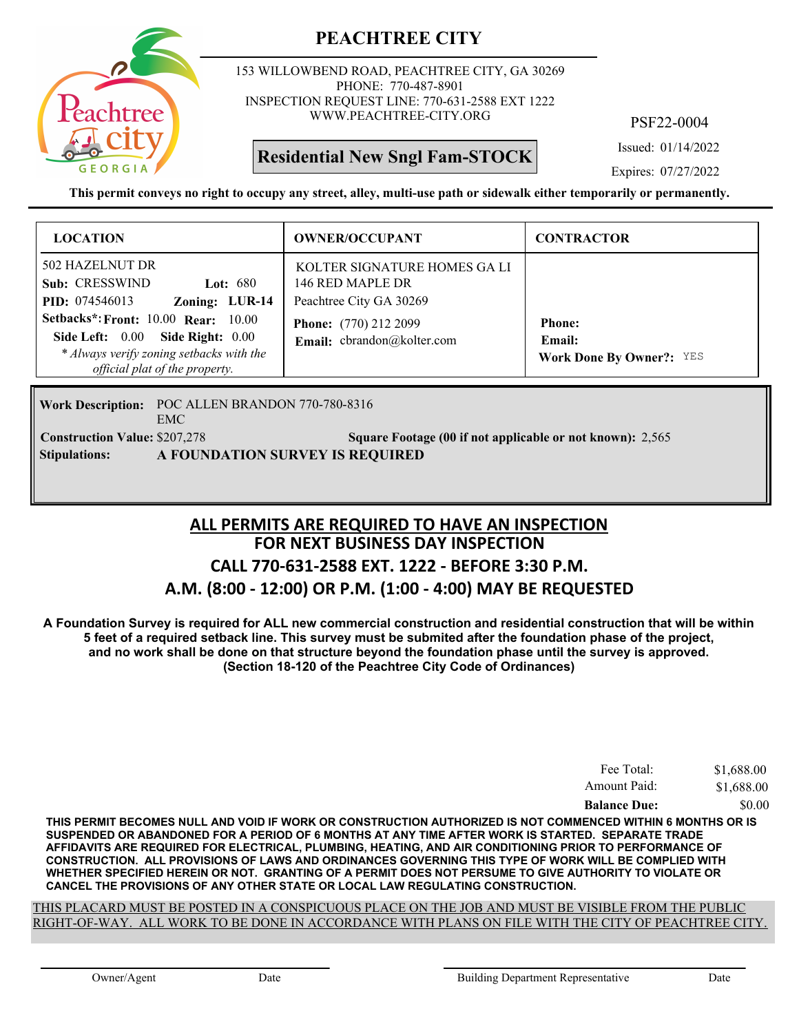# PEACHTREE CITY

153 WILLOWBEND ROAD, PEACHTREE CITY, GA 30269
PHONE: 770-487-8901
INSPECTION REQUEST LINE: 770-631-2588 EXT 1222
WWW.PEACHTREE-CITY.ORG

PSF22-0004

**Residential New Sngl Fam-STOCK**

Issued: 01/14/2022
Expires: 07/27/2022

**This permit conveys no right to occupy any street, alley, multi-use path or sidewalk either temporarily or permanently.**

| LOCATION | OWNER/OCCUPANT | CONTRACTOR |
|---|---|---|
| 502 HAZELNUT DR<br>**Sub:** CRESSWIND **Lot:** 680<br>**PID:** 074546013 **Zoning:** **LUR-14**<br>**Setbacks*: Front:** 10.00 **Rear:** 10.00<br>**Side Left:** 0.00 **Side Right:** 0.00<br>*\* Always verify zoning setbacks with the official plat of the property.* | KOLTER SIGNATURE HOMES GA LI<br>146 RED MAPLE DR<br>Peachtree City GA 30269<br>**Phone:** (770) 212 2099<br>**Email:** cbrandon@kolter.com | **Phone:**<br>**Email:**<br>**Work Done By Owner?:** YES |

**Work Description:** POC ALLEN BRANDON 770-780-8316
EMC

**Construction Value:** $207,278 **Square Footage (00 if not applicable or not known):** 2,565

**Stipulations:** **A FOUNDATION SURVEY IS REQUIRED**

## ALL PERMITS ARE REQUIRED TO HAVE AN INSPECTION
## FOR NEXT BUSINESS DAY INSPECTION
## CALL 770-631-2588 EXT. 1222 - BEFORE 3:30 P.M.
## A.M. (8:00 - 12:00) OR P.M. (1:00 - 4:00) MAY BE REQUESTED

**A Foundation Survey is required for ALL new commercial construction and residential construction that will be within 5 feet of a required setback line. This survey must be submited after the foundation phase of the project, and no work shall be done on that structure beyond the foundation phase until the survey is approved. (Section 18-120 of the Peachtree City Code of Ordinances)**

| | |
|---|---|
| Fee Total: | $1,688.00 |
| Amount Paid: | $1,688.00 |
| **Balance Due:** | $0.00 |

**THIS PERMIT BECOMES NULL AND VOID IF WORK OR CONSTRUCTION AUTHORIZED IS NOT COMMENCED WITHIN 6 MONTHS OR IS SUSPENDED OR ABANDONED FOR A PERIOD OF 6 MONTHS AT ANY TIME AFTER WORK IS STARTED. SEPARATE TRADE AFFIDAVITS ARE REQUIRED FOR ELECTRICAL, PLUMBING, HEATING, AND AIR CONDITIONING PRIOR TO PERFORMANCE OF CONSTRUCTION. ALL PROVISIONS OF LAWS AND ORDINANCES GOVERNING THIS TYPE OF WORK WILL BE COMPLIED WITH WHETHER SPECIFIED HEREIN OR NOT. GRANTING OF A PERMIT DOES NOT PERSUME TO GIVE AUTHORITY TO VIOLATE OR CANCEL THE PROVISIONS OF ANY OTHER STATE OR LOCAL LAW REGULATING CONSTRUCTION.**

THIS PLACARD MUST BE POSTED IN A CONSPICUOUS PLACE ON THE JOB AND MUST BE VISIBLE FROM THE PUBLIC RIGHT-OF-WAY. ALL WORK TO BE DONE IN ACCORDANCE WITH PLANS ON FILE WITH THE CITY OF PEACHTREE CITY.

Owner/Agent Date Building Department Representative Date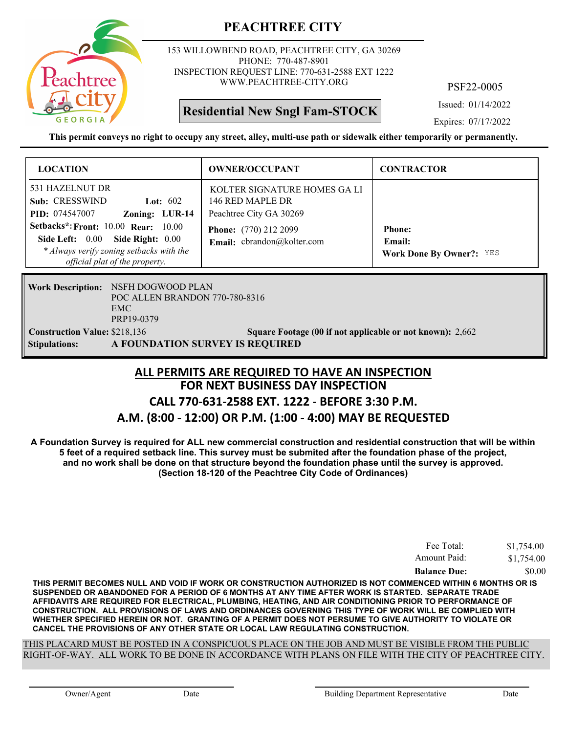# PEACHTREE CITY

153 WILLOWBEND ROAD, PEACHTREE CITY, GA 30269
PHONE: 770-487-8901
INSPECTION REQUEST LINE: 770-631-2588 EXT 1222
WWW.PEACHTREE-CITY.ORG

PSF22-0005

**Residential New Sngl Fam-STOCK**

Issued: 01/14/2022
Expires: 07/17/2022

**This permit conveys no right to occupy any street, alley, multi-use path or sidewalk either temporarily or permanently.**

| LOCATION | OWNER/OCCUPANT | CONTRACTOR |
|---|---|---|
| 531 HAZELNUT DR<br>**Sub:** CRESSWIND **Lot:** 602<br>**PID:** 074547007 **Zoning:** **LUR-14**<br>**Setbacks\*: Front:** 10.00 **Rear:** 10.00<br>**Side Left:** 0.00 **Side Right:** 0.00<br>*\* Always verify zoning setbacks with the official plat of the property.* | KOLTER SIGNATURE HOMES GA LI<br>146 RED MAPLE DR<br>Peachtree City GA 30269<br>**Phone:** (770) 212 2099<br>**Email:** cbrandon@kolter.com | **Phone:**<br>**Email:**<br>**Work Done By Owner?:** YES |

**Work Description:** NSFH DOGWOOD PLAN
POC ALLEN BRANDON 770-780-8316
EMC
PRP19-0379

**Construction Value:** $218,136 **Square Footage (00 if not applicable or not known):** 2,662

**Stipulations:** **A FOUNDATION SURVEY IS REQUIRED**

## ALL PERMITS ARE REQUIRED TO HAVE AN INSPECTION
## FOR NEXT BUSINESS DAY INSPECTION
## CALL 770-631-2588 EXT. 1222 - BEFORE 3:30 P.M.
## A.M. (8:00 - 12:00) OR P.M. (1:00 - 4:00) MAY BE REQUESTED

**A Foundation Survey is required for ALL new commercial construction and residential construction that will be within 5 feet of a required setback line. This survey must be submited after the foundation phase of the project, and no work shall be done on that structure beyond the foundation phase until the survey is approved. (Section 18-120 of the Peachtree City Code of Ordinances)**

| | |
|---|---|
| Fee Total: | $1,754.00 |
| Amount Paid: | $1,754.00 |
| **Balance Due:** | $0.00 |

**THIS PERMIT BECOMES NULL AND VOID IF WORK OR CONSTRUCTION AUTHORIZED IS NOT COMMENCED WITHIN 6 MONTHS OR IS SUSPENDED OR ABANDONED FOR A PERIOD OF 6 MONTHS AT ANY TIME AFTER WORK IS STARTED. SEPARATE TRADE AFFIDAVITS ARE REQUIRED FOR ELECTRICAL, PLUMBING, HEATING, AND AIR CONDITIONING PRIOR TO PERFORMANCE OF CONSTRUCTION. ALL PROVISIONS OF LAWS AND ORDINANCES GOVERNING THIS TYPE OF WORK WILL BE COMPLIED WITH WHETHER SPECIFIED HEREIN OR NOT. GRANTING OF A PERMIT DOES NOT PERSUME TO GIVE AUTHORITY TO VIOLATE OR CANCEL THE PROVISIONS OF ANY OTHER STATE OR LOCAL LAW REGULATING CONSTRUCTION.**

THIS PLACARD MUST BE POSTED IN A CONSPICUOUS PLACE ON THE JOB AND MUST BE VISIBLE FROM THE PUBLIC RIGHT-OF-WAY. ALL WORK TO BE DONE IN ACCORDANCE WITH PLANS ON FILE WITH THE CITY OF PEACHTREE CITY.

Owner/Agent Date Building Department Representative Date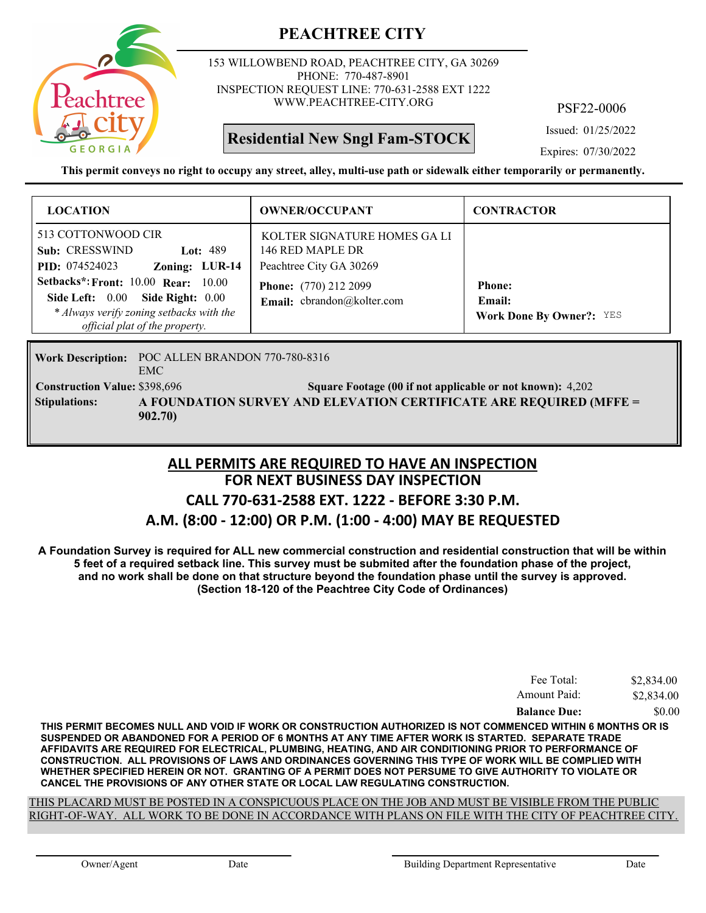# PEACHTREE CITY

153 WILLOWBEND ROAD, PEACHTREE CITY, GA 30269
PHONE: 770-487-8901
INSPECTION REQUEST LINE: 770-631-2588 EXT 1222
WWW.PEACHTREE-CITY.ORG

PSF22-0006

**Residential New Sngl Fam-STOCK**

Issued: 01/25/2022
Expires: 07/30/2022

**This permit conveys no right to occupy any street, alley, multi-use path or sidewalk either temporarily or permanently.**

| LOCATION | OWNER/OCCUPANT | CONTRACTOR |
|---|---|---|
| 513 COTTONWOOD CIR<br>**Sub:** CRESSWIND **Lot:** 489<br>**PID:** 074524023 **Zoning:** **LUR-14**<br>**Setbacks*:** **Front:** 10.00 **Rear:** 10.00<br>**Side Left:** 0.00 **Side Right:** 0.00<br>*\* Always verify zoning setbacks with the official plat of the property.* | KOLTER SIGNATURE HOMES GA LI<br>146 RED MAPLE DR<br>Peachtree City GA 30269<br>**Phone:** (770) 212 2099<br>**Email:** cbrandon@kolter.com | **Phone:**<br>**Email:**<br>**Work Done By Owner?:** YES |

**Work Description:** POC ALLEN BRANDON 770-780-8316
EMC

**Construction Value:** $398,696 **Square Footage (00 if not applicable or not known):** 4,202

**Stipulations:** **A FOUNDATION SURVEY AND ELEVATION CERTIFICATE ARE REQUIRED (MFFE = 902.70)**

## ALL PERMITS ARE REQUIRED TO HAVE AN INSPECTION
## FOR NEXT BUSINESS DAY INSPECTION
## CALL 770-631-2588 EXT. 1222 - BEFORE 3:30 P.M.
## A.M. (8:00 - 12:00) OR P.M. (1:00 - 4:00) MAY BE REQUESTED

**A Foundation Survey is required for ALL new commercial construction and residential construction that will be within 5 feet of a required setback line. This survey must be submited after the foundation phase of the project, and no work shall be done on that structure beyond the foundation phase until the survey is approved. (Section 18-120 of the Peachtree City Code of Ordinances)**

| | |
|---|---|
| Fee Total: | $2,834.00 |
| Amount Paid: | $2,834.00 |
| **Balance Due:** | $0.00 |

**THIS PERMIT BECOMES NULL AND VOID IF WORK OR CONSTRUCTION AUTHORIZED IS NOT COMMENCED WITHIN 6 MONTHS OR IS SUSPENDED OR ABANDONED FOR A PERIOD OF 6 MONTHS AT ANY TIME AFTER WORK IS STARTED. SEPARATE TRADE AFFIDAVITS ARE REQUIRED FOR ELECTRICAL, PLUMBING, HEATING, AND AIR CONDITIONING PRIOR TO PERFORMANCE OF CONSTRUCTION. ALL PROVISIONS OF LAWS AND ORDINANCES GOVERNING THIS TYPE OF WORK WILL BE COMPLIED WITH WHETHER SPECIFIED HEREIN OR NOT. GRANTING OF A PERMIT DOES NOT PERSUME TO GIVE AUTHORITY TO VIOLATE OR CANCEL THE PROVISIONS OF ANY OTHER STATE OR LOCAL LAW REGULATING CONSTRUCTION.**

THIS PLACARD MUST BE POSTED IN A CONSPICUOUS PLACE ON THE JOB AND MUST BE VISIBLE FROM THE PUBLIC RIGHT-OF-WAY. ALL WORK TO BE DONE IN ACCORDANCE WITH PLANS ON FILE WITH THE CITY OF PEACHTREE CITY.

Owner/Agent Date Building Department Representative Date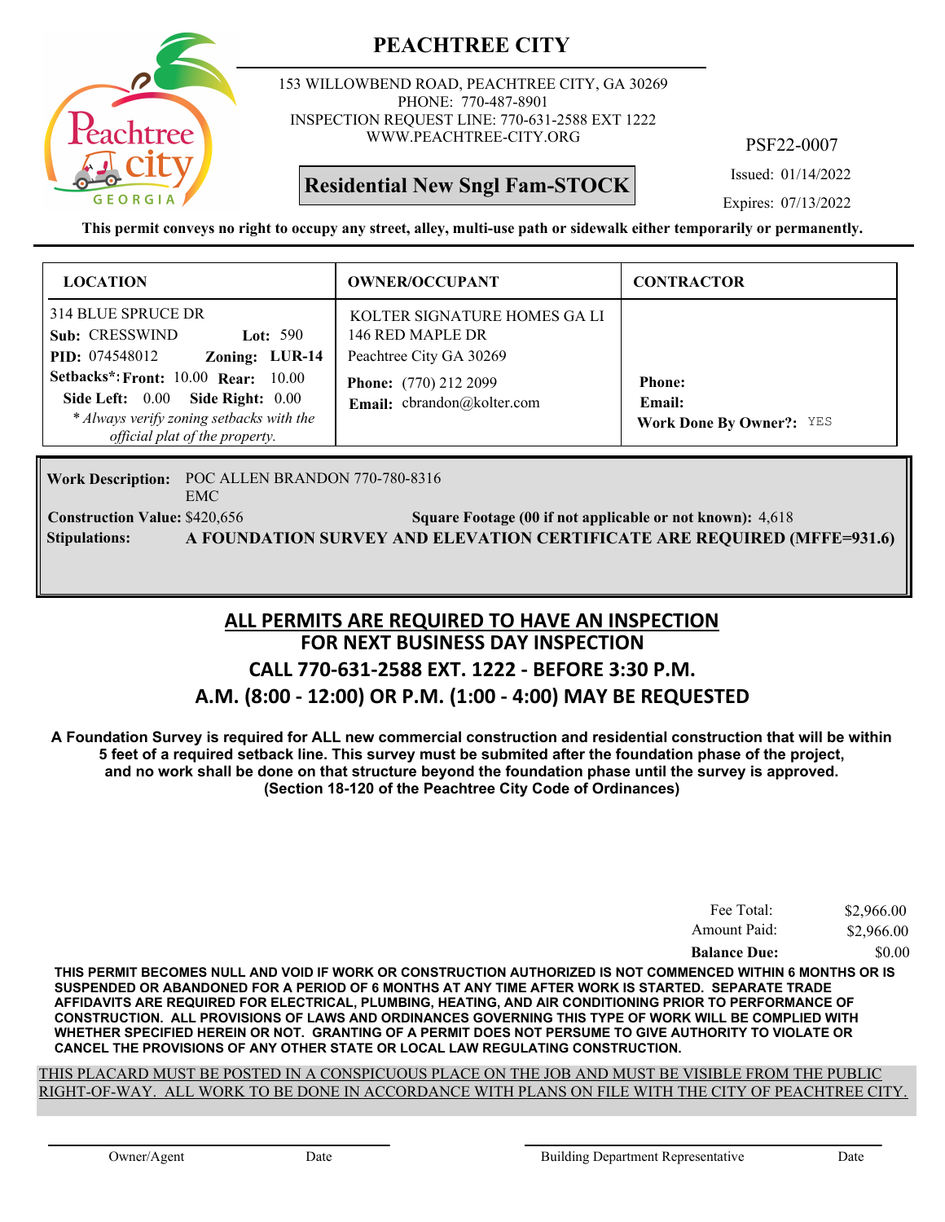# PEACHTREE CITY

153 WILLOWBEND ROAD, PEACHTREE CITY, GA 30269
PHONE: 770-487-8901
INSPECTION REQUEST LINE: 770-631-2588 EXT 1222
WWW.PEACHTREE-CITY.ORG

PSF22-0007

**Residential New Sngl Fam-STOCK**

Issued: 01/14/2022
Expires: 07/13/2022

**This permit conveys no right to occupy any street, alley, multi-use path or sidewalk either temporarily or permanently.**

| LOCATION | OWNER/OCCUPANT | CONTRACTOR |
|---|---|---|
| 314 BLUE SPRUCE DR<br>**Sub:** CRESSWIND **Lot:** 590<br>**PID:** 074548012 **Zoning:** LUR-14<br>**Setbacks*:** **Front:** 10.00 **Rear:** 10.00<br>**Side Left:** 0.00 **Side Right:** 0.00<br>*\* Always verify zoning setbacks with the official plat of the property.* | KOLTER SIGNATURE HOMES GA LI<br>146 RED MAPLE DR<br>Peachtree City GA 30269<br>**Phone:** (770) 212 2099<br>**Email:** cbrandon@kolter.com | **Phone:**<br>**Email:**<br>**Work Done By Owner?:** YES |

**Work Description:** POC ALLEN BRANDON 770-780-8316
EMC

**Construction Value:** $420,656 **Square Footage (00 if not applicable or not known):** 4,618

**Stipulations:** **A FOUNDATION SURVEY AND ELEVATION CERTIFICATE ARE REQUIRED (MFFE=931.6)**

## ALL PERMITS ARE REQUIRED TO HAVE AN INSPECTION
## FOR NEXT BUSINESS DAY INSPECTION
## CALL 770-631-2588 EXT. 1222 - BEFORE 3:30 P.M.
## A.M. (8:00 - 12:00) OR P.M. (1:00 - 4:00) MAY BE REQUESTED

**A Foundation Survey is required for ALL new commercial construction and residential construction that will be within 5 feet of a required setback line. This survey must be submited after the foundation phase of the project, and no work shall be done on that structure beyond the foundation phase until the survey is approved. (Section 18-120 of the Peachtree City Code of Ordinances)**

| | |
|---|---|
| Fee Total: | $2,966.00 |
| Amount Paid: | $2,966.00 |
| **Balance Due:** | $0.00 |

**THIS PERMIT BECOMES NULL AND VOID IF WORK OR CONSTRUCTION AUTHORIZED IS NOT COMMENCED WITHIN 6 MONTHS OR IS SUSPENDED OR ABANDONED FOR A PERIOD OF 6 MONTHS AT ANY TIME AFTER WORK IS STARTED. SEPARATE TRADE AFFIDAVITS ARE REQUIRED FOR ELECTRICAL, PLUMBING, HEATING, AND AIR CONDITIONING PRIOR TO PERFORMANCE OF CONSTRUCTION. ALL PROVISIONS OF LAWS AND ORDINANCES GOVERNING THIS TYPE OF WORK WILL BE COMPLIED WITH WHETHER SPECIFIED HEREIN OR NOT. GRANTING OF A PERMIT DOES NOT PERSUME TO GIVE AUTHORITY TO VIOLATE OR CANCEL THE PROVISIONS OF ANY OTHER STATE OR LOCAL LAW REGULATING CONSTRUCTION.**

THIS PLACARD MUST BE POSTED IN A CONSPICUOUS PLACE ON THE JOB AND MUST BE VISIBLE FROM THE PUBLIC RIGHT-OF-WAY. ALL WORK TO BE DONE IN ACCORDANCE WITH PLANS ON FILE WITH THE CITY OF PEACHTREE CITY.

Owner/Agent　　Date　　Building Department Representative　　Date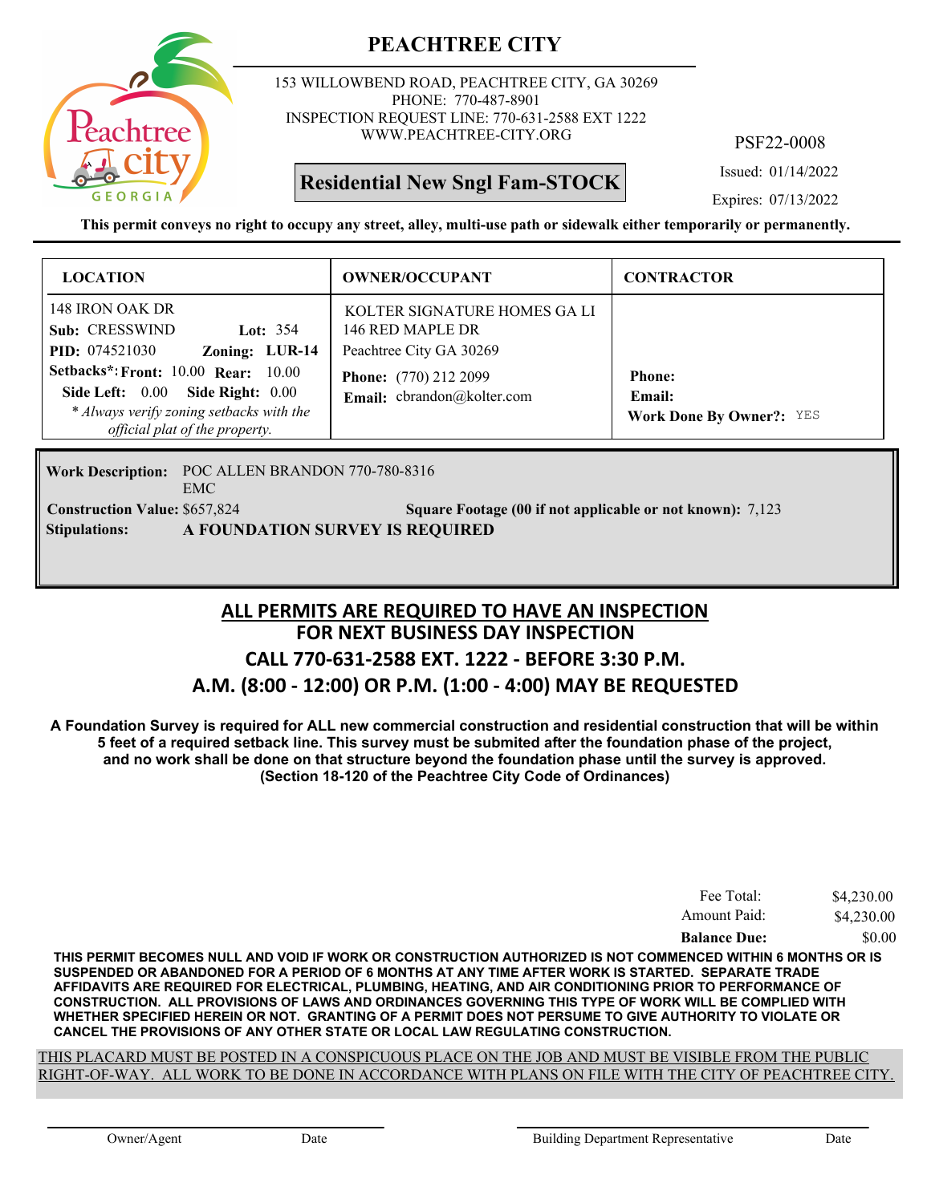# PEACHTREE CITY

153 WILLOWBEND ROAD, PEACHTREE CITY, GA 30269
PHONE: 770-487-8901
INSPECTION REQUEST LINE: 770-631-2588 EXT 1222
WWW.PEACHTREE-CITY.ORG

PSF22-0008

**Residential New Sngl Fam-STOCK**

Issued: 01/14/2022
Expires: 07/13/2022

**This permit conveys no right to occupy any street, alley, multi-use path or sidewalk either temporarily or permanently.**

| LOCATION | OWNER/OCCUPANT | CONTRACTOR |
|---|---|---|
| 148 IRON OAK DR<br>**Sub:** CRESSWIND **Lot:** 354<br>**PID:** 074521030 **Zoning:** LUR-14<br>**Setbacks*: Front:** 10.00 **Rear:** 10.00<br>**Side Left:** 0.00 **Side Right:** 0.00<br>*\* Always verify zoning setbacks with the official plat of the property.* | KOLTER SIGNATURE HOMES GA LI<br>146 RED MAPLE DR<br>Peachtree City GA 30269<br>**Phone:** (770) 212 2099<br>**Email:** cbrandon@kolter.com | **Phone:**<br>**Email:**<br>**Work Done By Owner?:** YES |

**Work Description:** POC ALLEN BRANDON 770-780-8316
EMC

**Construction Value:** $657,824 **Square Footage (00 if not applicable or not known):** 7,123

**Stipulations:** **A FOUNDATION SURVEY IS REQUIRED**

## ALL PERMITS ARE REQUIRED TO HAVE AN INSPECTION
## FOR NEXT BUSINESS DAY INSPECTION
## CALL 770-631-2588 EXT. 1222 - BEFORE 3:30 P.M.
## A.M. (8:00 - 12:00) OR P.M. (1:00 - 4:00) MAY BE REQUESTED

**A Foundation Survey is required for ALL new commercial construction and residential construction that will be within 5 feet of a required setback line. This survey must be submited after the foundation phase of the project, and no work shall be done on that structure beyond the foundation phase until the survey is approved. (Section 18-120 of the Peachtree City Code of Ordinances)**

| | |
|---|---|
| Fee Total: | $4,230.00 |
| Amount Paid: | $4,230.00 |
| **Balance Due:** | $0.00 |

**THIS PERMIT BECOMES NULL AND VOID IF WORK OR CONSTRUCTION AUTHORIZED IS NOT COMMENCED WITHIN 6 MONTHS OR IS SUSPENDED OR ABANDONED FOR A PERIOD OF 6 MONTHS AT ANY TIME AFTER WORK IS STARTED. SEPARATE TRADE AFFIDAVITS ARE REQUIRED FOR ELECTRICAL, PLUMBING, HEATING, AND AIR CONDITIONING PRIOR TO PERFORMANCE OF CONSTRUCTION. ALL PROVISIONS OF LAWS AND ORDINANCES GOVERNING THIS TYPE OF WORK WILL BE COMPLIED WITH WHETHER SPECIFIED HEREIN OR NOT. GRANTING OF A PERMIT DOES NOT PERSUME TO GIVE AUTHORITY TO VIOLATE OR CANCEL THE PROVISIONS OF ANY OTHER STATE OR LOCAL LAW REGULATING CONSTRUCTION.**

THIS PLACARD MUST BE POSTED IN A CONSPICUOUS PLACE ON THE JOB AND MUST BE VISIBLE FROM THE PUBLIC RIGHT-OF-WAY. ALL WORK TO BE DONE IN ACCORDANCE WITH PLANS ON FILE WITH THE CITY OF PEACHTREE CITY.

Owner/Agent Date Building Department Representative Date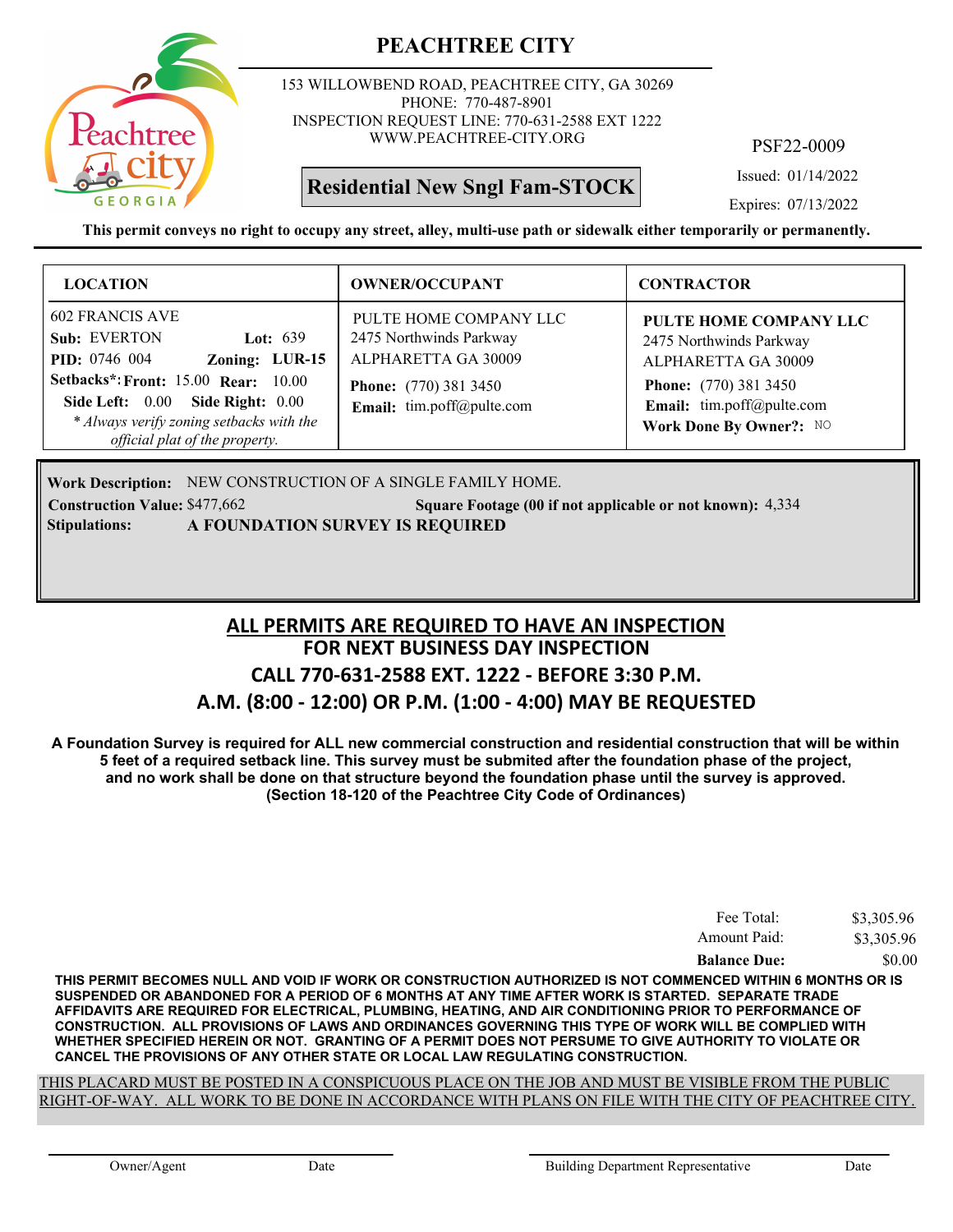# PEACHTREE CITY

153 WILLOWBEND ROAD, PEACHTREE CITY, GA 30269
PHONE: 770-487-8901
INSPECTION REQUEST LINE: 770-631-2588 EXT 1222
WWW.PEACHTREE-CITY.ORG

PSF22-0009

**Residential New Sngl Fam-STOCK**

Issued: 01/14/2022

Expires: 07/13/2022

**This permit conveys no right to occupy any street, alley, multi-use path or sidewalk either temporarily or permanently.**

| LOCATION | OWNER/OCCUPANT | CONTRACTOR |
|---|---|---|
| 602 FRANCIS AVE<br>**Sub:** EVERTON **Lot:** 639<br>**PID:** 0746 004 **Zoning:** **LUR-15**<br>**Setbacks*:** **Front:** 15.00 **Rear:** 10.00<br>**Side Left:** 0.00 **Side Right:** 0.00<br>*\* Always verify zoning setbacks with the official plat of the property.* | PULTE HOME COMPANY LLC<br>2475 Northwinds Parkway<br>ALPHARETTA GA 30009<br>**Phone:** (770) 381 3450<br>**Email:** tim.poff@pulte.com | **PULTE HOME COMPANY LLC**<br>2475 Northwinds Parkway<br>ALPHARETTA GA 30009<br>**Phone:** (770) 381 3450<br>**Email:** tim.poff@pulte.com<br>**Work Done By Owner?:** NO |

**Work Description:** NEW CONSTRUCTION OF A SINGLE FAMILY HOME.

**Construction Value:** $477,662 **Square Footage (00 if not applicable or not known):** 4,334

**Stipulations:** **A FOUNDATION SURVEY IS REQUIRED**

## ALL PERMITS ARE REQUIRED TO HAVE AN INSPECTION
## FOR NEXT BUSINESS DAY INSPECTION
## CALL 770-631-2588 EXT. 1222 - BEFORE 3:30 P.M.
## A.M. (8:00 - 12:00) OR P.M. (1:00 - 4:00) MAY BE REQUESTED

**A Foundation Survey is required for ALL new commercial construction and residential construction that will be within 5 feet of a required setback line. This survey must be submited after the foundation phase of the project, and no work shall be done on that structure beyond the foundation phase until the survey is approved. (Section 18-120 of the Peachtree City Code of Ordinances)**

| | |
|---|---|
| Fee Total: | $3,305.96 |
| Amount Paid: | $3,305.96 |
| **Balance Due:** | $0.00 |

**THIS PERMIT BECOMES NULL AND VOID IF WORK OR CONSTRUCTION AUTHORIZED IS NOT COMMENCED WITHIN 6 MONTHS OR IS SUSPENDED OR ABANDONED FOR A PERIOD OF 6 MONTHS AT ANY TIME AFTER WORK IS STARTED. SEPARATE TRADE AFFIDAVITS ARE REQUIRED FOR ELECTRICAL, PLUMBING, HEATING, AND AIR CONDITIONING PRIOR TO PERFORMANCE OF CONSTRUCTION. ALL PROVISIONS OF LAWS AND ORDINANCES GOVERNING THIS TYPE OF WORK WILL BE COMPLIED WITH WHETHER SPECIFIED HEREIN OR NOT. GRANTING OF A PERMIT DOES NOT PERSUME TO GIVE AUTHORITY TO VIOLATE OR CANCEL THE PROVISIONS OF ANY OTHER STATE OR LOCAL LAW REGULATING CONSTRUCTION.**

THIS PLACARD MUST BE POSTED IN A CONSPICUOUS PLACE ON THE JOB AND MUST BE VISIBLE FROM THE PUBLIC RIGHT-OF-WAY. ALL WORK TO BE DONE IN ACCORDANCE WITH PLANS ON FILE WITH THE CITY OF PEACHTREE CITY.

Owner/Agent Date Building Department Representative Date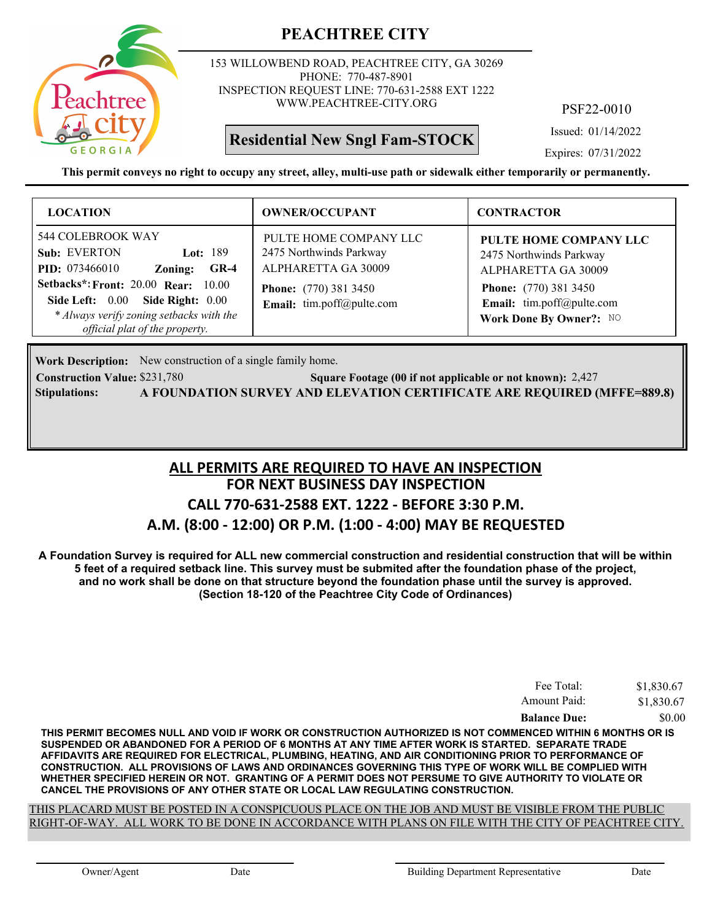# PEACHTREE CITY

153 WILLOWBEND ROAD, PEACHTREE CITY, GA 30269
PHONE: 770-487-8901
INSPECTION REQUEST LINE: 770-631-2588 EXT 1222
WWW.PEACHTREE-CITY.ORG

PSF22-0010

**Residential New Sngl Fam-STOCK**

Issued: 01/14/2022
Expires: 07/31/2022

**This permit conveys no right to occupy any street, alley, multi-use path or sidewalk either temporarily or permanently.**

| LOCATION | OWNER/OCCUPANT | CONTRACTOR |
|---|---|---|
| 544 COLEBROOK WAY<br>**Sub:** EVERTON **Lot:** 189<br>**PID:** 073466010 **Zoning:** **GR-4**<br>**Setbacks*: Front:** 20.00 **Rear:** 10.00<br>**Side Left:** 0.00 **Side Right:** 0.00<br>*\* Always verify zoning setbacks with the official plat of the property.* | PULTE HOME COMPANY LLC<br>2475 Northwinds Parkway<br>ALPHARETTA GA 30009<br>**Phone:** (770) 381 3450<br>**Email:** tim.poff@pulte.com | **PULTE HOME COMPANY LLC**<br>2475 Northwinds Parkway<br>ALPHARETTA GA 30009<br>**Phone:** (770) 381 3450<br>**Email:** tim.poff@pulte.com<br>**Work Done By Owner?:** NO |

**Work Description:** New construction of a single family home.
**Construction Value:** $231,780 **Square Footage (00 if not applicable or not known):** 2,427
**Stipulations:** **A FOUNDATION SURVEY AND ELEVATION CERTIFICATE ARE REQUIRED (MFFE=889.8)**

## ALL PERMITS ARE REQUIRED TO HAVE AN INSPECTION
## FOR NEXT BUSINESS DAY INSPECTION
## CALL 770-631-2588 EXT. 1222 - BEFORE 3:30 P.M.
## A.M. (8:00 - 12:00) OR P.M. (1:00 - 4:00) MAY BE REQUESTED

**A Foundation Survey is required for ALL new commercial construction and residential construction that will be within 5 feet of a required setback line. This survey must be submited after the foundation phase of the project, and no work shall be done on that structure beyond the foundation phase until the survey is approved. (Section 18-120 of the Peachtree City Code of Ordinances)**

| | |
|---|---|
| Fee Total: | $1,830.67 |
| Amount Paid: | $1,830.67 |
| **Balance Due:** | $0.00 |

**THIS PERMIT BECOMES NULL AND VOID IF WORK OR CONSTRUCTION AUTHORIZED IS NOT COMMENCED WITHIN 6 MONTHS OR IS SUSPENDED OR ABANDONED FOR A PERIOD OF 6 MONTHS AT ANY TIME AFTER WORK IS STARTED. SEPARATE TRADE AFFIDAVITS ARE REQUIRED FOR ELECTRICAL, PLUMBING, HEATING, AND AIR CONDITIONING PRIOR TO PERFORMANCE OF CONSTRUCTION. ALL PROVISIONS OF LAWS AND ORDINANCES GOVERNING THIS TYPE OF WORK WILL BE COMPLIED WITH WHETHER SPECIFIED HEREIN OR NOT. GRANTING OF A PERMIT DOES NOT PERSUME TO GIVE AUTHORITY TO VIOLATE OR CANCEL THE PROVISIONS OF ANY OTHER STATE OR LOCAL LAW REGULATING CONSTRUCTION.**

THIS PLACARD MUST BE POSTED IN A CONSPICUOUS PLACE ON THE JOB AND MUST BE VISIBLE FROM THE PUBLIC RIGHT-OF-WAY. ALL WORK TO BE DONE IN ACCORDANCE WITH PLANS ON FILE WITH THE CITY OF PEACHTREE CITY.

Owner/Agent    Date    Building Department Representative    Date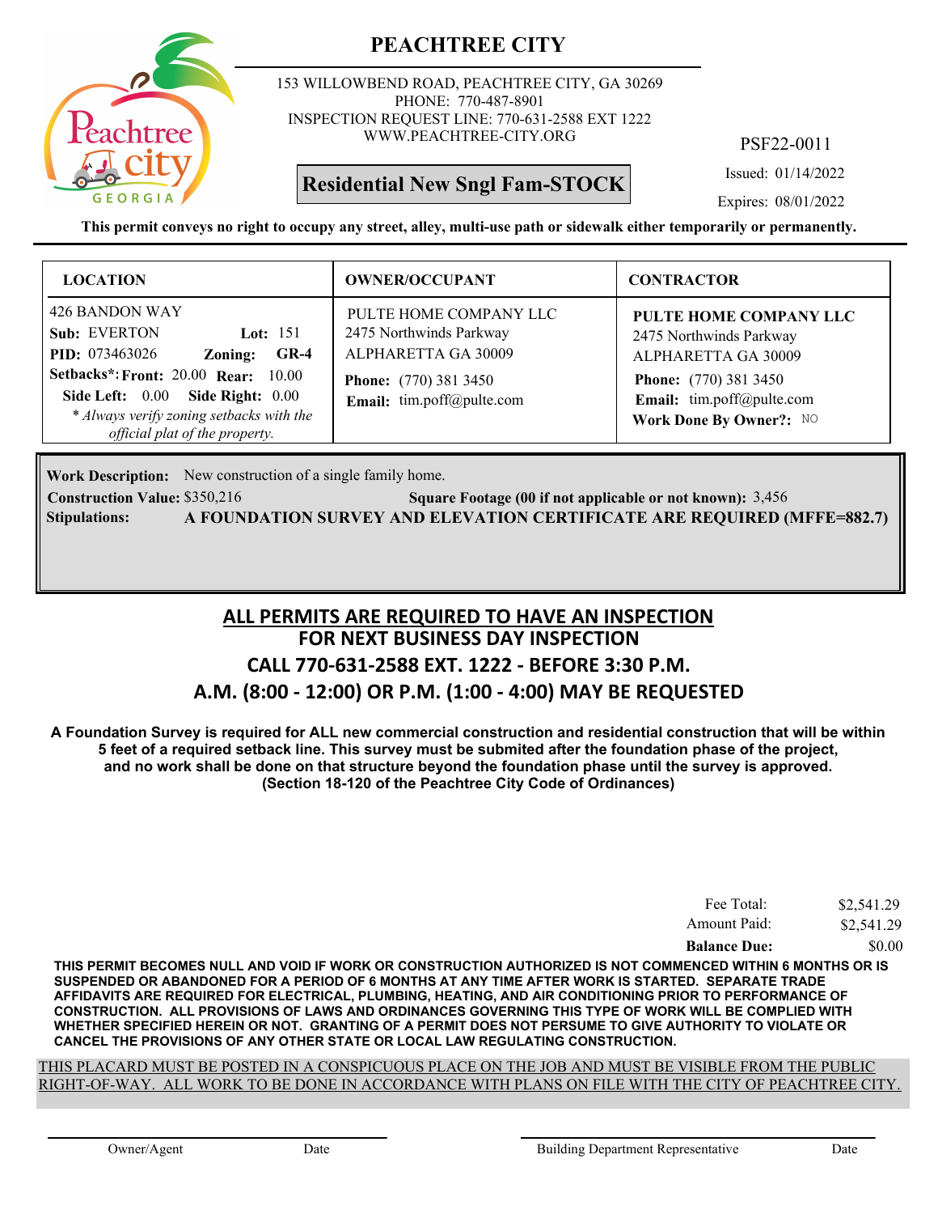# PEACHTREE CITY

153 WILLOWBEND ROAD, PEACHTREE CITY, GA 30269
PHONE: 770-487-8901
INSPECTION REQUEST LINE: 770-631-2588 EXT 1222
WWW.PEACHTREE-CITY.ORG

PSF22-0011

**Residential New Sngl Fam-STOCK**

Issued: 01/14/2022
Expires: 08/01/2022

**This permit conveys no right to occupy any street, alley, multi-use path or sidewalk either temporarily or permanently.**

| LOCATION | OWNER/OCCUPANT | CONTRACTOR |
|---|---|---|
| 426 BANDON WAY<br>**Sub:** EVERTON **Lot:** 151<br>**PID:** 073463026 **Zoning:** **GR-4**<br>**Setbacks*:** **Front:** 20.00 **Rear:** 10.00<br>**Side Left:** 0.00 **Side Right:** 0.00<br>*\* Always verify zoning setbacks with the official plat of the property.* | PULTE HOME COMPANY LLC<br>2475 Northwinds Parkway<br>ALPHARETTA GA 30009<br>**Phone:** (770) 381 3450<br>**Email:** tim.poff@pulte.com | **PULTE HOME COMPANY LLC**<br>2475 Northwinds Parkway<br>ALPHARETTA GA 30009<br>**Phone:** (770) 381 3450<br>**Email:** tim.poff@pulte.com<br>**Work Done By Owner?:** NO |

**Work Description:** New construction of a single family home.
**Construction Value:** $350,216 **Square Footage (00 if not applicable or not known):** 3,456
**Stipulations:** **A FOUNDATION SURVEY AND ELEVATION CERTIFICATE ARE REQUIRED (MFFE=882.7)**

## ALL PERMITS ARE REQUIRED TO HAVE AN INSPECTION
## FOR NEXT BUSINESS DAY INSPECTION
## CALL 770-631-2588 EXT. 1222 - BEFORE 3:30 P.M.
## A.M. (8:00 - 12:00) OR P.M. (1:00 - 4:00) MAY BE REQUESTED

**A Foundation Survey is required for ALL new commercial construction and residential construction that will be within 5 feet of a required setback line. This survey must be submited after the foundation phase of the project, and no work shall be done on that structure beyond the foundation phase until the survey is approved. (Section 18-120 of the Peachtree City Code of Ordinances)**

| | |
|---|---|
| Fee Total: | $2,541.29 |
| Amount Paid: | $2,541.29 |
| **Balance Due:** | $0.00 |

**THIS PERMIT BECOMES NULL AND VOID IF WORK OR CONSTRUCTION AUTHORIZED IS NOT COMMENCED WITHIN 6 MONTHS OR IS SUSPENDED OR ABANDONED FOR A PERIOD OF 6 MONTHS AT ANY TIME AFTER WORK IS STARTED. SEPARATE TRADE AFFIDAVITS ARE REQUIRED FOR ELECTRICAL, PLUMBING, HEATING, AND AIR CONDITIONING PRIOR TO PERFORMANCE OF CONSTRUCTION. ALL PROVISIONS OF LAWS AND ORDINANCES GOVERNING THIS TYPE OF WORK WILL BE COMPLIED WITH WHETHER SPECIFIED HEREIN OR NOT. GRANTING OF A PERMIT DOES NOT PERSUME TO GIVE AUTHORITY TO VIOLATE OR CANCEL THE PROVISIONS OF ANY OTHER STATE OR LOCAL LAW REGULATING CONSTRUCTION.**

THIS PLACARD MUST BE POSTED IN A CONSPICUOUS PLACE ON THE JOB AND MUST BE VISIBLE FROM THE PUBLIC RIGHT-OF-WAY. ALL WORK TO BE DONE IN ACCORDANCE WITH PLANS ON FILE WITH THE CITY OF PEACHTREE CITY.

Owner/Agent Date Building Department Representative Date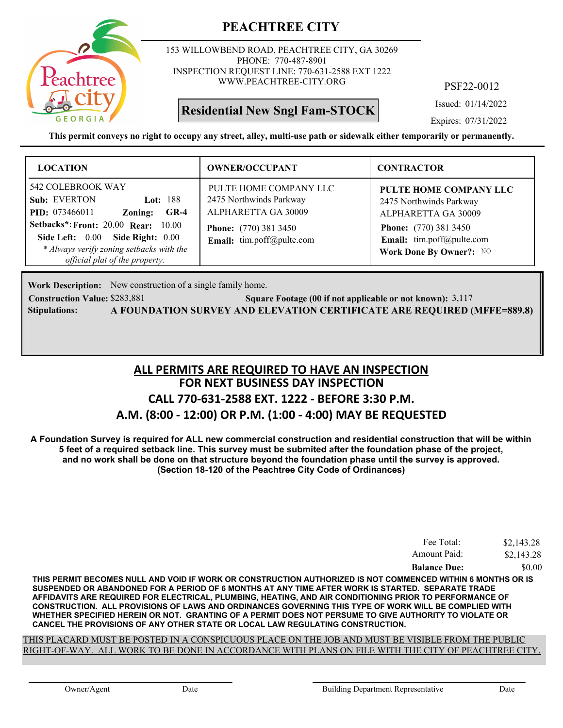# PEACHTREE CITY

153 WILLOWBEND ROAD, PEACHTREE CITY, GA 30269
PHONE: 770-487-8901
INSPECTION REQUEST LINE: 770-631-2588 EXT 1222
WWW.PEACHTREE-CITY.ORG

PSF22-0012

**Residential New Sngl Fam-STOCK**

Issued: 01/14/2022

Expires: 07/31/2022

**This permit conveys no right to occupy any street, alley, multi-use path or sidewalk either temporarily or permanently.**

| LOCATION | OWNER/OCCUPANT | CONTRACTOR |
|---|---|---|
| 542 COLEBROOK WAY<br>**Sub:** EVERTON **Lot:** 188<br>**PID:** 073466011 **Zoning:** **GR-4**<br>**Setbacks*: Front:** 20.00 **Rear:** 10.00<br>**Side Left:** 0.00 **Side Right:** 0.00<br>*\* Always verify zoning setbacks with the official plat of the property.* | PULTE HOME COMPANY LLC<br>2475 Northwinds Parkway<br>ALPHARETTA GA 30009<br>**Phone:** (770) 381 3450<br>**Email:** tim.poff@pulte.com | **PULTE HOME COMPANY LLC**<br>2475 Northwinds Parkway<br>ALPHARETTA GA 30009<br>**Phone:** (770) 381 3450<br>**Email:** tim.poff@pulte.com<br>**Work Done By Owner?:** NO |

**Work Description:** New construction of a single family home.

**Construction Value:** $283,881 **Square Footage (00 if not applicable or not known):** 3,117

**Stipulations:** **A FOUNDATION SURVEY AND ELEVATION CERTIFICATE ARE REQUIRED (MFFE=889.8)**

## ALL PERMITS ARE REQUIRED TO HAVE AN INSPECTION
## FOR NEXT BUSINESS DAY INSPECTION
## CALL 770-631-2588 EXT. 1222 - BEFORE 3:30 P.M.
## A.M. (8:00 - 12:00) OR P.M. (1:00 - 4:00) MAY BE REQUESTED

**A Foundation Survey is required for ALL new commercial construction and residential construction that will be within 5 feet of a required setback line. This survey must be submited after the foundation phase of the project, and no work shall be done on that structure beyond the foundation phase until the survey is approved. (Section 18-120 of the Peachtree City Code of Ordinances)**

| | |
|---|---|
| Fee Total: | $2,143.28 |
| Amount Paid: | $2,143.28 |
| **Balance Due:** | $0.00 |

**THIS PERMIT BECOMES NULL AND VOID IF WORK OR CONSTRUCTION AUTHORIZED IS NOT COMMENCED WITHIN 6 MONTHS OR IS SUSPENDED OR ABANDONED FOR A PERIOD OF 6 MONTHS AT ANY TIME AFTER WORK IS STARTED. SEPARATE TRADE AFFIDAVITS ARE REQUIRED FOR ELECTRICAL, PLUMBING, HEATING, AND AIR CONDITIONING PRIOR TO PERFORMANCE OF CONSTRUCTION. ALL PROVISIONS OF LAWS AND ORDINANCES GOVERNING THIS TYPE OF WORK WILL BE COMPLIED WITH WHETHER SPECIFIED HEREIN OR NOT. GRANTING OF A PERMIT DOES NOT PERSUME TO GIVE AUTHORITY TO VIOLATE OR CANCEL THE PROVISIONS OF ANY OTHER STATE OR LOCAL LAW REGULATING CONSTRUCTION.**

THIS PLACARD MUST BE POSTED IN A CONSPICUOUS PLACE ON THE JOB AND MUST BE VISIBLE FROM THE PUBLIC RIGHT-OF-WAY. ALL WORK TO BE DONE IN ACCORDANCE WITH PLANS ON FILE WITH THE CITY OF PEACHTREE CITY.

Owner/Agent Date Building Department Representative Date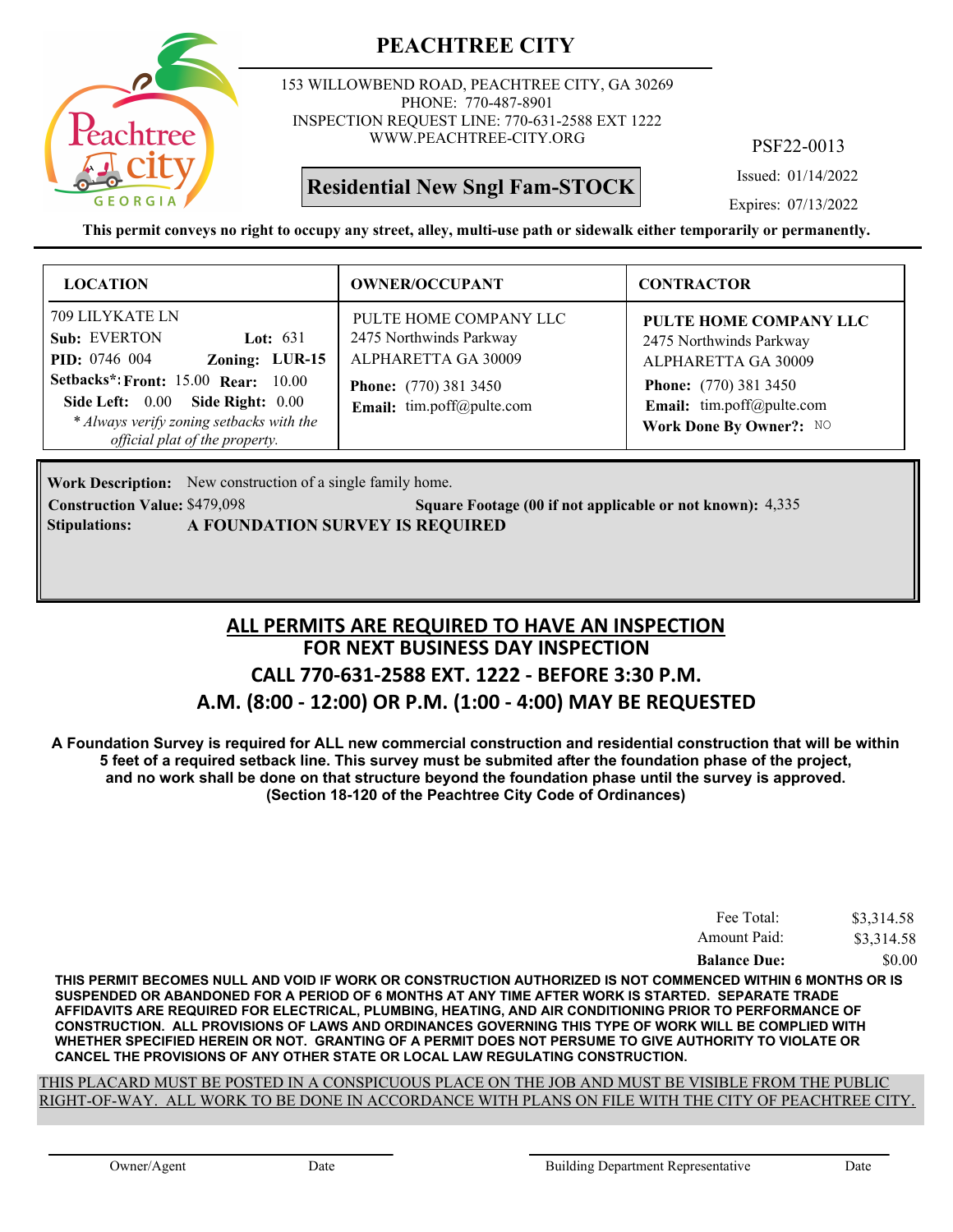# PEACHTREE CITY

153 WILLOWBEND ROAD, PEACHTREE CITY, GA 30269
PHONE: 770-487-8901
INSPECTION REQUEST LINE: 770-631-2588 EXT 1222
WWW.PEACHTREE-CITY.ORG

PSF22-0013

**Residential New Sngl Fam-STOCK**

Issued: 01/14/2022
Expires: 07/13/2022

**This permit conveys no right to occupy any street, alley, multi-use path or sidewalk either temporarily or permanently.**

| LOCATION | OWNER/OCCUPANT | CONTRACTOR |
|---|---|---|
| 709 LILYKATE LN<br>**Sub:** EVERTON **Lot:** 631<br>**PID:** 0746 004 **Zoning:** LUR-15<br>**Setbacks*: Front:** 15.00 **Rear:** 10.00<br>**Side Left:** 0.00 **Side Right:** 0.00<br>*\* Always verify zoning setbacks with the official plat of the property.* | PULTE HOME COMPANY LLC<br>2475 Northwinds Parkway<br>ALPHARETTA GA 30009<br>**Phone:** (770) 381 3450<br>**Email:** tim.poff@pulte.com | **PULTE HOME COMPANY LLC**<br>2475 Northwinds Parkway<br>ALPHARETTA GA 30009<br>**Phone:** (770) 381 3450<br>**Email:** tim.poff@pulte.com<br>**Work Done By Owner?:** NO |

**Work Description:** New construction of a single family home.
**Construction Value:** $479,098 **Square Footage (00 if not applicable or not known):** 4,335
**Stipulations:** **A FOUNDATION SURVEY IS REQUIRED**

## ALL PERMITS ARE REQUIRED TO HAVE AN INSPECTION
## FOR NEXT BUSINESS DAY INSPECTION
## CALL 770-631-2588 EXT. 1222 - BEFORE 3:30 P.M.
## A.M. (8:00 - 12:00) OR P.M. (1:00 - 4:00) MAY BE REQUESTED

**A Foundation Survey is required for ALL new commercial construction and residential construction that will be within 5 feet of a required setback line. This survey must be submited after the foundation phase of the project, and no work shall be done on that structure beyond the foundation phase until the survey is approved. (Section 18-120 of the Peachtree City Code of Ordinances)**

| | |
|---|---|
| Fee Total: | $3,314.58 |
| Amount Paid: | $3,314.58 |
| **Balance Due:** | $0.00 |

**THIS PERMIT BECOMES NULL AND VOID IF WORK OR CONSTRUCTION AUTHORIZED IS NOT COMMENCED WITHIN 6 MONTHS OR IS SUSPENDED OR ABANDONED FOR A PERIOD OF 6 MONTHS AT ANY TIME AFTER WORK IS STARTED. SEPARATE TRADE AFFIDAVITS ARE REQUIRED FOR ELECTRICAL, PLUMBING, HEATING, AND AIR CONDITIONING PRIOR TO PERFORMANCE OF CONSTRUCTION. ALL PROVISIONS OF LAWS AND ORDINANCES GOVERNING THIS TYPE OF WORK WILL BE COMPLIED WITH WHETHER SPECIFIED HEREIN OR NOT. GRANTING OF A PERMIT DOES NOT PERSUME TO GIVE AUTHORITY TO VIOLATE OR CANCEL THE PROVISIONS OF ANY OTHER STATE OR LOCAL LAW REGULATING CONSTRUCTION.**

THIS PLACARD MUST BE POSTED IN A CONSPICUOUS PLACE ON THE JOB AND MUST BE VISIBLE FROM THE PUBLIC RIGHT-OF-WAY. ALL WORK TO BE DONE IN ACCORDANCE WITH PLANS ON FILE WITH THE CITY OF PEACHTREE CITY.

Owner/Agent  Date  Building Department Representative  Date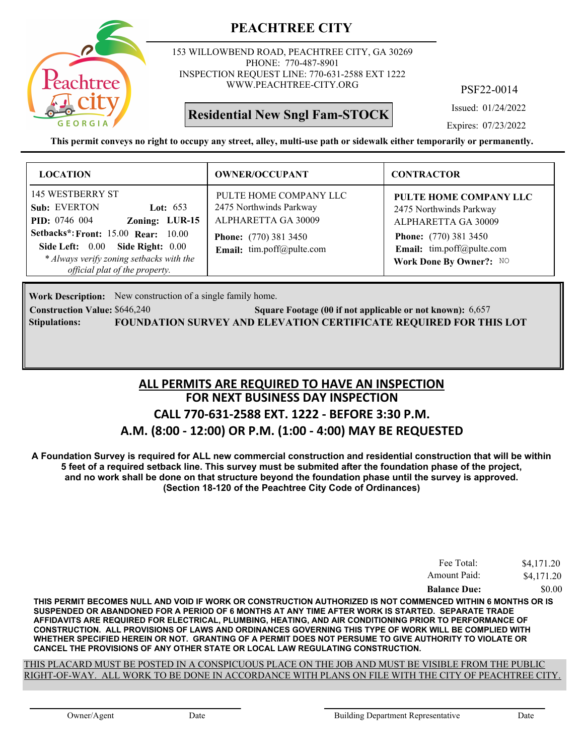# PEACHTREE CITY

153 WILLOWBEND ROAD, PEACHTREE CITY, GA 30269
PHONE: 770-487-8901
INSPECTION REQUEST LINE: 770-631-2588 EXT 1222
WWW.PEACHTREE-CITY.ORG

PSF22-0014

**Residential New Sngl Fam-STOCK**

Issued: 01/24/2022
Expires: 07/23/2022

**This permit conveys no right to occupy any street, alley, multi-use path or sidewalk either temporarily or permanently.**

| LOCATION | OWNER/OCCUPANT | CONTRACTOR |
|---|---|---|
| 145 WESTBERRY ST<br>**Sub:** EVERTON **Lot:** 653<br>**PID:** 0746 004 **Zoning:** **LUR-15**<br>**Setbacks*:** **Front:** 15.00 **Rear:** 10.00<br>**Side Left:** 0.00 **Side Right:** 0.00<br>*\* Always verify zoning setbacks with the official plat of the property.* | PULTE HOME COMPANY LLC<br>2475 Northwinds Parkway<br>ALPHARETTA GA 30009<br>**Phone:** (770) 381 3450<br>**Email:** tim.poff@pulte.com | **PULTE HOME COMPANY LLC**<br>2475 Northwinds Parkway<br>ALPHARETTA GA 30009<br>**Phone:** (770) 381 3450<br>**Email:** tim.poff@pulte.com<br>**Work Done By Owner?:** NO |

**Work Description:** New construction of a single family home.
**Construction Value:** $646,240 **Square Footage (00 if not applicable or not known):** 6,657
**Stipulations:** **FOUNDATION SURVEY AND ELEVATION CERTIFICATE REQUIRED FOR THIS LOT**

## ALL PERMITS ARE REQUIRED TO HAVE AN INSPECTION
## FOR NEXT BUSINESS DAY INSPECTION
## CALL 770-631-2588 EXT. 1222 - BEFORE 3:30 P.M.
## A.M. (8:00 - 12:00) OR P.M. (1:00 - 4:00) MAY BE REQUESTED

**A Foundation Survey is required for ALL new commercial construction and residential construction that will be within 5 feet of a required setback line. This survey must be submited after the foundation phase of the project, and no work shall be done on that structure beyond the foundation phase until the survey is approved. (Section 18-120 of the Peachtree City Code of Ordinances)**

| | |
|---|---|
| Fee Total: | $4,171.20 |
| Amount Paid: | $4,171.20 |
| **Balance Due:** | $0.00 |

**THIS PERMIT BECOMES NULL AND VOID IF WORK OR CONSTRUCTION AUTHORIZED IS NOT COMMENCED WITHIN 6 MONTHS OR IS SUSPENDED OR ABANDONED FOR A PERIOD OF 6 MONTHS AT ANY TIME AFTER WORK IS STARTED. SEPARATE TRADE AFFIDAVITS ARE REQUIRED FOR ELECTRICAL, PLUMBING, HEATING, AND AIR CONDITIONING PRIOR TO PERFORMANCE OF CONSTRUCTION. ALL PROVISIONS OF LAWS AND ORDINANCES GOVERNING THIS TYPE OF WORK WILL BE COMPLIED WITH WHETHER SPECIFIED HEREIN OR NOT. GRANTING OF A PERMIT DOES NOT PERSUME TO GIVE AUTHORITY TO VIOLATE OR CANCEL THE PROVISIONS OF ANY OTHER STATE OR LOCAL LAW REGULATING CONSTRUCTION.**

THIS PLACARD MUST BE POSTED IN A CONSPICUOUS PLACE ON THE JOB AND MUST BE VISIBLE FROM THE PUBLIC RIGHT-OF-WAY. ALL WORK TO BE DONE IN ACCORDANCE WITH PLANS ON FILE WITH THE CITY OF PEACHTREE CITY.

Owner/Agent Date Building Department Representative Date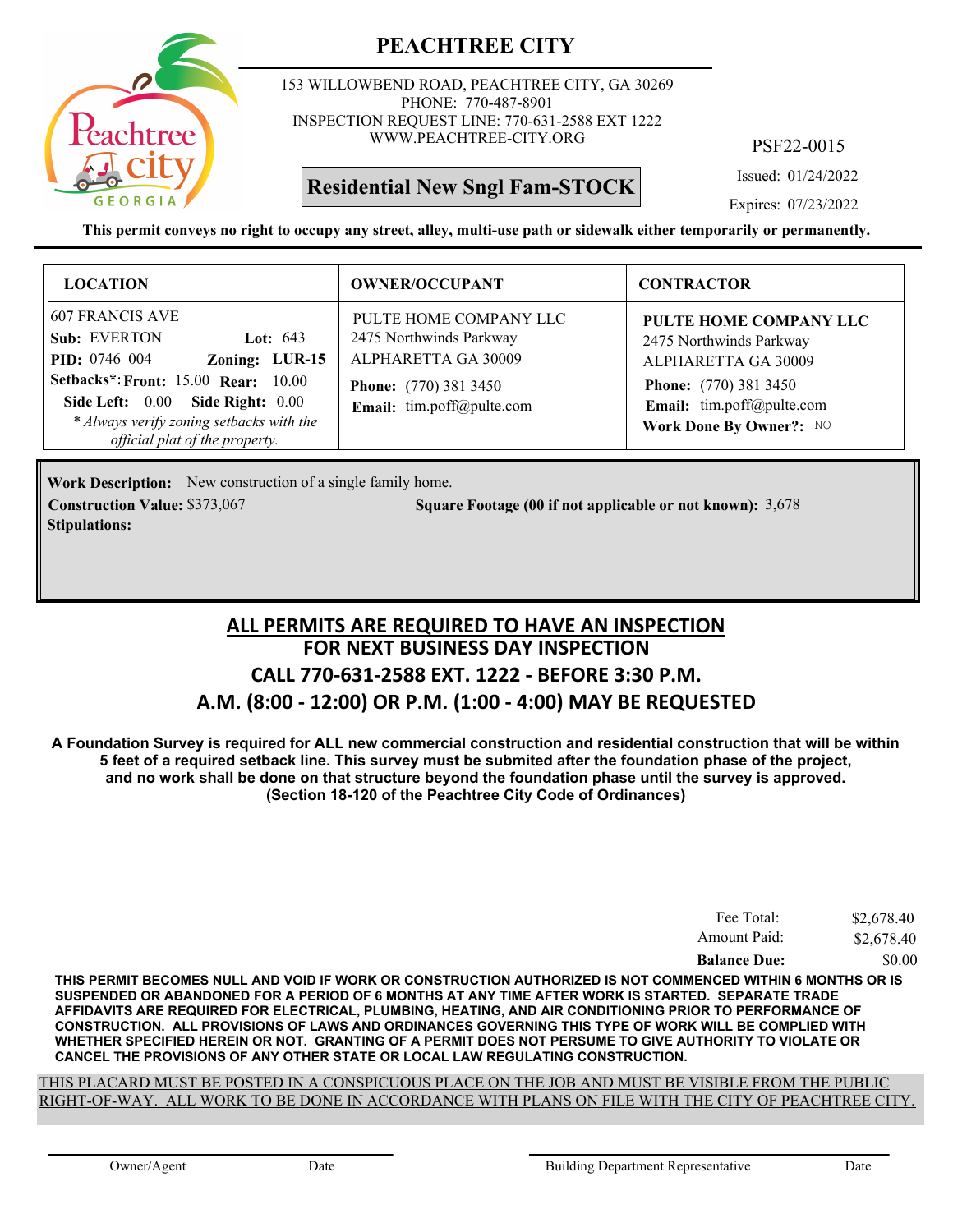# PEACHTREE CITY

153 WILLOWBEND ROAD, PEACHTREE CITY, GA 30269
PHONE: 770-487-8901
INSPECTION REQUEST LINE: 770-631-2588 EXT 1222
WWW.PEACHTREE-CITY.ORG

**Residential New Sngl Fam-STOCK**

PSF22-0015

Issued: 01/24/2022

Expires: 07/23/2022

**This permit conveys no right to occupy any street, alley, multi-use path or sidewalk either temporarily or permanently.**

| LOCATION | OWNER/OCCUPANT | CONTRACTOR |
|---|---|---|
| 607 FRANCIS AVE<br>**Sub:** EVERTON **Lot:** 643<br>**PID:** 0746 004 **Zoning:** **LUR-15**<br>**Setbacks*:** **Front:** 15.00 **Rear:** 10.00<br>**Side Left:** 0.00 **Side Right:** 0.00<br>*\* Always verify zoning setbacks with the official plat of the property.* | PULTE HOME COMPANY LLC<br>2475 Northwinds Parkway<br>ALPHARETTA GA 30009<br>**Phone:** (770) 381 3450<br>**Email:** tim.poff@pulte.com | **PULTE HOME COMPANY LLC**<br>2475 Northwinds Parkway<br>ALPHARETTA GA 30009<br>**Phone:** (770) 381 3450<br>**Email:** tim.poff@pulte.com<br>**Work Done By Owner?:** NO |

**Work Description:** New construction of a single family home.

**Construction Value:** $373,067 **Square Footage (00 if not applicable or not known):** 3,678

**Stipulations:**

## ALL PERMITS ARE REQUIRED TO HAVE AN INSPECTION
## FOR NEXT BUSINESS DAY INSPECTION
## CALL 770-631-2588 EXT. 1222 - BEFORE 3:30 P.M.
## A.M. (8:00 - 12:00) OR P.M. (1:00 - 4:00) MAY BE REQUESTED

**A Foundation Survey is required for ALL new commercial construction and residential construction that will be within 5 feet of a required setback line. This survey must be submited after the foundation phase of the project, and no work shall be done on that structure beyond the foundation phase until the survey is approved. (Section 18-120 of the Peachtree City Code of Ordinances)**

| | |
|---|---|
| Fee Total: | $2,678.40 |
| Amount Paid: | $2,678.40 |
| **Balance Due:** | $0.00 |

**THIS PERMIT BECOMES NULL AND VOID IF WORK OR CONSTRUCTION AUTHORIZED IS NOT COMMENCED WITHIN 6 MONTHS OR IS SUSPENDED OR ABANDONED FOR A PERIOD OF 6 MONTHS AT ANY TIME AFTER WORK IS STARTED. SEPARATE TRADE AFFIDAVITS ARE REQUIRED FOR ELECTRICAL, PLUMBING, HEATING, AND AIR CONDITIONING PRIOR TO PERFORMANCE OF CONSTRUCTION. ALL PROVISIONS OF LAWS AND ORDINANCES GOVERNING THIS TYPE OF WORK WILL BE COMPLIED WITH WHETHER SPECIFIED HEREIN OR NOT. GRANTING OF A PERMIT DOES NOT PERSUME TO GIVE AUTHORITY TO VIOLATE OR CANCEL THE PROVISIONS OF ANY OTHER STATE OR LOCAL LAW REGULATING CONSTRUCTION.**

THIS PLACARD MUST BE POSTED IN A CONSPICUOUS PLACE ON THE JOB AND MUST BE VISIBLE FROM THE PUBLIC RIGHT-OF-WAY. ALL WORK TO BE DONE IN ACCORDANCE WITH PLANS ON FILE WITH THE CITY OF PEACHTREE CITY.

Owner/Agent Date Building Department Representative Date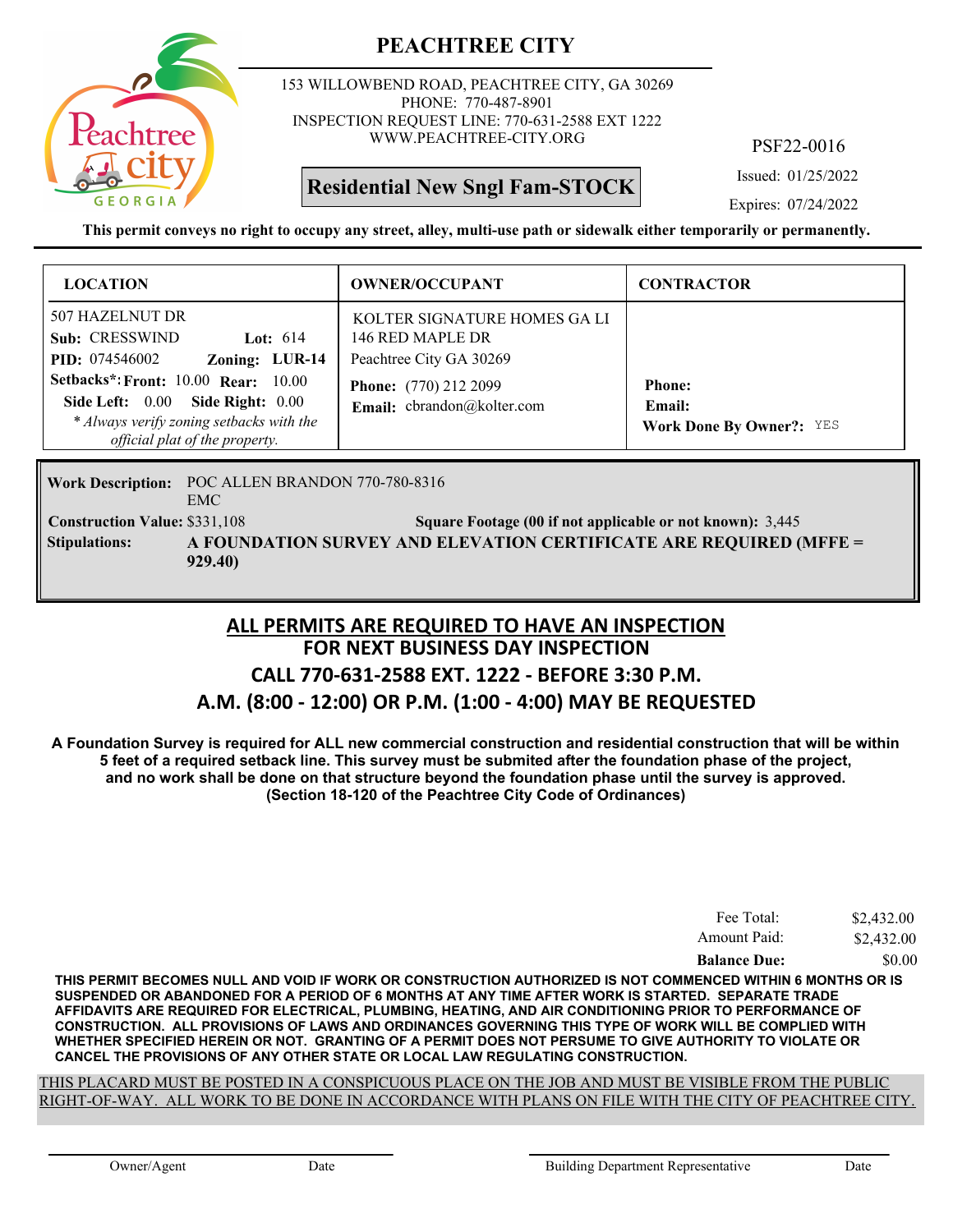# PEACHTREE CITY

153 WILLOWBEND ROAD, PEACHTREE CITY, GA 30269
PHONE: 770-487-8901
INSPECTION REQUEST LINE: 770-631-2588 EXT 1222
WWW.PEACHTREE-CITY.ORG

PSF22-0016

**Residential New Sngl Fam-STOCK**

Issued: 01/25/2022
Expires: 07/24/2022

**This permit conveys no right to occupy any street, alley, multi-use path or sidewalk either temporarily or permanently.**

| LOCATION | OWNER/OCCUPANT | CONTRACTOR |
|---|---|---|
| 507 HAZELNUT DR<br>**Sub:** CRESSWIND **Lot:** 614<br>**PID:** 074546002 **Zoning:** LUR-14<br>**Setbacks*:** **Front:** 10.00 **Rear:** 10.00<br>**Side Left:** 0.00 **Side Right:** 0.00<br>*\* Always verify zoning setbacks with the official plat of the property.* | KOLTER SIGNATURE HOMES GA LI<br>146 RED MAPLE DR<br>Peachtree City GA 30269<br>**Phone:** (770) 212 2099<br>**Email:** cbrandon@kolter.com | **Phone:**<br>**Email:**<br>**Work Done By Owner?:** YES |

**Work Description:** POC ALLEN BRANDON 770-780-8316
EMC

**Construction Value:** $331,108 **Square Footage (00 if not applicable or not known):** 3,445

**Stipulations:** **A FOUNDATION SURVEY AND ELEVATION CERTIFICATE ARE REQUIRED (MFFE = 929.40)**

## ALL PERMITS ARE REQUIRED TO HAVE AN INSPECTION
## FOR NEXT BUSINESS DAY INSPECTION
## CALL 770-631-2588 EXT. 1222 - BEFORE 3:30 P.M.
## A.M. (8:00 - 12:00) OR P.M. (1:00 - 4:00) MAY BE REQUESTED

**A Foundation Survey is required for ALL new commercial construction and residential construction that will be within 5 feet of a required setback line. This survey must be submited after the foundation phase of the project, and no work shall be done on that structure beyond the foundation phase until the survey is approved. (Section 18-120 of the Peachtree City Code of Ordinances)**

| | |
|---|---|
| Fee Total: | $2,432.00 |
| Amount Paid: | $2,432.00 |
| **Balance Due:** | $0.00 |

**THIS PERMIT BECOMES NULL AND VOID IF WORK OR CONSTRUCTION AUTHORIZED IS NOT COMMENCED WITHIN 6 MONTHS OR IS SUSPENDED OR ABANDONED FOR A PERIOD OF 6 MONTHS AT ANY TIME AFTER WORK IS STARTED. SEPARATE TRADE AFFIDAVITS ARE REQUIRED FOR ELECTRICAL, PLUMBING, HEATING, AND AIR CONDITIONING PRIOR TO PERFORMANCE OF CONSTRUCTION. ALL PROVISIONS OF LAWS AND ORDINANCES GOVERNING THIS TYPE OF WORK WILL BE COMPLIED WITH WHETHER SPECIFIED HEREIN OR NOT. GRANTING OF A PERMIT DOES NOT PERSUME TO GIVE AUTHORITY TO VIOLATE OR CANCEL THE PROVISIONS OF ANY OTHER STATE OR LOCAL LAW REGULATING CONSTRUCTION.**

THIS PLACARD MUST BE POSTED IN A CONSPICUOUS PLACE ON THE JOB AND MUST BE VISIBLE FROM THE PUBLIC RIGHT-OF-WAY. ALL WORK TO BE DONE IN ACCORDANCE WITH PLANS ON FILE WITH THE CITY OF PEACHTREE CITY.

Owner/Agent Date Building Department Representative Date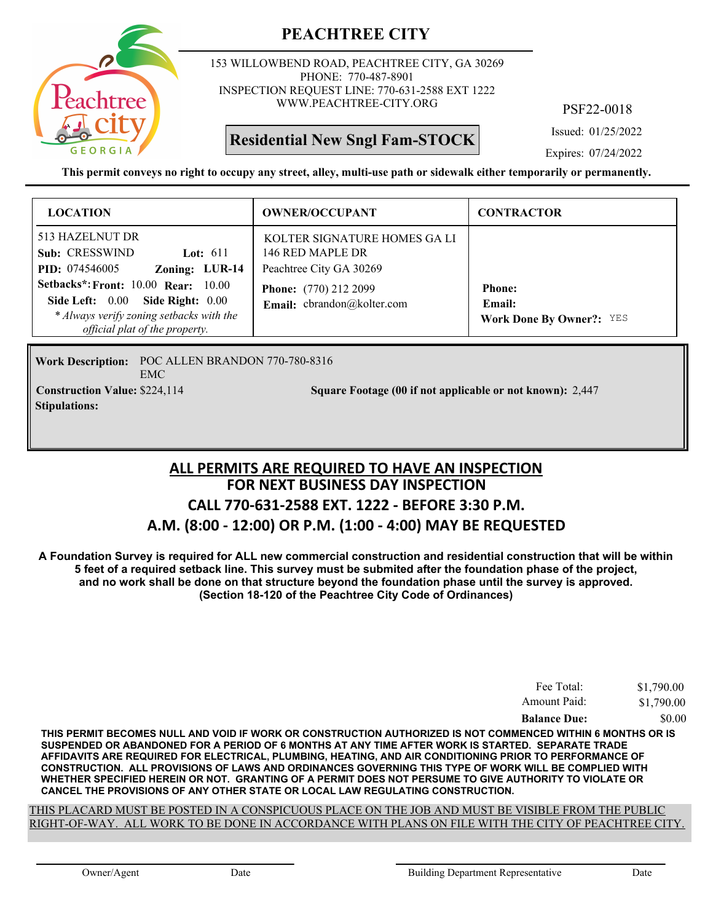# PEACHTREE CITY

153 WILLOWBEND ROAD, PEACHTREE CITY, GA 30269
PHONE: 770-487-8901
INSPECTION REQUEST LINE: 770-631-2588 EXT 1222
WWW.PEACHTREE-CITY.ORG

PSF22-0018

**Residential New Sngl Fam-STOCK**

Issued: 01/25/2022
Expires: 07/24/2022

**This permit conveys no right to occupy any street, alley, multi-use path or sidewalk either temporarily or permanently.**

| LOCATION | OWNER/OCCUPANT | CONTRACTOR |
|---|---|---|
| 513 HAZELNUT DR<br>**Sub:** CRESSWIND **Lot:** 611<br>**PID:** 074546005 **Zoning:** LUR-14<br>**Setbacks\*: Front:** 10.00 **Rear:** 10.00<br>**Side Left:** 0.00 **Side Right:** 0.00<br>*\* Always verify zoning setbacks with the official plat of the property.* | KOLTER SIGNATURE HOMES GA LI<br>146 RED MAPLE DR<br>Peachtree City GA 30269<br>**Phone:** (770) 212 2099<br>**Email:** cbrandon@kolter.com | **Phone:**<br>**Email:**<br>**Work Done By Owner?:** YES |

**Work Description:** POC ALLEN BRANDON 770-780-8316
EMC

**Construction Value:** $224,114

**Square Footage (00 if not applicable or not known):** 2,447

**Stipulations:**

## ALL PERMITS ARE REQUIRED TO HAVE AN INSPECTION
## FOR NEXT BUSINESS DAY INSPECTION
## CALL 770-631-2588 EXT. 1222 - BEFORE 3:30 P.M.
## A.M. (8:00 - 12:00) OR P.M. (1:00 - 4:00) MAY BE REQUESTED

**A Foundation Survey is required for ALL new commercial construction and residential construction that will be within 5 feet of a required setback line. This survey must be submited after the foundation phase of the project, and no work shall be done on that structure beyond the foundation phase until the survey is approved. (Section 18-120 of the Peachtree City Code of Ordinances)**

| | |
|---|---|
| Fee Total: | $1,790.00 |
| Amount Paid: | $1,790.00 |
| **Balance Due:** | $0.00 |

**THIS PERMIT BECOMES NULL AND VOID IF WORK OR CONSTRUCTION AUTHORIZED IS NOT COMMENCED WITHIN 6 MONTHS OR IS SUSPENDED OR ABANDONED FOR A PERIOD OF 6 MONTHS AT ANY TIME AFTER WORK IS STARTED. SEPARATE TRADE AFFIDAVITS ARE REQUIRED FOR ELECTRICAL, PLUMBING, HEATING, AND AIR CONDITIONING PRIOR TO PERFORMANCE OF CONSTRUCTION. ALL PROVISIONS OF LAWS AND ORDINANCES GOVERNING THIS TYPE OF WORK WILL BE COMPLIED WITH WHETHER SPECIFIED HEREIN OR NOT. GRANTING OF A PERMIT DOES NOT PERSUME TO GIVE AUTHORITY TO VIOLATE OR CANCEL THE PROVISIONS OF ANY OTHER STATE OR LOCAL LAW REGULATING CONSTRUCTION.**

THIS PLACARD MUST BE POSTED IN A CONSPICUOUS PLACE ON THE JOB AND MUST BE VISIBLE FROM THE PUBLIC RIGHT-OF-WAY. ALL WORK TO BE DONE IN ACCORDANCE WITH PLANS ON FILE WITH THE CITY OF PEACHTREE CITY.

Owner/Agent &nbsp;&nbsp;&nbsp; Date &nbsp;&nbsp;&nbsp; Building Department Representative &nbsp;&nbsp;&nbsp; Date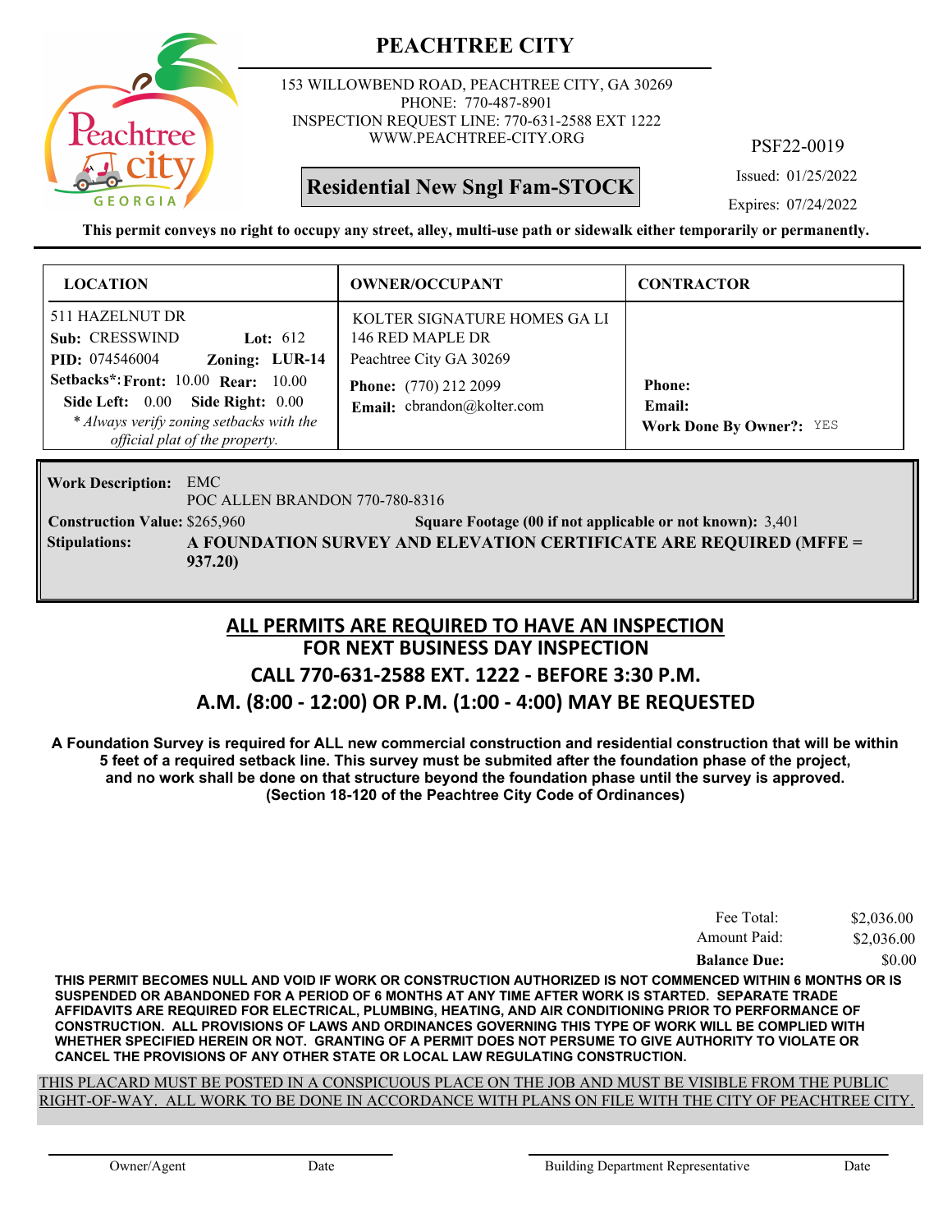# PEACHTREE CITY

153 WILLOWBEND ROAD, PEACHTREE CITY, GA 30269
PHONE: 770-487-8901
INSPECTION REQUEST LINE: 770-631-2588 EXT 1222
WWW.PEACHTREE-CITY.ORG

PSF22-0019

**Residential New Sngl Fam-STOCK**

Issued: 01/25/2022
Expires: 07/24/2022

**This permit conveys no right to occupy any street, alley, multi-use path or sidewalk either temporarily or permanently.**

| LOCATION | OWNER/OCCUPANT | CONTRACTOR |
|---|---|---|
| 511 HAZELNUT DR<br>**Sub:** CRESSWIND **Lot:** 612<br>**PID:** 074546004 **Zoning:** LUR-14<br>**Setbacks\*: Front:** 10.00 **Rear:** 10.00<br>**Side Left:** 0.00 **Side Right:** 0.00<br>*\* Always verify zoning setbacks with the official plat of the property.* | KOLTER SIGNATURE HOMES GA LI<br>146 RED MAPLE DR<br>Peachtree City GA 30269<br>**Phone:** (770) 212 2099<br>**Email:** cbrandon@kolter.com | **Phone:**<br>**Email:**<br>**Work Done By Owner?:** YES |

**Work Description:** EMC
POC ALLEN BRANDON 770-780-8316

**Construction Value:** $265,960 **Square Footage (00 if not applicable or not known):** 3,401

**Stipulations:** **A FOUNDATION SURVEY AND ELEVATION CERTIFICATE ARE REQUIRED (MFFE = 937.20)**

## ALL PERMITS ARE REQUIRED TO HAVE AN INSPECTION
## FOR NEXT BUSINESS DAY INSPECTION
## CALL 770-631-2588 EXT. 1222 - BEFORE 3:30 P.M.
## A.M. (8:00 - 12:00) OR P.M. (1:00 - 4:00) MAY BE REQUESTED

**A Foundation Survey is required for ALL new commercial construction and residential construction that will be within 5 feet of a required setback line. This survey must be submited after the foundation phase of the project, and no work shall be done on that structure beyond the foundation phase until the survey is approved. (Section 18-120 of the Peachtree City Code of Ordinances)**

| | |
|---|---|
| Fee Total: | $2,036.00 |
| Amount Paid: | $2,036.00 |
| **Balance Due:** | $0.00 |

**THIS PERMIT BECOMES NULL AND VOID IF WORK OR CONSTRUCTION AUTHORIZED IS NOT COMMENCED WITHIN 6 MONTHS OR IS SUSPENDED OR ABANDONED FOR A PERIOD OF 6 MONTHS AT ANY TIME AFTER WORK IS STARTED. SEPARATE TRADE AFFIDAVITS ARE REQUIRED FOR ELECTRICAL, PLUMBING, HEATING, AND AIR CONDITIONING PRIOR TO PERFORMANCE OF CONSTRUCTION. ALL PROVISIONS OF LAWS AND ORDINANCES GOVERNING THIS TYPE OF WORK WILL BE COMPLIED WITH WHETHER SPECIFIED HEREIN OR NOT. GRANTING OF A PERMIT DOES NOT PERSUME TO GIVE AUTHORITY TO VIOLATE OR CANCEL THE PROVISIONS OF ANY OTHER STATE OR LOCAL LAW REGULATING CONSTRUCTION.**

THIS PLACARD MUST BE POSTED IN A CONSPICUOUS PLACE ON THE JOB AND MUST BE VISIBLE FROM THE PUBLIC RIGHT-OF-WAY. ALL WORK TO BE DONE IN ACCORDANCE WITH PLANS ON FILE WITH THE CITY OF PEACHTREE CITY.

Owner/Agent Date Building Department Representative Date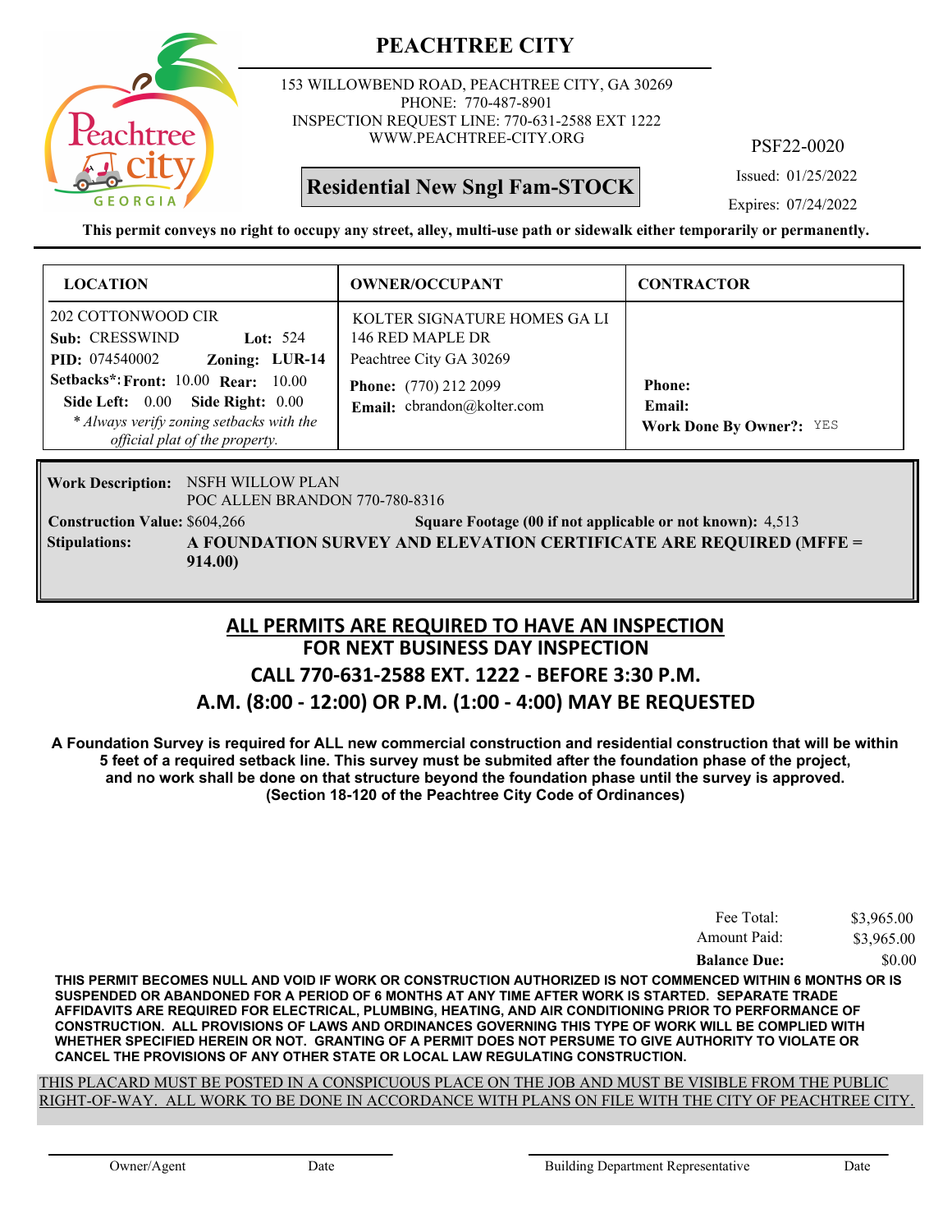# PEACHTREE CITY

153 WILLOWBEND ROAD, PEACHTREE CITY, GA 30269
PHONE: 770-487-8901
INSPECTION REQUEST LINE: 770-631-2588 EXT 1222
WWW.PEACHTREE-CITY.ORG

PSF22-0020

**Residential New Sngl Fam-STOCK**

Issued: 01/25/2022
Expires: 07/24/2022

**This permit conveys no right to occupy any street, alley, multi-use path or sidewalk either temporarily or permanently.**

| LOCATION | OWNER/OCCUPANT | CONTRACTOR |
|---|---|---|
| 202 COTTONWOOD CIR<br>**Sub:** CRESSWIND **Lot:** 524<br>**PID:** 074540002 **Zoning:** LUR-14<br>**Setbacks*: Front:** 10.00 **Rear:** 10.00<br>**Side Left:** 0.00 **Side Right:** 0.00<br>*\* Always verify zoning setbacks with the official plat of the property.* | KOLTER SIGNATURE HOMES GA LI<br>146 RED MAPLE DR<br>Peachtree City GA 30269<br>**Phone:** (770) 212 2099<br>**Email:** cbrandon@kolter.com | **Phone:**<br>**Email:**<br>**Work Done By Owner?:** YES |

**Work Description:** NSFH WILLOW PLAN
POC ALLEN BRANDON 770-780-8316

**Construction Value:** $604,266 **Square Footage (00 if not applicable or not known):** 4,513

**Stipulations:** **A FOUNDATION SURVEY AND ELEVATION CERTIFICATE ARE REQUIRED (MFFE = 914.00)**

## ALL PERMITS ARE REQUIRED TO HAVE AN INSPECTION
## FOR NEXT BUSINESS DAY INSPECTION
## CALL 770-631-2588 EXT. 1222 - BEFORE 3:30 P.M.
## A.M. (8:00 - 12:00) OR P.M. (1:00 - 4:00) MAY BE REQUESTED

**A Foundation Survey is required for ALL new commercial construction and residential construction that will be within 5 feet of a required setback line. This survey must be submited after the foundation phase of the project, and no work shall be done on that structure beyond the foundation phase until the survey is approved. (Section 18-120 of the Peachtree City Code of Ordinances)**

| | |
|---|---|
| Fee Total: | $3,965.00 |
| Amount Paid: | $3,965.00 |
| **Balance Due:** | $0.00 |

**THIS PERMIT BECOMES NULL AND VOID IF WORK OR CONSTRUCTION AUTHORIZED IS NOT COMMENCED WITHIN 6 MONTHS OR IS SUSPENDED OR ABANDONED FOR A PERIOD OF 6 MONTHS AT ANY TIME AFTER WORK IS STARTED. SEPARATE TRADE AFFIDAVITS ARE REQUIRED FOR ELECTRICAL, PLUMBING, HEATING, AND AIR CONDITIONING PRIOR TO PERFORMANCE OF CONSTRUCTION. ALL PROVISIONS OF LAWS AND ORDINANCES GOVERNING THIS TYPE OF WORK WILL BE COMPLIED WITH WHETHER SPECIFIED HEREIN OR NOT. GRANTING OF A PERMIT DOES NOT PERSUME TO GIVE AUTHORITY TO VIOLATE OR CANCEL THE PROVISIONS OF ANY OTHER STATE OR LOCAL LAW REGULATING CONSTRUCTION.**

THIS PLACARD MUST BE POSTED IN A CONSPICUOUS PLACE ON THE JOB AND MUST BE VISIBLE FROM THE PUBLIC RIGHT-OF-WAY. ALL WORK TO BE DONE IN ACCORDANCE WITH PLANS ON FILE WITH THE CITY OF PEACHTREE CITY.

Owner/Agent Date Building Department Representative Date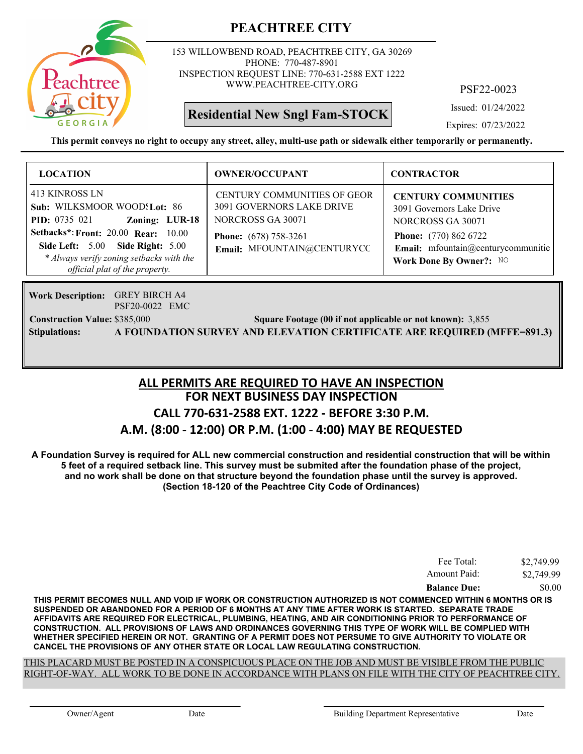# PEACHTREE CITY

153 WILLOWBEND ROAD, PEACHTREE CITY, GA 30269
PHONE: 770-487-8901
INSPECTION REQUEST LINE: 770-631-2588 EXT 1222
WWW.PEACHTREE-CITY.ORG

PSF22-0023

**Residential New Sngl Fam-STOCK**

Issued: 01/24/2022

Expires: 07/23/2022

**This permit conveys no right to occupy any street, alley, multi-use path or sidewalk either temporarily or permanently.**

| LOCATION | OWNER/OCCUPANT | CONTRACTOR |
|---|---|---|
| 413 KINROSS LN<br>**Sub:** WILKSMOOR WOODS **Lot:** 86<br>**PID:** 0735 021 **Zoning:** LUR-18<br>**Setbacks*: Front:** 20.00 **Rear:** 10.00<br>**Side Left:** 5.00 **Side Right:** 5.00<br>*\* Always verify zoning setbacks with the official plat of the property.* | CENTURY COMMUNITIES OF GEOR<br>3091 GOVERNORS LAKE DRIVE<br>NORCROSS GA 30071<br>**Phone:** (678) 758-3261<br>**Email:** MFOUNTAIN@CENTURYCC | **CENTURY COMMUNITIES**<br>3091 Governors Lake Drive<br>NORCROSS GA 30071<br>**Phone:** (770) 862 6722<br>**Email:** mfountain@centurycommunitie<br>**Work Done By Owner?:** NO |

**Work Description:** GREY BIRCH A4
PSF20-0022 EMC

**Construction Value:** $385,000 **Square Footage (00 if not applicable or not known):** 3,855

**Stipulations:** **A FOUNDATION SURVEY AND ELEVATION CERTIFICATE ARE REQUIRED (MFFE=891.3)**

## ALL PERMITS ARE REQUIRED TO HAVE AN INSPECTION
## FOR NEXT BUSINESS DAY INSPECTION
## CALL 770-631-2588 EXT. 1222 - BEFORE 3:30 P.M.
## A.M. (8:00 - 12:00) OR P.M. (1:00 - 4:00) MAY BE REQUESTED

**A Foundation Survey is required for ALL new commercial construction and residential construction that will be within 5 feet of a required setback line. This survey must be submited after the foundation phase of the project, and no work shall be done on that structure beyond the foundation phase until the survey is approved. (Section 18-120 of the Peachtree City Code of Ordinances)**

| | |
|---|---|
| Fee Total: | $2,749.99 |
| Amount Paid: | $2,749.99 |
| **Balance Due:** | $0.00 |

**THIS PERMIT BECOMES NULL AND VOID IF WORK OR CONSTRUCTION AUTHORIZED IS NOT COMMENCED WITHIN 6 MONTHS OR IS SUSPENDED OR ABANDONED FOR A PERIOD OF 6 MONTHS AT ANY TIME AFTER WORK IS STARTED. SEPARATE TRADE AFFIDAVITS ARE REQUIRED FOR ELECTRICAL, PLUMBING, HEATING, AND AIR CONDITIONING PRIOR TO PERFORMANCE OF CONSTRUCTION. ALL PROVISIONS OF LAWS AND ORDINANCES GOVERNING THIS TYPE OF WORK WILL BE COMPLIED WITH WHETHER SPECIFIED HEREIN OR NOT. GRANTING OF A PERMIT DOES NOT PERSUME TO GIVE AUTHORITY TO VIOLATE OR CANCEL THE PROVISIONS OF ANY OTHER STATE OR LOCAL LAW REGULATING CONSTRUCTION.**

THIS PLACARD MUST BE POSTED IN A CONSPICUOUS PLACE ON THE JOB AND MUST BE VISIBLE FROM THE PUBLIC RIGHT-OF-WAY. ALL WORK TO BE DONE IN ACCORDANCE WITH PLANS ON FILE WITH THE CITY OF PEACHTREE CITY.

Owner/Agent Date Building Department Representative Date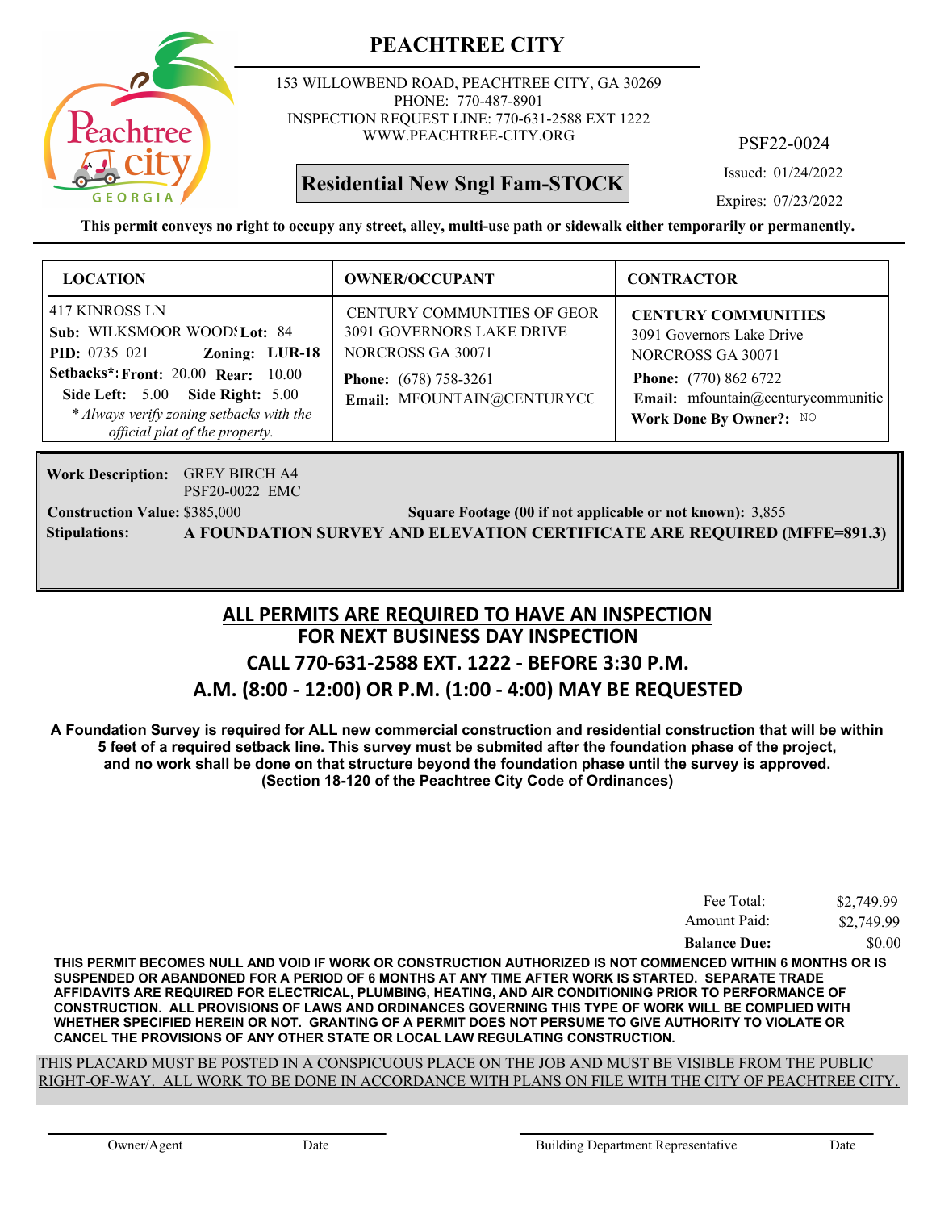# PEACHTREE CITY

153 WILLOWBEND ROAD, PEACHTREE CITY, GA 30269
PHONE: 770-487-8901
INSPECTION REQUEST LINE: 770-631-2588 EXT 1222
WWW.PEACHTREE-CITY.ORG

PSF22-0024

**Residential New Sngl Fam-STOCK**

Issued: 01/24/2022
Expires: 07/23/2022

**This permit conveys no right to occupy any street, alley, multi-use path or sidewalk either temporarily or permanently.**

| LOCATION | OWNER/OCCUPANT | CONTRACTOR |
|---|---|---|
| 417 KINROSS LN<br>**Sub:** WILKSMOOR WOODS **Lot:** 84<br>**PID:** 0735 021 **Zoning:** LUR-18<br>**Setbacks*: Front:** 20.00 **Rear:** 10.00<br>**Side Left:** 5.00 **Side Right:** 5.00<br>*\* Always verify zoning setbacks with the official plat of the property.* | CENTURY COMMUNITIES OF GEOR<br>3091 GOVERNORS LAKE DRIVE<br>NORCROSS GA 30071<br>**Phone:** (678) 758-3261<br>**Email:** MFOUNTAIN@CENTURYCC | **CENTURY COMMUNITIES**<br>3091 Governors Lake Drive<br>NORCROSS GA 30071<br>**Phone:** (770) 862 6722<br>**Email:** mfountain@centurycommunitie<br>**Work Done By Owner?:** NO |

**Work Description:** GREY BIRCH A4
PSF20-0022 EMC

**Construction Value:** $385,000 **Square Footage (00 if not applicable or not known):** 3,855

**Stipulations:** **A FOUNDATION SURVEY AND ELEVATION CERTIFICATE ARE REQUIRED (MFFE=891.3)**

## ALL PERMITS ARE REQUIRED TO HAVE AN INSPECTION
## FOR NEXT BUSINESS DAY INSPECTION
## CALL 770-631-2588 EXT. 1222 - BEFORE 3:30 P.M.
## A.M. (8:00 - 12:00) OR P.M. (1:00 - 4:00) MAY BE REQUESTED

**A Foundation Survey is required for ALL new commercial construction and residential construction that will be within 5 feet of a required setback line. This survey must be submited after the foundation phase of the project, and no work shall be done on that structure beyond the foundation phase until the survey is approved. (Section 18-120 of the Peachtree City Code of Ordinances)**

| | |
|---|---|
| Fee Total: | $2,749.99 |
| Amount Paid: | $2,749.99 |
| **Balance Due:** | $0.00 |

**THIS PERMIT BECOMES NULL AND VOID IF WORK OR CONSTRUCTION AUTHORIZED IS NOT COMMENCED WITHIN 6 MONTHS OR IS SUSPENDED OR ABANDONED FOR A PERIOD OF 6 MONTHS AT ANY TIME AFTER WORK IS STARTED. SEPARATE TRADE AFFIDAVITS ARE REQUIRED FOR ELECTRICAL, PLUMBING, HEATING, AND AIR CONDITIONING PRIOR TO PERFORMANCE OF CONSTRUCTION. ALL PROVISIONS OF LAWS AND ORDINANCES GOVERNING THIS TYPE OF WORK WILL BE COMPLIED WITH WHETHER SPECIFIED HEREIN OR NOT. GRANTING OF A PERMIT DOES NOT PERSUME TO GIVE AUTHORITY TO VIOLATE OR CANCEL THE PROVISIONS OF ANY OTHER STATE OR LOCAL LAW REGULATING CONSTRUCTION.**

THIS PLACARD MUST BE POSTED IN A CONSPICUOUS PLACE ON THE JOB AND MUST BE VISIBLE FROM THE PUBLIC RIGHT-OF-WAY. ALL WORK TO BE DONE IN ACCORDANCE WITH PLANS ON FILE WITH THE CITY OF PEACHTREE CITY.

Owner/Agent    Date    Building Department Representative    Date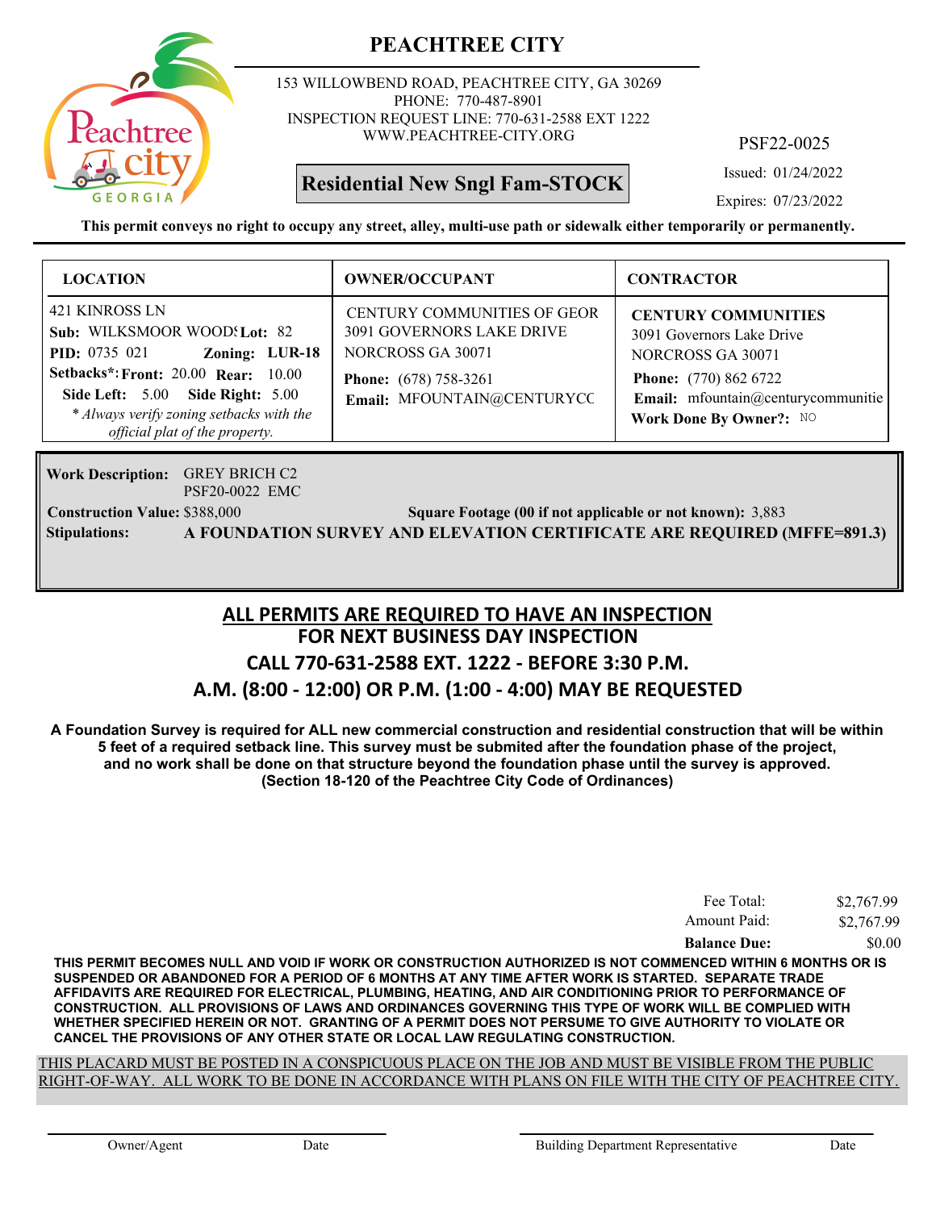# PEACHTREE CITY

153 WILLOWBEND ROAD, PEACHTREE CITY, GA 30269
PHONE: 770-487-8901
INSPECTION REQUEST LINE: 770-631-2588 EXT 1222
WWW.PEACHTREE-CITY.ORG

PSF22-0025

**Residential New Sngl Fam-STOCK**

Issued: 01/24/2022

Expires: 07/23/2022

**This permit conveys no right to occupy any street, alley, multi-use path or sidewalk either temporarily or permanently.**

| LOCATION | OWNER/OCCUPANT | CONTRACTOR |
|---|---|---|
| 421 KINROSS LN<br>**Sub:** WILKSMOOR WOODS **Lot:** 82<br>**PID:** 0735 021 **Zoning:** LUR-18<br>**Setbacks*: Front:** 20.00 **Rear:** 10.00<br>**Side Left:** 5.00 **Side Right:** 5.00<br>*\* Always verify zoning setbacks with the official plat of the property.* | CENTURY COMMUNITIES OF GEOR<br>3091 GOVERNORS LAKE DRIVE<br>NORCROSS GA 30071<br>**Phone:** (678) 758-3261<br>**Email:** MFOUNTAIN@CENTURYCC | **CENTURY COMMUNITIES**<br>3091 Governors Lake Drive<br>NORCROSS GA 30071<br>**Phone:** (770) 862 6722<br>**Email:** mfountain@centurycommunitie<br>**Work Done By Owner?:** NO |

**Work Description:** GREY BRICH C2
PSF20-0022 EMC

**Construction Value:** $388,000 **Square Footage (00 if not applicable or not known):** 3,883

**Stipulations:** **A FOUNDATION SURVEY AND ELEVATION CERTIFICATE ARE REQUIRED (MFFE=891.3)**

## ALL PERMITS ARE REQUIRED TO HAVE AN INSPECTION
## FOR NEXT BUSINESS DAY INSPECTION
## CALL 770-631-2588 EXT. 1222 - BEFORE 3:30 P.M.
## A.M. (8:00 - 12:00) OR P.M. (1:00 - 4:00) MAY BE REQUESTED

**A Foundation Survey is required for ALL new commercial construction and residential construction that will be within 5 feet of a required setback line. This survey must be submited after the foundation phase of the project, and no work shall be done on that structure beyond the foundation phase until the survey is approved. (Section 18-120 of the Peachtree City Code of Ordinances)**

| | |
|---|---|
| Fee Total: | $2,767.99 |
| Amount Paid: | $2,767.99 |
| **Balance Due:** | $0.00 |

**THIS PERMIT BECOMES NULL AND VOID IF WORK OR CONSTRUCTION AUTHORIZED IS NOT COMMENCED WITHIN 6 MONTHS OR IS SUSPENDED OR ABANDONED FOR A PERIOD OF 6 MONTHS AT ANY TIME AFTER WORK IS STARTED. SEPARATE TRADE AFFIDAVITS ARE REQUIRED FOR ELECTRICAL, PLUMBING, HEATING, AND AIR CONDITIONING PRIOR TO PERFORMANCE OF CONSTRUCTION. ALL PROVISIONS OF LAWS AND ORDINANCES GOVERNING THIS TYPE OF WORK WILL BE COMPLIED WITH WHETHER SPECIFIED HEREIN OR NOT. GRANTING OF A PERMIT DOES NOT PERSUME TO GIVE AUTHORITY TO VIOLATE OR CANCEL THE PROVISIONS OF ANY OTHER STATE OR LOCAL LAW REGULATING CONSTRUCTION.**

THIS PLACARD MUST BE POSTED IN A CONSPICUOUS PLACE ON THE JOB AND MUST BE VISIBLE FROM THE PUBLIC RIGHT-OF-WAY. ALL WORK TO BE DONE IN ACCORDANCE WITH PLANS ON FILE WITH THE CITY OF PEACHTREE CITY.

Owner/Agent Date Building Department Representative Date